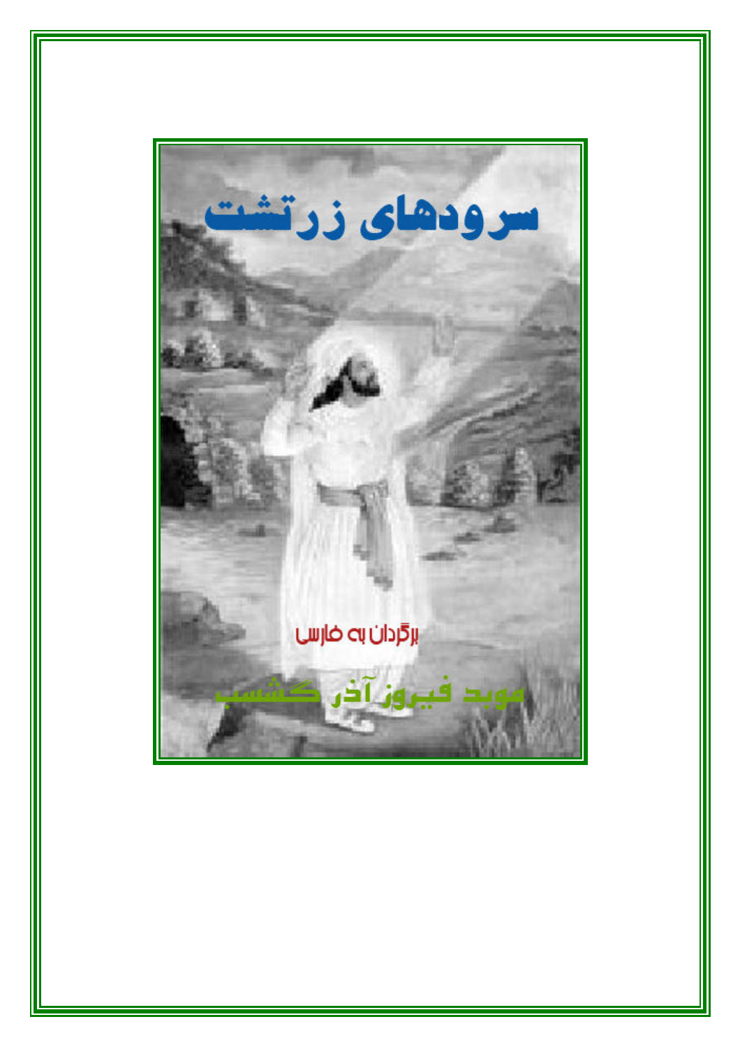# سرودهای زرتشت

برگردان به فارسی

موبد فیروز آذر گشسب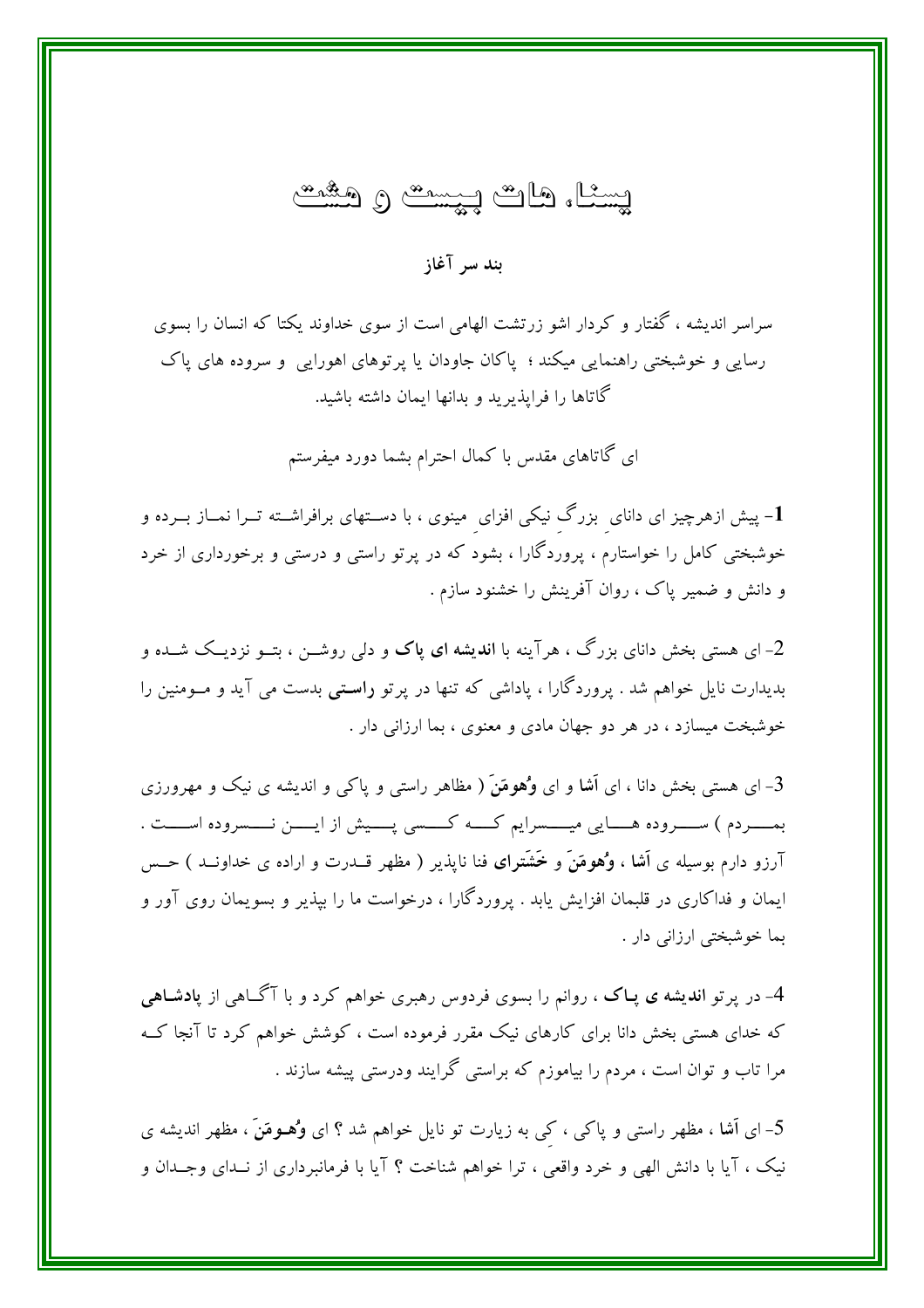# یسنا، هات بیست و هشت

**بند سر آغاز**

سراسر اندیشه ، گفتار و کردار اشو زرتشت الهامی است از سوی خداوند یکتا که انسان را بسوی رسایی و خوشبختی راهنمایی میکند ؛ پاکان جاودان یا پرتوهای اهورایی و سروده های پاک گاتاها را فراپذیرید و بدانها ایمان داشته باشید.

ای گاتاهای مقدس با کمال احترام بشما دورد میفرستم

1- پیش ازهرچیز ای دانایِ بزرگِ نیکی افزایِ مینوی ، با دستهای برافراشته ترا نماز برده و خوشبختی کامل را خواستارم ، پروردگارا ، بشود که در پرتو راستی و درستی و برخورداری از خرد و دانش و ضمیر پاک ، روان آفرینش را خشنود سازم .

2- ای هستی بخش دانای بزرگ ، هرآینه با **اندیشه ای پاک** و دلی روشن ، بتو نزدیک شده و بدیدارت نایل خواهم شد . پروردگارا ، پاداشی که تنها در پرتو **راستی** بدست می آید و مومنین را خوشبخت میسازد ، در هر دو جهان مادی و معنوی ، بما ارزانی دار .

3- ای هستی بخش دانا ، ای **آشا** و ای **وُهومَنَ** ( مظاهر راستی و پاکی و اندیشه ی نیک و مهرورزی بمردم ) سروده هایی میسرایم که کسی پیش از این نسروده است . آرزو دارم بوسیله ی **آشا** ، **وُهومَنَ** و **خَشَترای** فنا ناپذیر ( مظهر قدرت و اراده ی خداوند ) حس ایمان و فداکاری در قلبمان افزایش یابد . پروردگارا ، درخواست ما را بپذیر و بسویمان روی آور و بما خوشبختی ارزانی دار .

4- در پرتو **اندیشه ی پاک** ، روانم را بسوی فردوس رهبری خواهم کرد و با آگاهی از **پادشاهی** که خدای هستی بخش دانا برای کارهای نیک مقرر فرموده است ، کوشش خواهم کرد تا آنجا که مرا تاب و توان است ، مردم را بیاموزم که براستی گرایند ودرستی پیشه سازند .

5- ای **آشا** ، مظهر راستی و پاکی ، کِی به زیارت تو نایل خواهم شد ؟ ای **وُهومَنَ** ، مظهر اندیشه ی نیک ، آیا با دانش الهی و خرد واقعی ، ترا خواهم شناخت ؟ آیا با فرمانبرداری از ندای وجدان و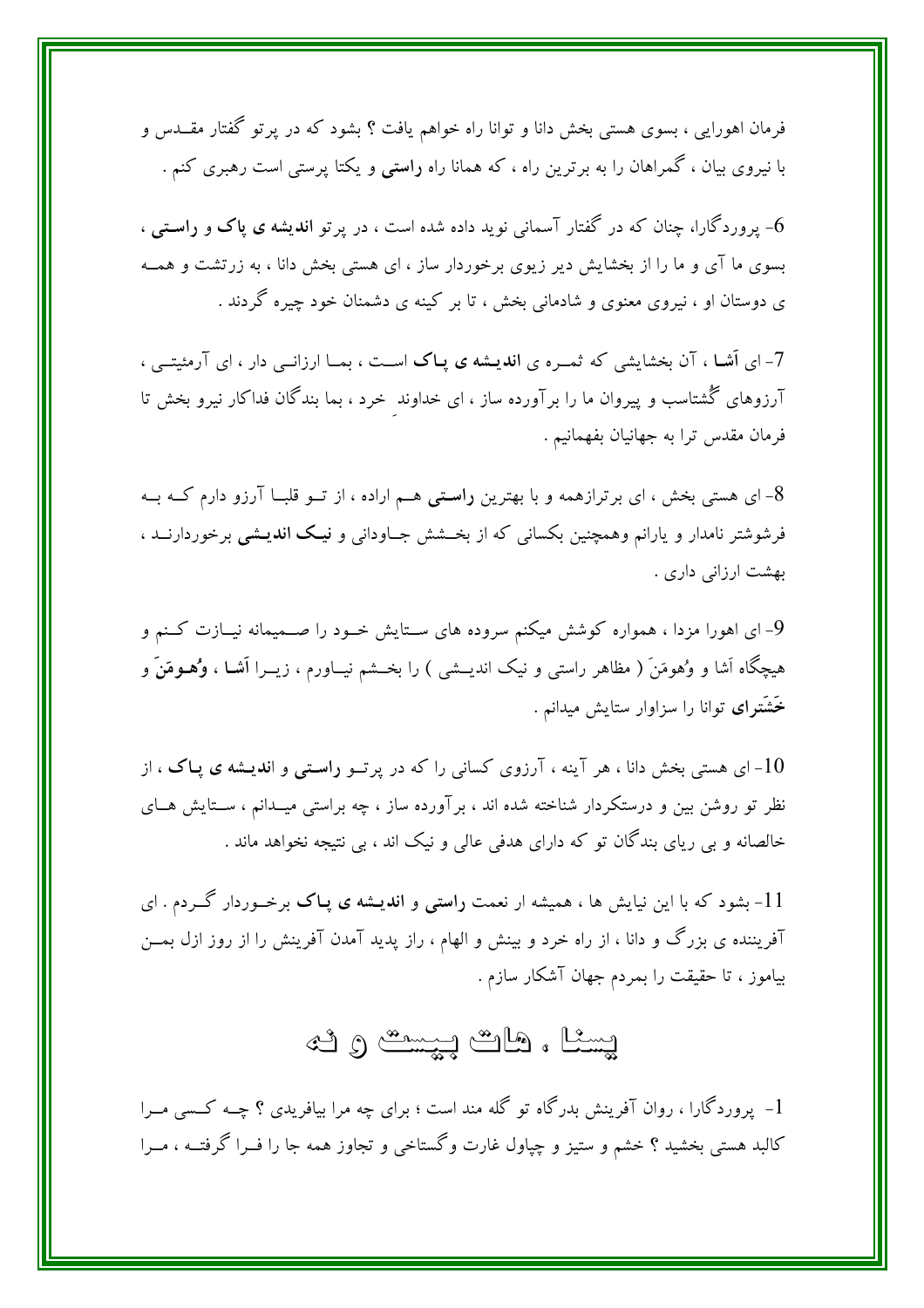فرمان اهورایی ، بسوی هستی بخش دانا و توانا راه خواهم یافت ؟ بشود که در پرتو گفتار مقـدس و با نیروی بیان ، گمراهان را به برترین راه ، که همانا راه **راستی** و یکتا پرستی است رهبری کنم .

6- پروردگارا، چنان که در گفتار آسمانی نوید داده شده است ، در پرتو **اندیشه ی پاک** و **راستی** ، بسوی ما آی و ما را از بخشایش دیر زیوی برخوردار ساز ، ای هستی بخش دانا ، به زرتشت و همه ی دوستان او ، نیروی معنوی و شادمانی بخش ، تا بر کینه ی دشمنان خود چیره گردند .

7- ای **اَشا** ، آن بخشایشی که ثمـره ی **اندیـشه ی پـاک** اسـت ، بمـا ارزانـی دار ، ای آرمئیتـی ، آرزوهای گُشتاسب و پیروان ما را برآورده ساز ، ای خداوندِ خرد ، بما بندگان فداکار نیرو بخش تا فرمان مقدس ترا به جهانیان بفهمانیم .

8- ای هستی بخش ، ای برترازهمه و با بهترین **راستی** هـم اراده ، از تـو قلبـا آرزو دارم کـه بـه فرشوشتر نامدار و یارانم وهمچنین بکسانی که از بخـشش جـاودانی و **نیـک اندیـشی** برخوردارنـد ، بهشت ارزانی داری .

9- ای اهورا مزدا ، همواره کوشش میکنم سروده های سـتایش خـود را صـمیمانه نیـازت کـنم و هیچگاه اَشا و وُهومَنَ ( مظاهر راستی و نیک اندیـشی ) را بخـشم نیـاورم ، زیـرا **اَشـا** ، **وُهـومَنَ** و **خَشَترای** توانا را سزاوار ستایش میدانم .

10- ای هستی بخش دانا ، هر آینه ، آرزوی کسانی را که در پرتـو **راسـتی** و **اندیـشه ی پـاک** ، از نظر تو روشن بین و درستکردار شناخته شده اند ، برآورده ساز ، چه براستی میـدانم ، سـتایش هـای خالصانه و بی ریای بندگان تو که دارای هدفی عالی و نیک اند ، بی نتیجه نخواهد ماند .

11- بشود که با این نیایش ها ، همیشه ار نعمت **راستی** و **اندیـشه ی پـاک** برخـوردار گـردم . ای آفریننده ی بزرگ و دانا ، از راه خرد و بینش و الهام ، راز پدید آمدن آفرینش را از روز ازل بمـن بیاموز ، تا حقیقت را بمردم جهان آشکار سازم .

## یسنا ، هات بیست و نه

1- پروردگارا ، روان آفرینش بدرگاه تو گله مند است ؛ برای چه مرا بیافریدی ؟ چـه کـسی مـرا کالبد هستی بخشید ؟ خشم و ستیز و چپاول غارت وگستاخی و تجاوز همه جا را فـرا گرفتـه ، مـرا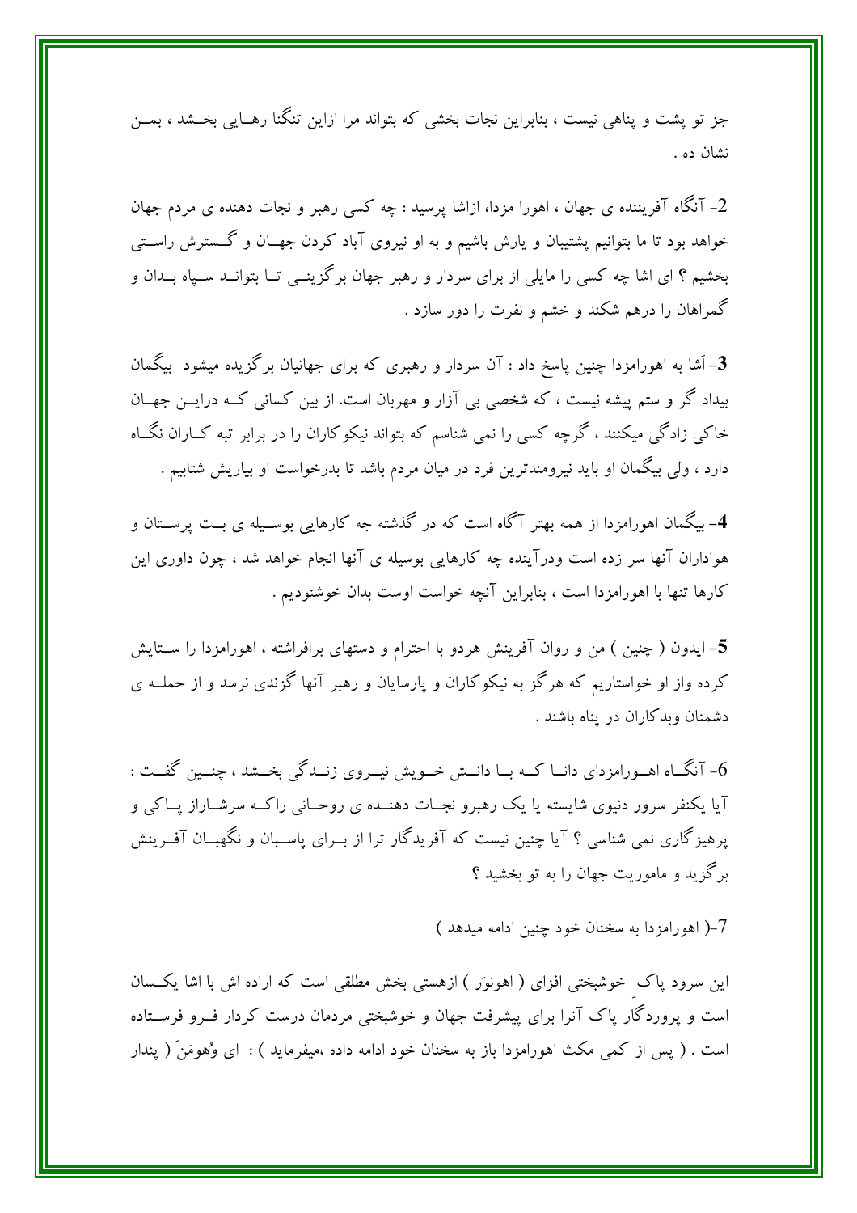جز تو پشت و پناهی نیست ، بنابراین نجات بخشی که بتواند مرا ازاین تنگنا رهایی بخشد ، بمن نشان ده .

2- آنگاه آفریننده ی جهان ، اهورا مزدا، ازاشا پرسید : چه کسی رهبر و نجات دهنده ی مردم جهان خواهد بود تا ما بتوانیم پشتیبان و یارش باشیم و به او نیروی آباد کردن جهان و گسترش راستی بخشیم ؟ ای اشا چه کسی را مایلی از برای سردار و رهبر جهان برگزینی تا بتواند سپاه بدان و گمراهان را درهم شکند و خشم و نفرت را دور سازد .

**3**- اَشا به اهورامزدا چنین پاسخ داد : آن سردار و رهبری که برای جهانیان برگزیده میشود بیگمان بیداد گر و ستم پیشه نیست ، که شخصی بی آزار و مهربان است. از بین کسانی که دراین جهان خاکی زادگی میکنند ، گرچه کسی را نمی شناسم که بتواند نیکوکاران را در برابر تبه کاران نگاه دارد ، ولی بیگمان او باید نیرومندترین فرد در میان مردم باشد تا بدرخواست او بیاریش شتابیم .

**4**- بیگمان اهورامزدا از همه بهتر آگاه است که در گذشته چه کارهایی بوسیله ی بت پرستان و هواداران آنها سر زده است ودرآینده چه کارهایی بوسیله ی آنها انجام خواهد شد ، چون داوری این کارها تنها با اهورامزدا است ، بنابراین آنچه خواست اوست بدان خوشنودیم .

**5**- ایدون ( چنین ) من و روان آفرینش هردو با احترام و دستهای برافراشته ، اهورامزدا را ستایش کرده واز او خواستاریم که هرگز به نیکوکاران و پارسایان و رهبر آنها گزندی نرسد و از حمله ی دشمنان وبدکاران در پناه باشند .

6- آنگاه اهورامزدای دانا که با دانش خویش نیروی زندگی بخشد ، چنین گفت : آیا یکنفر سرور دنیوی شایسته یا یک رهبرو نجات دهنده ی روحانی راکه سرشاراز پاکی و پرهیزگاری نمی شناسی ؟ آیا چنین نیست که آفریدگار ترا از برای پاسبان و نگهبان آفرینش برگزید و ماموریت جهان را به تو بخشید ؟

7-( اهورامزدا به سخنان خود چنین ادامه میدهد )

این سرود پاکِ خوشبختی افزای ( اهونوَر ) ازهستی بخش مطلقی است که اراده اش با اشا یکسان است و پروردگار پاک آنرا برای پیشرفت جهان و خوشبختی مردمان درست کردار فرو فرستاده است . ( پس از کمی مکث اهورامزدا باز به سخنان خود ادامه داده ،میفرماید ) : ای وُهومَنَ ( پندار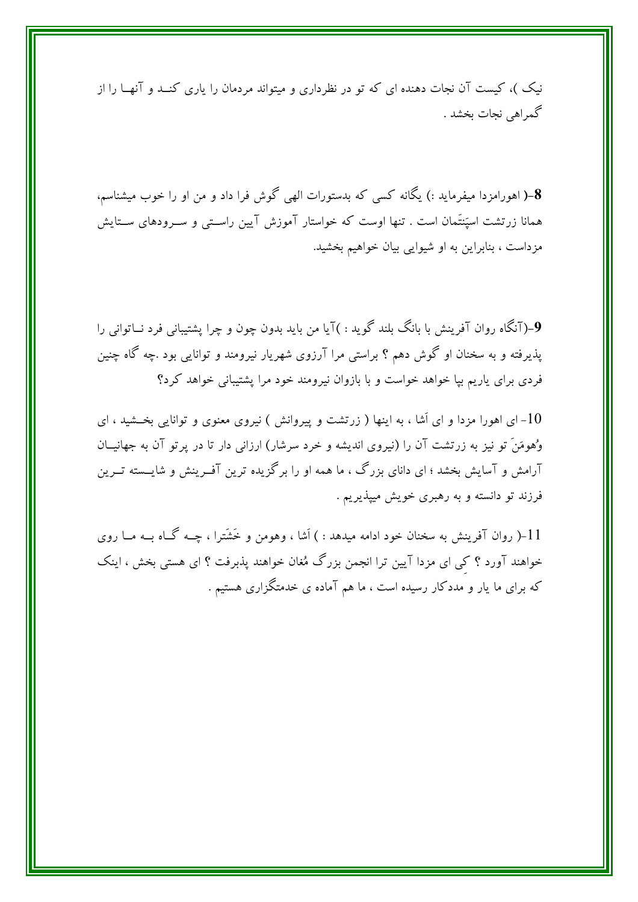نیک )، کیست آن نجات دهنده ای که تو در نظرداری و میتواند مردمان را یاری کنـد و آنهـا را از گمراهی نجات بخشد .

**8**-( اهورامزدا میفرماید :) یگانه کسی که بدستورات الهی گوش فرا داد و من او را خوب میشناسم، همانا زرتشت اسپَنتَمان است . تنها اوست که خواستار آموزش آیین راسـتی و سـرودهای سـتایش مزداست ، بنابراین به او شیوایی بیان خواهیم بخشید.

**9**-(آنگاه روان آفرینش با بانگ بلند گوید : )آیا من باید بدون چون و چرا پشتیبانی فرد نـاتوانی را پذیرفته و به سخنان او گوش دهم ؟ براستی مرا آرزوی شهریار نیرومند و توانایی بود .چه گاه چنین فردی برای یاریم بپا خواهد خواست و با بازوان نیرومند خود مرا پشتیبانی خواهد کرد؟

10- ای اهورا مزدا و ای اَشا ، به اینها ( زرتشت و پیروانش ) نیروی معنوی و توانایی بخـشید ، ای وُهومَنَ تو نیز به زرتشت آن را (نیروی اندیشه و خرد سرشار) ارزانی دار تا در پرتو آن به جهانیـان آرامش و آسایش بخشد ؛ ای دانای بزرگ ، ما همه او را برگزیده ترین آفـرینش و شایـسته تـرین فرزند تو دانسته و به رهبری خویش میپذیریم .

11-( روان آفرینش به سخنان خود ادامه میدهد : ) اَشا ، وهومن و خَشَترا ، چـه گـاه بـه مـا روی خواهند آورد ؟ کِی ای مزدا آیین ترا انجمن بزرگ مُغان خواهند پذیرفت ؟ ای هستی بخش ، اینک که برای ما یار و مددکار رسیده است ، ما هم آماده ی خدمتگزاری هستیم .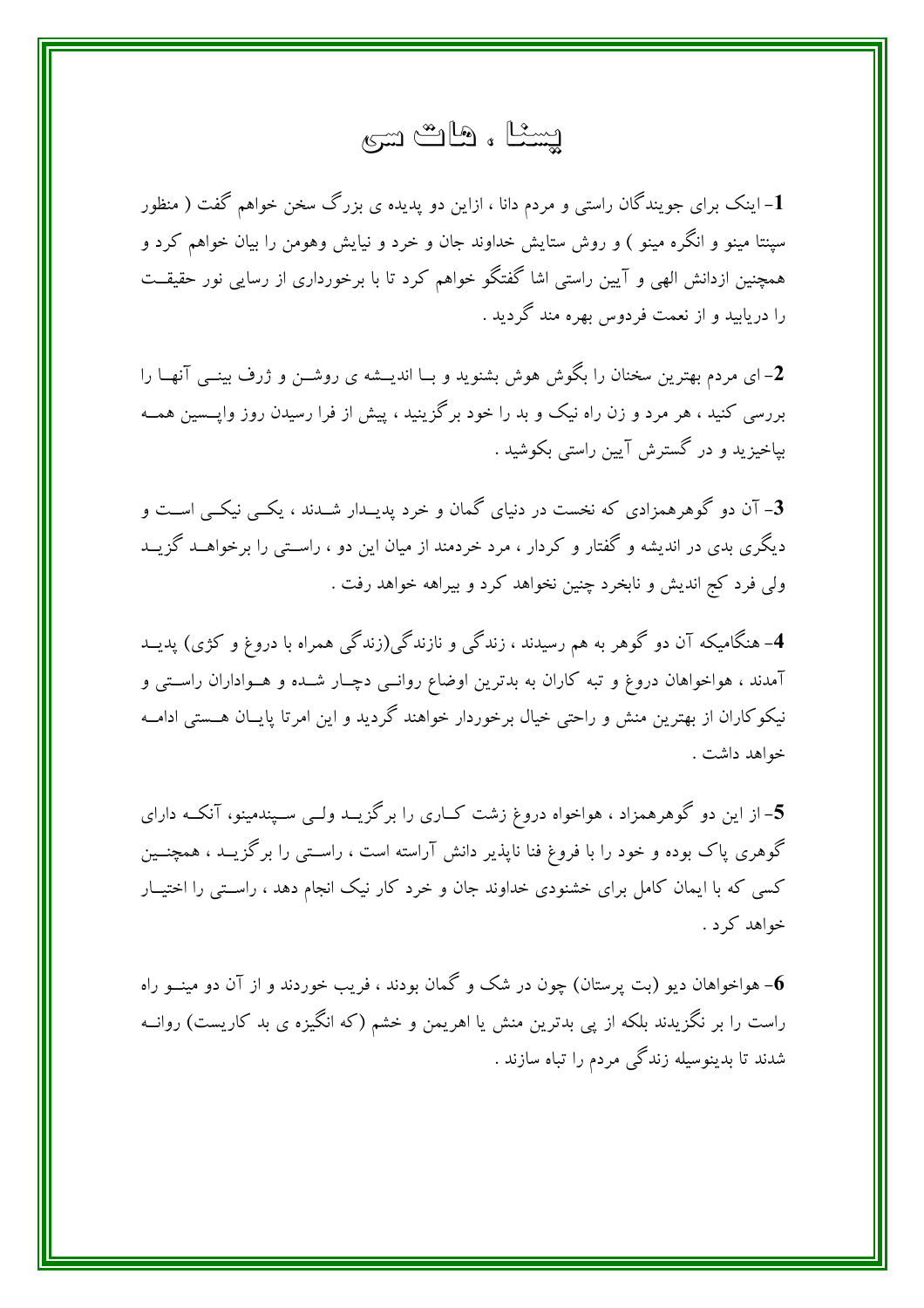# یسنا ، هات سی

**1**- اینک برای جویندگان راستی و مردم دانا ، ازاین دو پدیده ی بزرگ سخن خواهم گفت ( منظور سپنتا مینو و انگره مینو ) و روش ستایش خداوند جان و خرد و نیایش وهومن را بیان خواهم کرد و همچنین ازدانش الهی و آیین راستی اشا گفتگو خواهم کرد تا با برخورداری از رسایی نور حقیقت را دریابید و از نعمت فردوس بهره مند گردید .

**2**- ای مردم بهترین سخنان را بگوش هوش بشنوید و بـا اندیـشه ی روشـن و ژرف بینـی آنهـا را بررسی کنید ، هر مرد و زن راه نیک و بد را خود برگزینید ، پیش از فرا رسیدن روز واپـسین همـه بپاخیزید و در گسترش آیین راستی بکوشید .

**3**- آن دو گوهرهمزادی که نخست در دنیای گمان و خرد پدیـدار شـدند ، یکـی نیکـی اسـت و دیگری بدی در اندیشه و گفتار و کردار ، مرد خردمند از میان این دو ، راسـتی را برخواهـد گزیـد ولی فرد کج اندیش و نابخرد چنین نخواهد کرد و بیراهه خواهد رفت .

**4**- هنگامیکه آن دو گوهر به هم رسیدند ، زندگی و نازندگی(زندگی همراه با دروغ و کژی) پدیـد آمدند ، هواخواهان دروغ و تبه کاران به بدترین اوضاع روانـی دچـار شـده و هـواداران راسـتی و نیکوکاران از بهترین منش و راحتی خیال برخوردار خواهند گردید و این امرتا پایـان هـستی ادامـه خواهد داشت .

**5**- از این دو گوهرهمزاد ، هواخواه دروغ زشت کـاری را برگزیـد ولـی سـپندمینو، آنکـه دارای گوهری پاک بوده و خود را با فروغ فنا ناپذیر دانش آراسته است ، راسـتی را برگزیـد ، همچنـین کسی که با ایمان کامل برای خشنودی خداوند جان و خرد کار نیک انجام دهد ، راسـتی را اختیـار خواهد کرد .

**6**- هواخواهان دیو (بت پرستان) چون در شک و گمان بودند ، فریب خوردند و از آن دو مینـو راه راست را بر نگزیدند بلکه از پی بدترین منش یا اهریمن و خشم (که انگیزه ی بد کاریست) روانـه شدند تا بدینوسیله زندگی مردم را تباه سازند .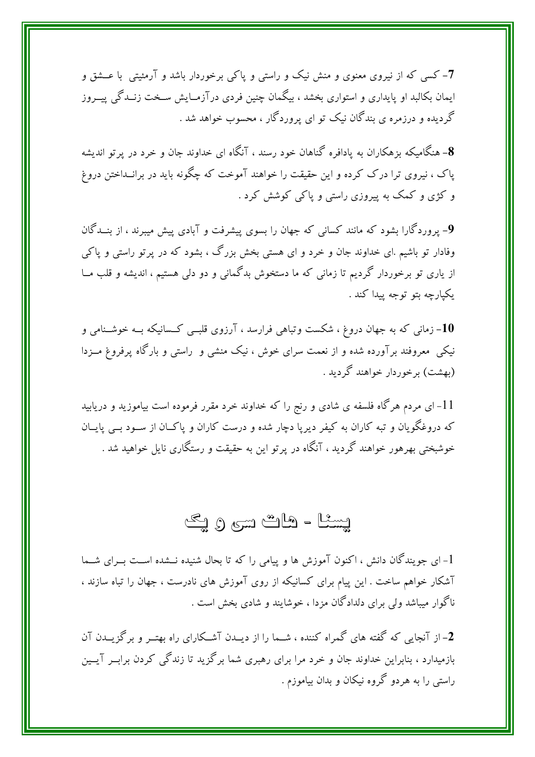**7**- کسی که از نیروی معنوی و منش نیک و راستی و پاکی برخوردار باشد و آرمئیتی با عـشق و ایمان بکالبد او پایداری و استواری بخشد ، بیگمان چنین فردی درآزمـایش سـخت زنـدگی پیـروز گردیده و درزمره ی بندگان نیک تو ای پروردگار ، محسوب خواهد شد .

**8**- هنگامیکه بزهکاران به پادافره گناهان خود رسند ، آنگاه ای خداوند جان و خرد در پرتو اندیشه پاک ، نیروی ترا درک کرده و این حقیقت را خواهند آموخت که چگونه باید در برانـداختن دروغ و کژی و کمک به پیروزی راستی و پاکی کوشش کرد .

**9**- پروردگارا بشود که مانند کسانی که جهان را بسوی پیشرفت و آبادی پیش میبرند ، از بنـدگان وفادار تو باشیم .ای خداوند جان و خرد و ای هستی بخش بزرگ ، بشود که در پرتو راستی و پاکی از یاری تو برخوردار گردیم تا زمانی که ما دستخوش بدگمانی و دو دلی هستیم ، اندیشه و قلب مـا یکپارچه بتو توجه پیدا کند .

**10**- زمانی که به جهان دروغ ، شکست وتباهی فرارسد ، آرزوی قلبـی کـسانیکه بـه خوشـنامی و نیکی معروفند برآورده شده و از نعمت سرای خوش ، نیک منشی و راستی و بارگاه پرفروغ مـزدا (بهشت) برخوردار خواهند گردید .

11- ای مردم هرگاه فلسفه ی شادی و رنج را که خداوند خرد مقرر فرموده است بیاموزید و دریابید که دروغگویان و تبه کاران به کیفر دیرپا دچار شده و درست کاران و پاکـان از سـود بـی پایـان خوشبختی بهرهور خواهند گردید ، آنگاه در پرتو این به حقیقت و رستگاری نایل خواهید شد .

## یسنا - هات سی و یک

1- ای جویندگان دانش ، اکنون آموزش ها و پیامی را که تا بحال شنیده نـشده اسـت بـرای شـما آشکار خواهم ساخت . این پیام برای کسانیکه از روی آموزش های نادرست ، جهان را تباه سازند ، ناگوار میباشد ولی برای دلدادگان مزدا ، خوشایند و شادی بخش است .

**2**- از آنجایی که گفته های گمراه کننده ، شـما را از دیـدن آشـکارای راه بهتـر و برگزیـدن آن بازمیدارد ، بنابراین خداوند جان و خرد مرا برای رهبری شما برگزید تا زندگی کردن برابـر آیـین راستی را به هردو گروه نیکان و بدان بیاموزم .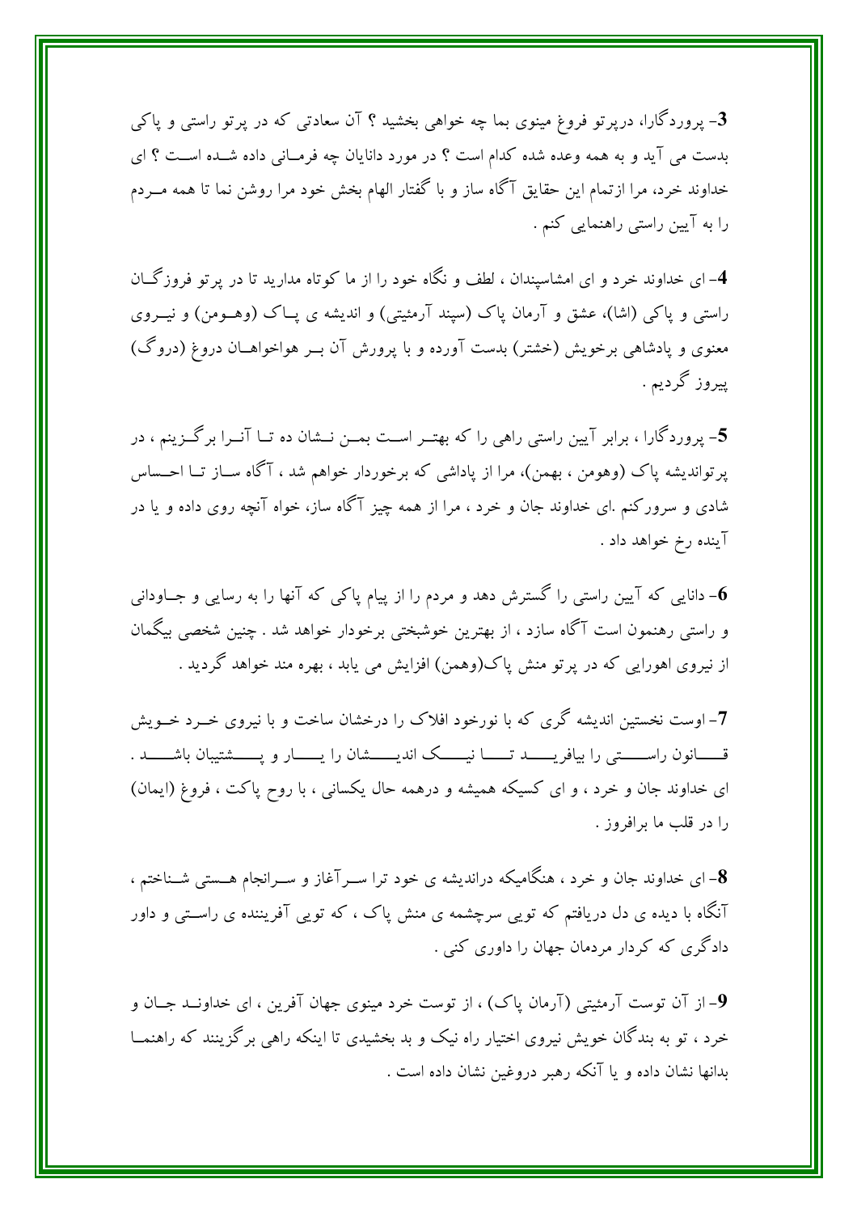**3**- پروردگارا، درپرتو فروغ مینوی بما چه خواهی بخشید ؟ آن سعادتی که در پرتو راستی و پاکی بدست می آید و به همه وعده شده کدام است ؟ در مورد دانایان چه فرمانی داده شده است ؟ ای خداوند خرد، مرا ازتمام این حقایق آگاه ساز و با گفتار الهام بخش خود مرا روشن نما تا همه مردم را به آیین راستی راهنمایی کنم .

**4**- ای خداوند خرد و ای امشاسپندان ، لطف و نگاه خود را از ما کوتاه مدارید تا در پرتو فروزگان راستی و پاکی (اشا)، عشق و آرمان پاک (سپند آرمئیتی) و اندیشه ی پاک (وهومن) و نیروی معنوی و پادشاهی برخویش (خشتر) بدست آورده و با پرورش آن بر هواخواهان دروغ (دروگ) پیروز گردیم .

**5**- پروردگارا ، برابر آیین راستی راهی را که بهتر است بمن نشان ده تا آنرا برگزینم ، در پرتواندیشه پاک (وهومن ، بهمن)، مرا از پاداشی که برخوردار خواهم شد ، آگاه ساز تا احساس شادی و سرورکنم .ای خداوند جان و خرد ، مرا از همه چیز آگاه ساز، خواه آنچه روی داده و یا در آینده رخ خواهد داد .

**6**- دانایی که آیین راستی را گسترش دهد و مردم را از پیام پاکی که آنها را به رسایی و جاودانی و راستی رهنمون است آگاه سازد ، از بهترین خوشبختی برخوردار خواهد شد . چنین شخصی بیگمان از نیروی اهورایی که در پرتو منش پاک(وهمن) افزایش می یابد ، بهره مند خواهد گردید .

**7**- اوست نخستین اندیشه گری که با نورخود افلاک را درخشان ساخت و با نیروی خرد خویش قانون راستی را بیافرید تا نیک اندیشان را یار و پشتیبان باشد . ای خداوند جان و خرد ، و ای کسیکه همیشه و درهمه حال یکسانی ، با روح پاکت ، فروغ (ایمان) را در قلب ما برافروز .

**8**- ای خداوند جان و خرد ، هنگامیکه دراندیشه ی خود ترا سرآغاز و سرانجام هستی شناختم ، آنگاه با دیده ی دل دریافتم که تویی سرچشمه ی منش پاک ، که تویی آفریننده ی راستی و داور دادگری که کردار مردمان جهان را داوری کنی .

**9**- از آن توست آرمئیتی (آرمان پاک) ، از توست خرد مینوی جهان آفرین ، ای خداوند جان و خرد ، تو به بندگان خویش نیروی اختیار راه نیک و بد بخشیدی تا اینکه راهی برگزینند که راهنما بدانها نشان داده و یا آنکه رهبر دروغین نشان داده است .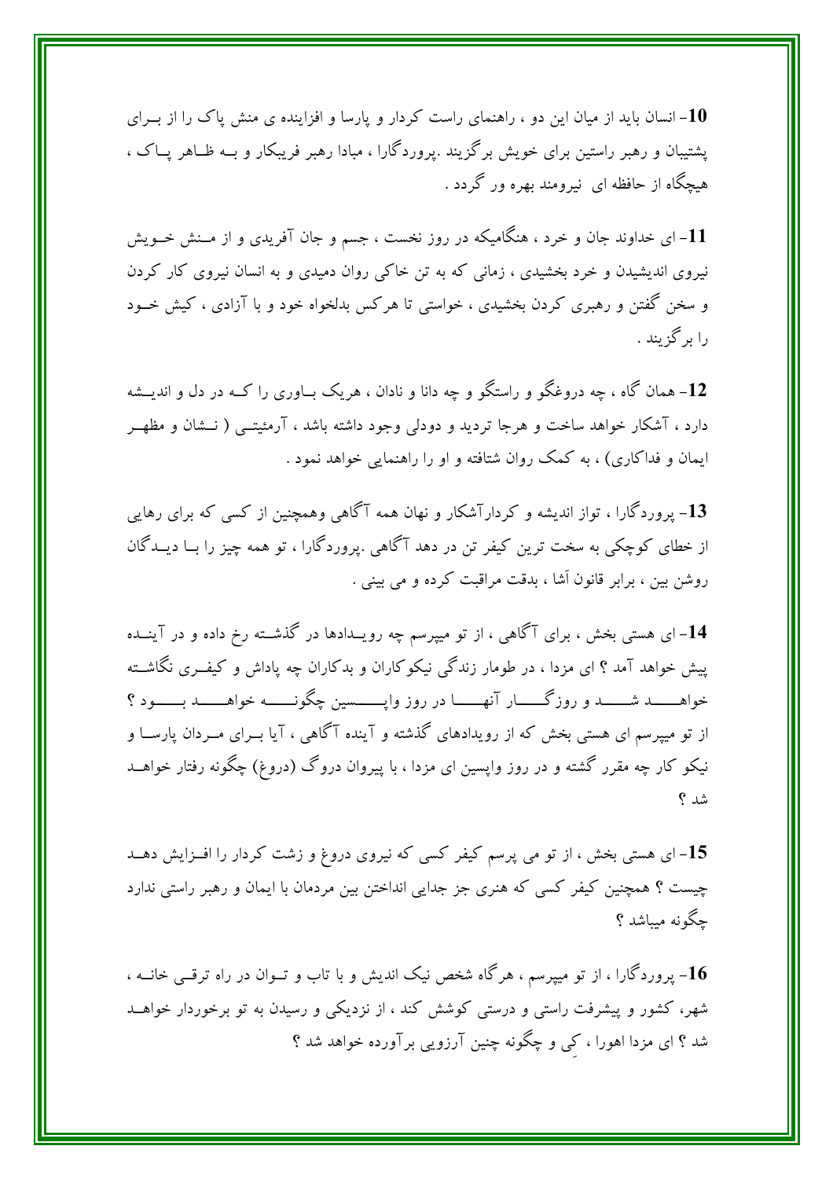**10**- انسان باید از میان این دو ، راهنمای راست کردار و پارسا و افزاینده ی منش پاک را از بـرای پشتیبان و رهبر راستین برای خویش برگزیند .پروردگارا ، مبادا رهبر فریبکار و بـه ظـاهر پـاک ، هیچگاه از حافظه ای نیرومند بهره ور گردد .

**11**- ای خداوند جان و خرد ، هنگامیکه در روز نخست ، جسم و جان آفریدی و از مـنش خـویش نیروی اندیشیدن و خرد بخشیدی ، زمانی که به تن خاکی روان دمیدی و به انسان نیروی کار کردن و سخن گفتن و رهبری کردن بخشیدی ، خواستی تا هرکس بدلخواه خود و با آزادی ، کیش خـود را برگزیند .

**12**- همان گاه ، چه دروغگو و راستگو و چه دانا و نادان ، هریک بـاوری را کـه در دل و اندیـشه دارد ، آشکار خواهد ساخت و هرجا تردید و دودلی وجود داشته باشد ، آرمئیتـی ( نـشان و مظهـر ایمان و فداکاری) ، به کمک روان شتافته و او را راهنمایی خواهد نمود .

**13**- پروردگارا ، تواز اندیشه و کردارآشکار و نهان همه آگاهی وهمچنین از کسی که برای رهایی از خطای کوچکی به سخت ترین کیفر تن در دهد آگاهی .پروردگارا ، تو همه چیز را بـا دیـدگان روشن بین ، برابر قانون اَشا ، بدقت مراقبت کرده و می بینی .

**14**- ای هستی بخش ، برای آگاهی ، از تو میپرسم چه رویـدادها در گذشـته رخ داده و در آینـده پیش خواهد آمد ؟ ای مزدا ، در طومار زندگی نیکوکاران و بدکاران چه پاداش و کیفـری نگاشـته خواهـــد شـــد و روزگـــار آنهـــا در روز واپـــسین چگونـــه خواهـــد بـــود ؟ از تو میپرسم ای هستی بخش که از رویدادهای گذشته و آینده آگاهی ، آیا بـرای مـردان پارسـا و نیکو کار چه مقرر گشته و در روز واپسین ای مزدا ، با پیروان دروگ (دروغ) چگونه رفتار خواهـد شد ؟

**15**- ای هستی بخش ، از تو می پرسم کیفر کسی که نیروی دروغ و زشت کردار را افـزایش دهـد چیست ؟ همچنین کیفر کسی که هنری جز جدایی انداختن بین مردمان با ایمان و رهبر راستی ندارد چگونه میباشد ؟

**16**- پروردگارا ، از تو میپرسم ، هرگاه شخص نیک اندیش و با تاب و تـوان در راه ترقـی خانـه ، شهر، کشور و پیشرفت راستی و درستی کوشش کند ، از نزدیکی و رسیدن به تو برخوردار خواهـد شد ؟ ای مزدا اهورا ، کِی و چگونه چنین آرزویی برآورده خواهد شد ؟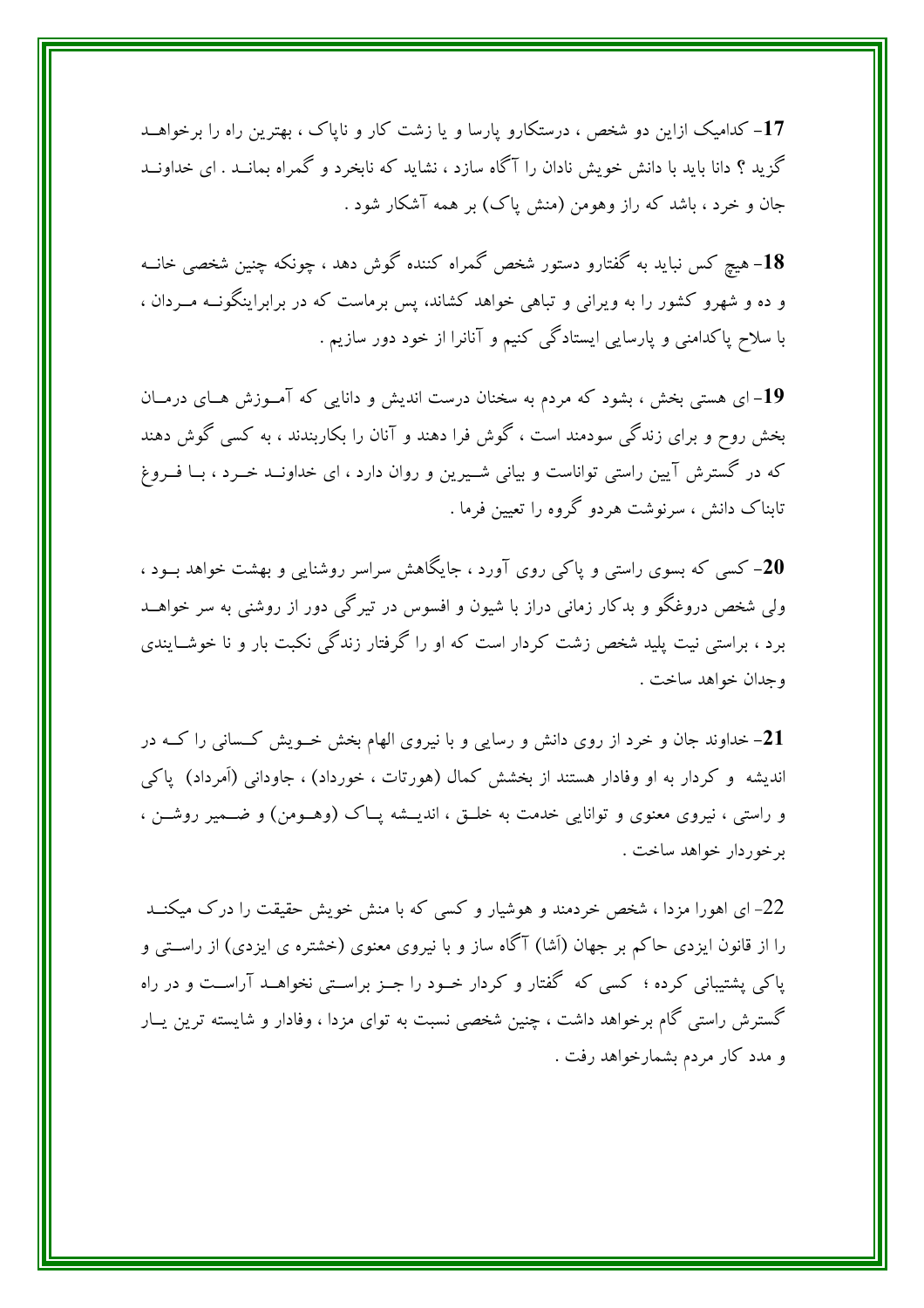**17**- کدامیک ازاین دو شخص ، درستکارو پارسا و یا زشت کار و ناپاک ، بهترین راه را برخواهد گزید ؟ دانا باید با دانش خویش نادان را آگاه سازد ، نشاید که نابخرد و گمراه بماند . ای خداوند جان و خرد ، باشد که راز وهومن (منش پاک) بر همه آشکار شود .

**18**- هیچ کس نباید به گفتارو دستور شخص گمراه کننده گوش دهد ، چونکه چنین شخصی خانه و ده و شهرو کشور را به ویرانی و تباهی خواهد کشاند، پس برماست که در برابراینگونه مردان ، با سلاح پاکدامنی و پارسایی ایستادگی کنیم و آنانرا از خود دور سازیم .

**19**- ای هستی بخش ، بشود که مردم به سخنان درست اندیش و دانایی که آموزش های درمان بخش روح و برای زندگی سودمند است ، گوش فرا دهند و آنان را بکاربندند ، به کسی گوش دهند که در گسترش آیین راستی تواناست و بیانی شیرین و روان دارد ، ای خداوند خرد ، با فروغ تابناک دانش ، سرنوشت هردو گروه را تعیین فرما .

**20**- کسی که بسوی راستی و پاکی روی آورد ، جایگاهش سراسر روشنایی و بهشت خواهد بود ، ولی شخص دروغگو و بدکار زمانی دراز با شیون و افسوس در تیرگی دور از روشنی به سر خواهد برد ، براستی نیت پلید شخص زشت کردار است که او را گرفتار زندگی نکبت بار و نا خوشایندی وجدان خواهد ساخت .

**21**- خداوند جان و خرد از روی دانش و رسایی و با نیروی الهام بخش خویش کسانی را که در اندیشه و کردار به او وفادار هستند از بخشش کمال (هورتات ، خورداد) ، جاودانی (اَمرداد) پاکی و راستی ، نیروی معنوی و توانایی خدمت به خلق ، اندیشه پاک (وهومن) و ضمیر روشن ، برخوردار خواهد ساخت .

22- ای اهورا مزدا ، شخص خردمند و هوشیار و کسی که با منش خویش حقیقت را درک میکند را از قانون ایزدی حاکم بر جهان (اَشا) آگاه ساز و با نیروی معنوی (خشتره ی ایزدی) از راستی و پاکی پشتیبانی کرده ؛ کسی که گفتار و کردار خود را جز براستی نخواهد آراست و در راه گسترش راستی گام برخواهد داشت ، چنین شخصی نسبت به توای مزدا ، وفادار و شایسته ترین یار و مدد کار مردم بشمارخواهد رفت .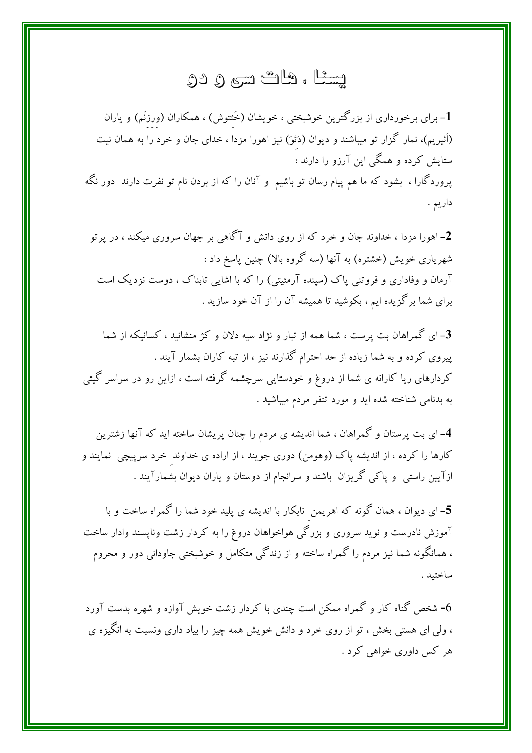# یسنا ، هات سی و دو

**1**- برای برخورداری از بزرگترین خوشبختی ، خویشان (خِئتوش) ، همکاران (وِرِزِنَم) و یاران (اَئیریم)، نمار گزار تو میباشند و دیوان (دَئوَ) نیز اهورا مزدا ، خدای جان و خرد را به همان نیت ستایش کرده و همگی این آرزو را دارند :

پروردگارا ، بشود که ما هم پیام رسان تو باشیم و آنان را که از بردن نام تو نفرت دارند دور نگه داریم .

**2**- اهورا مزدا ، خداوند جان و خرد که از روی دانش و آگاهی بر جهان سروری میکند ، در پرتو شهریاری خویش (خشتره) به آنها (سه گروه بالا) چنین پاسخ داد :

آرمان و وفاداری و فروتنی پاک (سپنده آرمئیتی) را که با اشایی تابناک ، دوست نزدیک است برای شما برگزیده ایم ، بکوشید تا همیشه آن را از آن خود سازید .

**3**- ای گمراهان بت پرست ، شما همه از تبار و نژاد سیه دلان و کژ منشانید ، کسانیکه از شما پیروی کرده و به شما زیاده از حد احترام گذارند نیز ، از تبه کاران بشمار آیند .

کردارهای ریا کارانه ی شما از دروغ و خودستایی سرچشمه گرفته است ، ازاین رو در سراسر گیتی به بدنامی شناخته شده اید و مورد تنفر مردم میباشید .

**4**- ای بت پرستان و گمراهان ، شما اندیشه ی مردم را چنان پریشان ساخته اید که آنها زشترین کارها را کرده ، از اندیشه پاک (وهومن) دوری جویند ، از اراده ی خداوندِ خرد سرپیچی نمایند و ازآیین راستی و پاکی گریزان باشند و سرانجام از دوستان و یاران دیوان بشمارآیند .

**5**- ای دیوان ، همان گونه که اهریمنِ نابکار با اندیشه ی پلید خود شما را گمراه ساخت و با آموزش نادرست و نوید سروری و بزرگی هواخواهان دروغ را به کردار زشت وناپسند وادار ساخت ، همانگونه شما نیز مردم را گمراه ساخته و از زندگی متکامل و خوشبختی جاودانی دور و محروم ساختید .

**6**- شخص گناه کار و گمراه ممکن است چندی با کردار زشت خویش آوازه و شهره بدست آورد ، ولی ای هستی بخش ، تو از روی خرد و دانش خویش همه چیز را بیاد داری ونسبت به انگیزه ی هر کس داوری خواهی کرد .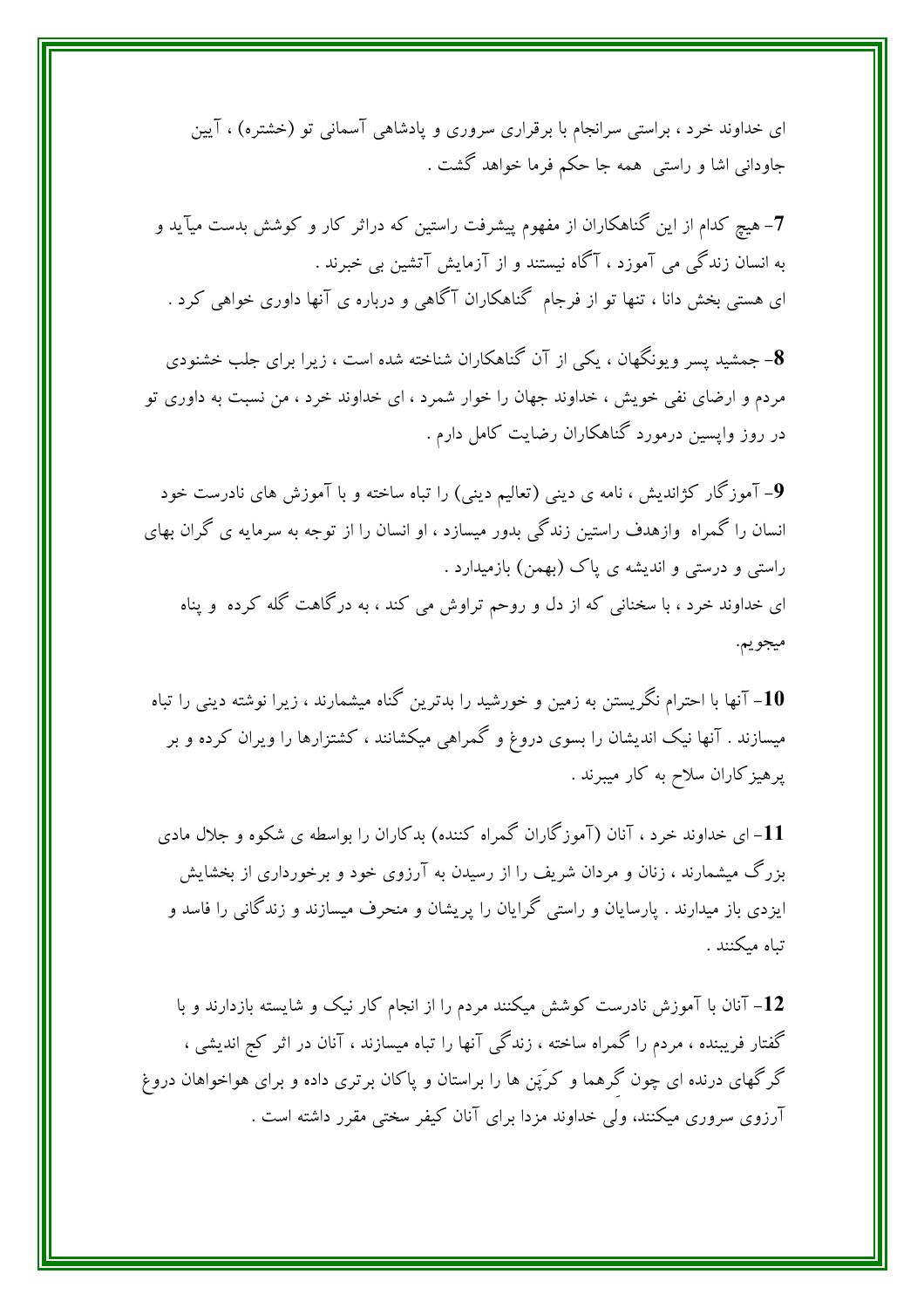ای خداوند خرد ، براستی سرانجام با برقراری سروری و پادشاهی آسمانی تو (خشتره) ، آیین جاودانی اشا و راستی همه جا حکم فرما خواهد گشت .

**7**- هیچ کدام از این گناهکاران از مفهوم پیشرفت راستین که دراثر کار و کوشش بدست میآید و به انسان زندگی می آموزد ، آگاه نیستند و از آزمایش آتشین بی خبرند .
ای هستی بخش دانا ، تنها تو از فرجام گناهکاران آگاهی و درباره ی آنها داوری خواهی کرد .

**8**- جمشید پسر ویونگهان ، یکی از آن گناهکاران شناخته شده است ، زیرا برای جلب خشنودی مردم و ارضای نفی خویش ، خداوند جهان را خوار شمرد ، ای خداوند خرد ، من نسبت به داوری تو در روز واپسین درمورد گناهکاران رضایت کامل دارم .

**9**- آموزگار کژاندیش ، نامه ی دینی (تعالیم دینی) را تباه ساخته و با آموزش های نادرست خود انسان را گمراه وازهدف راستین زندگی بدور میسازد ، او انسان را از توجه به سرمایه ی گران بهای راستی و درستی و اندیشه ی پاک (بهمن) بازمیدارد .
ای خداوند خرد ، با سخنانی که از دل و روحم تراوش می کند ، به درگاهت گله کرده و پناه میجویم.

**10**- آنها با احترام نگریستن به زمین و خورشید را بدترین گناه میشمارند ، زیرا نوشته دینی را تباه میسازند . آنها نیک اندیشان را بسوی دروغ و گمراهی میکشانند ، کشتزارها را ویران کرده و بر پرهیزکاران سلاح به کار میبرند .

**11**- ای خداوند خرد ، آنان (آموزگاران گمراه کننده) بدکاران را بواسطه ی شکوه و جلال مادی بزرگ میشمارند ، زنان و مردان شریف را از رسیدن به آرزوی خود و برخورداری از بخشایش ایزدی باز میدارند . پارسایان و راستی گرایان را پریشان و منحرف میسازند و زندگانی را فاسد و تباه میکنند .

**12**- آنان با آموزش نادرست کوشش میکنند مردم را از انجام کار نیک و شایسته بازدارند و با گفتار فریبنده ، مردم را گمراه ساخته ، زندگی آنها را تباه میسازند ، آنان در اثر کج اندیشی ، گرگهای درنده ای چون گِرهما و کرَپَن ها را براستان و پاکان برتری داده و برای هواخواهان دروغ آرزوی سروری میکنند، ولی خداوند مزدا برای آنان کیفر سختی مقرر داشته است .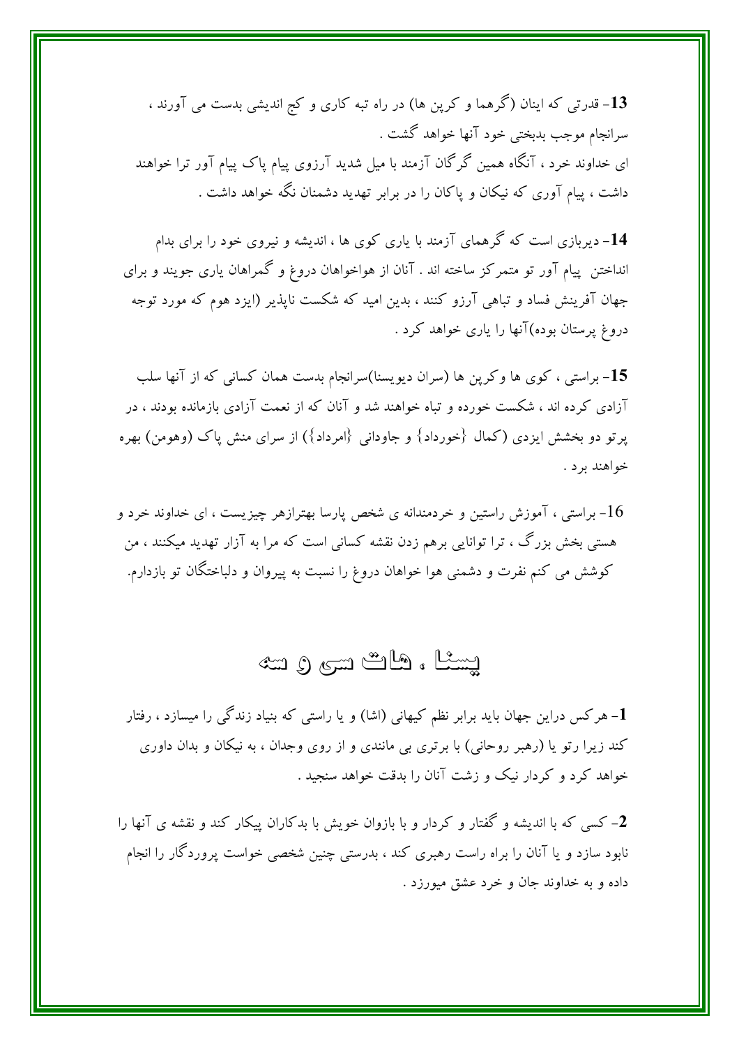**13**- قدرتی که اینان (گرهما و کرپن ها) در راه تبه کاری و کج اندیشی بدست می آورند ، سرانجام موجب بدبختی خود آنها خواهد گشت .
ای خداوند خرد ، آنگاه همین گرگان آزمند با میل شدید آرزوی پیام پاک پیام آور ترا خواهند داشت ، پیام آوری که نیکان و پاکان را در برابر تهدید دشمنان نگه خواهد داشت .

**14**- دیربازی است که گرهمای آزمند با یاری کوی ها ، اندیشه و نیروی خود را برای بدام انداختن پیام آور تو متمرکز ساخته اند . آنان از هواخواهان دروغ و گمراهان یاری جویند و برای جهان آفرینش فساد و تباهی آرزو کنند ، بدین امید که شکست ناپذیر (ایزد هوم که مورد توجه دروغ پرستان بوده)آنها را یاری خواهد کرد .

**15**- براستی ، کوی ها وکرپن ها (سران دیویسنا)سرانجام بدست همان کسانی که از آنها سلب آزادی کرده اند ، شکست خورده و تباه خواهند شد و آنان که از نعمت آزادی بازمانده بودند ، در پرتو دو بخشش ایزدی (کمال {خورداد} و جاودانی {امرداد}) از سرای منش پاک (وهومن) بهره خواهند برد .

16- براستی ، آموزش راستین و خردمندانه ی شخص پارسا بهترازهر چیزیست ، ای خداوند خرد و هستی بخش بزرگ ، ترا توانایی برهم زدن نقشه کسانی است که مرا به آزار تهدید میکنند ، من کوشش می کنم نفرت و دشمنی هوا خواهان دروغ را نسبت به پیروان و دلباختگان تو بازدارم.

## یسنا ، هات سی و سه

**1**- هرکس دراین جهان باید برابر نظم کیهانی (اشا) و یا راستی که بنیاد زندگی را میسازد ، رفتار کند زیرا رتو یا (رهبر روحانی) با برتری بی مانندی و از روی وجدان ، به نیکان و بدان داوری خواهد کرد و کردار نیک و زشت آنان را بدقت خواهد سنجید .

**2**- کسی که با اندیشه و گفتار و کردار و با بازوان خویش با بدکاران پیکار کند و نقشه ی آنها را نابود سازد و یا آنان را براه راست رهبری کند ، بدرستی چنین شخصی خواست پروردگار را انجام داده و به خداوند جان و خرد عشق میورزد .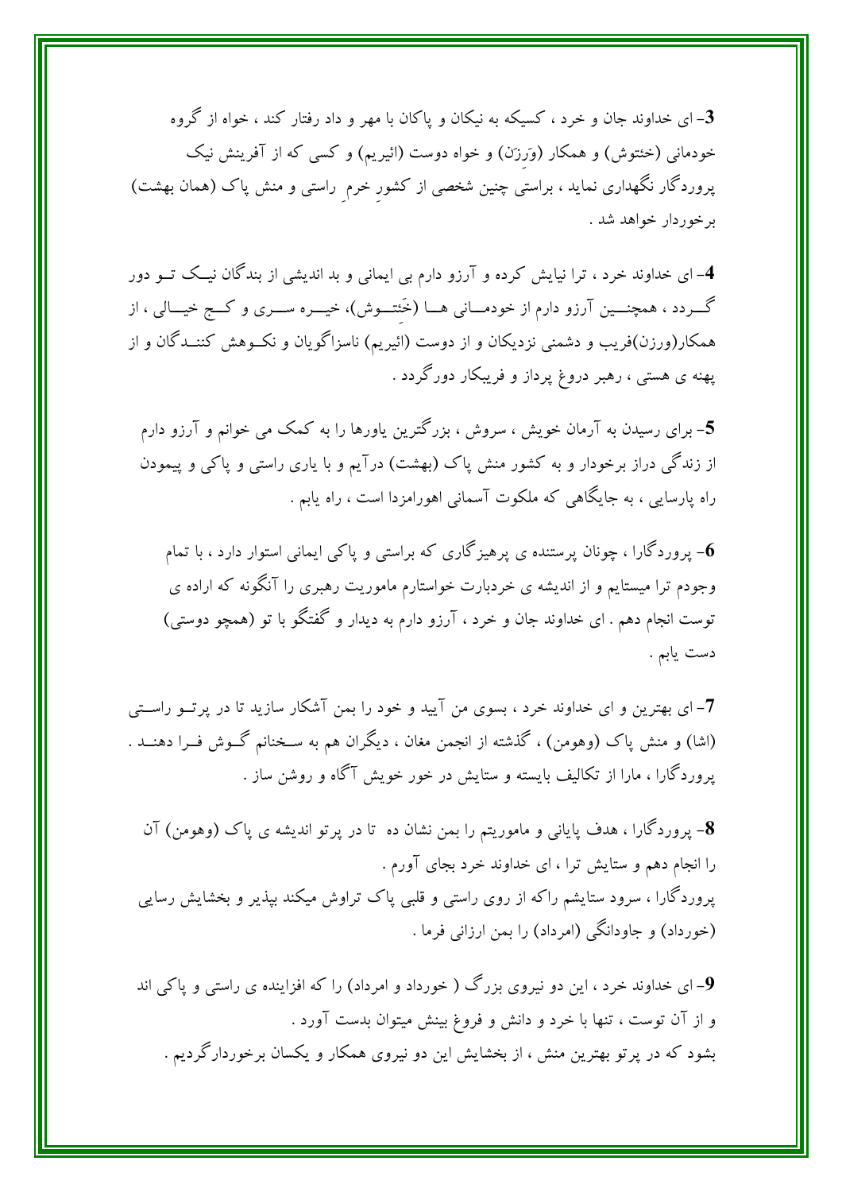**3**- ای خداوند جان و خرد ، کسیکه به نیکان و پاکان با مهر و داد رفتار کند ، خواه از گروه خودمانی (خئتوش) و همکار (وَرزَن) و خواه دوست (ائیریم) و کسی که از آفرینش نیک پروردگار نگهداری نماید ، براستی چنین شخصی از کشورِ خرمِ راستی و منش پاک (همان بهشت) برخوردار خواهد شد .

**4**- ای خداوند خرد ، ترا نیایش کرده و آرزو دارم بی ایمانی و بد اندیشی از بندگان نیک تو دور گردد ، همچنین آرزو دارم از خودمانی ها (خَئتوش)، خیره سری و کج خیالی ، از همکار(ورزن)فریب و دشمنی نزدیکان و از دوست (ائیریم) ناسزاگویان و نکوهش کنندگان و از پهنه ی هستی ، رهبر دروغ پرداز و فریبکار دورگردد .

**5**- برای رسیدن به آرمان خویش ، سروش ، بزرگترین یاورها را به کمک می خوانم و آرزو دارم از زندگی دراز برخوردار و به کشور منش پاک (بهشت) درآیم و با یاری راستی و پاکی و پیمودن راه پارسایی ، به جایگاهی که ملکوت آسمانی اهورامزدا است ، راه یابم .

**6**- پروردگارا ، چونان پرستنده ی پرهیزگاری که براستی و پاکی ایمانی استوار دارد ، با تمام وجودم ترا میستایم و از اندیشه ی خردبارت خواستارم ماموریت رهبری را آنگونه که اراده ی توست انجام دهم . ای خداوند جان و خرد ، آرزو دارم به دیدار و گفتگو با تو (همچو دوستی) دست یابم .

**7**- ای بهترین و ای خداوند خرد ، بسوی من آیید و خود را بمن آشکار سازید تا در پرتو راستی (اشا) و منش پاک (وهومن) ، گذشته از انجمن مغان ، دیگران هم به سخنانم گوش فرا دهند . پروردگارا ، مارا از تکالیف بایسته و ستایش در خور خویش آگاه و روشن ساز .

**8**- پروردگارا ، هدف پایانی و ماموریتم را بمن نشان ده تا در پرتو اندیشه ی پاک (وهومن) آن را انجام دهم و ستایش ترا ، ای خداوند خرد بجای آورم .
پروردگارا ، سرود ستایشم راکه از روی راستی و قلبی پاک تراوش میکند بپذیر و بخشایش رسایی (خورداد) و جاودانگی (امرداد) را بمن ارزانی فرما .

**9**- ای خداوند خرد ، این دو نیروی بزرگ ( خورداد و امرداد) را که افزاینده ی راستی و پاکی اند و از آن توست ، تنها با خرد و دانش و فروغ بینش میتوان بدست آورد .
بشود که در پرتو بهترین منش ، از بخشایش این دو نیروی همکار و یکسان برخوردارگردیم .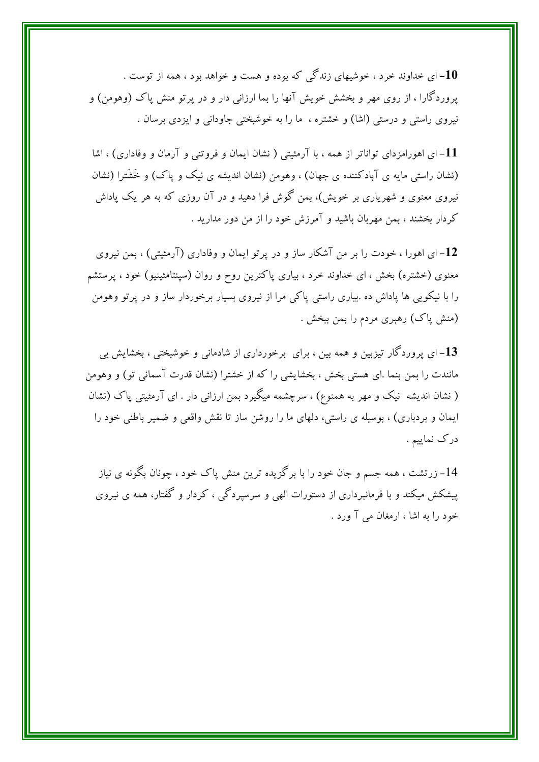**10**- ای خداوند خرد ، خوشیهای زندگی که بوده و هست و خواهد بود ، همه از توست . پروردگارا ، از روی مهر و بخشش خویش آنها را بما ارزانی دار و در پرتو منش پاک (وهومن) و نیروی راستی و درستی (اشا) و خشتره ، ما را به خوشبختی جاودانی و ایزدی برسان .

**11**- ای اهورامزدای تواناتر از همه ، با آرمئیتی ( نشان ایمان و فروتنی و آرمان و وفاداری) ، اشا (نشان راستی مایه ی آبادکننده ی جهان) ، وهومن (نشان اندیشه ی نیک و پاک) و خَشَترا (نشان نیروی معنوی و شهریاری بر خویش)، بمن گوش فرا دهید و در آن روزی که به هر یک پاداش کردار بخشند ، بمن مهربان باشید و آمرزش خود را از من دور مدارید .

**12**- ای اهورا ، خودت را بر من آشکار ساز و در پرتو ایمان و وفاداری (آرمئیتی) ، بمن نیروی معنوی (خشتره) بخش ، ای خداوند خرد ، بیاری پاکترین روح و روان (سپنتامئینیو) خود ، پرستشم را با نیکویی ها پاداش ده .بیاری راستی پاکی مرا از نیروی بسیار برخوردار ساز و در پرتو وهومن (منش پاک) رهبری مردم را بمن ببخش .

**13**- ای پروردگار تیزبین و همه بین ، برای برخورداری از شادمانی و خوشبختی ، بخشایش بی مانندت را بمن بنما .ای هستی بخش ، بخشایشی را که از خشترا (نشان قدرت آسمانی تو) و وهومن ( نشان اندیشه نیک و مهر به همنوع) ، سرچشمه میگیرد بمن ارزانی دار . ای آرمئیتی پاک (نشان ایمان و بردباری) ، بوسیله ی راستی، دلهای ما را روشن ساز تا نقش واقعی و ضمیر باطنی خود را درک نماییم .

14- زرتشت ، همه جسم و جان خود را با برگزیده ترین منش پاک خود ، چونان بگونه ی نیاز پیشکش میکند و با فرمانبرداری از دستورات الهی و سرسپردگی ، کردار و گفتار، همه ی نیروی خود را به اشا ، ارمغان می آورد .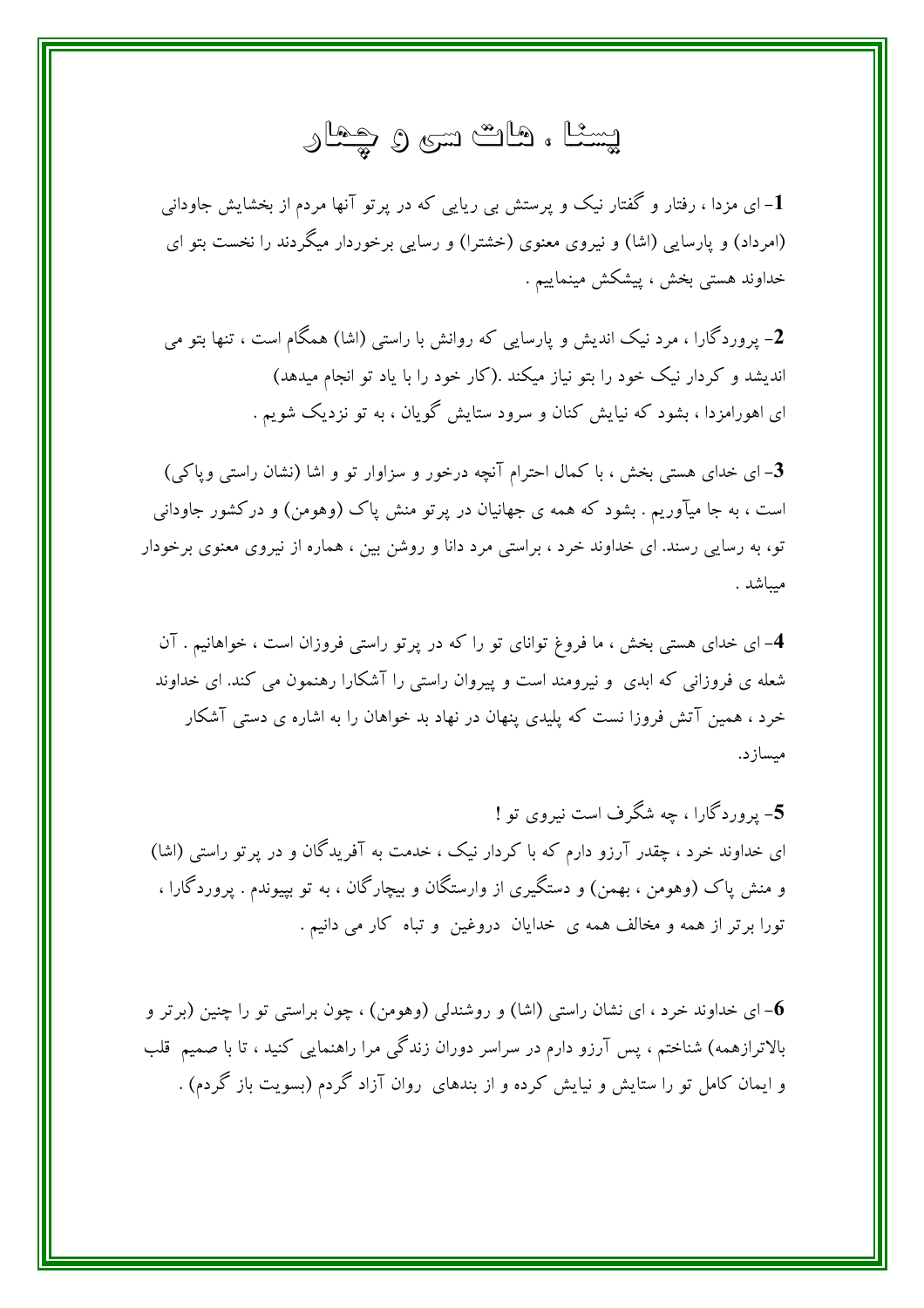# یسنا ، هات سی و چهار

**1**- ای مزدا ، رفتار و گفتار نیک و پرستش بی ریایی که در پرتو آنها مردم از بخشایش جاودانی (امرداد) و پارسایی (اشا) و نیروی معنوی (خشترا) و رسایی برخوردار میگردند را نخست بتو ای خداوند هستی بخش ، پیشکش مینماییم .

**2**- پروردگارا ، مرد نیک اندیش و پارسایی که روانش با راستی (اشا) همگام است ، تنها بتو می اندیشد و کردار نیک خود را بتو نیاز میکند .(کار خود را با یاد تو انجام میدهد)
ای اهورامزدا ، بشود که نیایش کنان و سرود ستایش گویان ، به تو نزدیک شویم .

**3**- ای خدای هستی بخش ، با کمال احترام آنچه درخور و سزاوار تو و اشا (نشان راستی وپاکی) است ، به جا میآوریم . بشود که همه ی جهانیان در پرتو منش پاک (وهومن) و درکشور جاودانی تو، به رسایی رسند. ای خداوند خرد ، براستی مرد دانا و روشن بین ، همواره از نیروی معنوی برخوردار میباشد .

**4**- ای خدای هستی بخش ، ما فروغ توانای تو را که در پرتو راستی فروزان است ، خواهانیم . آن شعله ی فروزانی که ابدی و نیرومند است و پیروان راستی را آشکارا رهنمون می کند. ای خداوند خرد ، همین آتش فروزا نست که پلیدی پنهان در نهاد بد خواهان را به اشاره ی دستی آشکار میسازد.

**5**- پروردگارا ، چه شگرف است نیروی تو !
ای خداوند خرد ، چقدر آرزو دارم که با کردار نیک ، خدمت به آفریدگان و در پرتو راستی (اشا) و منش پاک (وهومن ، بهمن) و دستگیری از وارستگان و بیچارگان ، به تو بپیوندم . پروردگارا ، تورا برتر از همه و مخالف همه ی خدایان دروغین و تباه کار می دانیم .

**6**- ای خداوند خرد ، ای نشان راستی (اشا) و روشندلی (وهومن) ، چون براستی تو را چنین (برتر و بالاترازهمه) شناختم ، پس آرزو دارم در سراسر دوران زندگی مرا راهنمایی کنید ، تا با صمیم قلب و ایمان کامل تو را ستایش و نیایش کرده و از بندهای روان آزاد گردم (بسویت باز گردم) .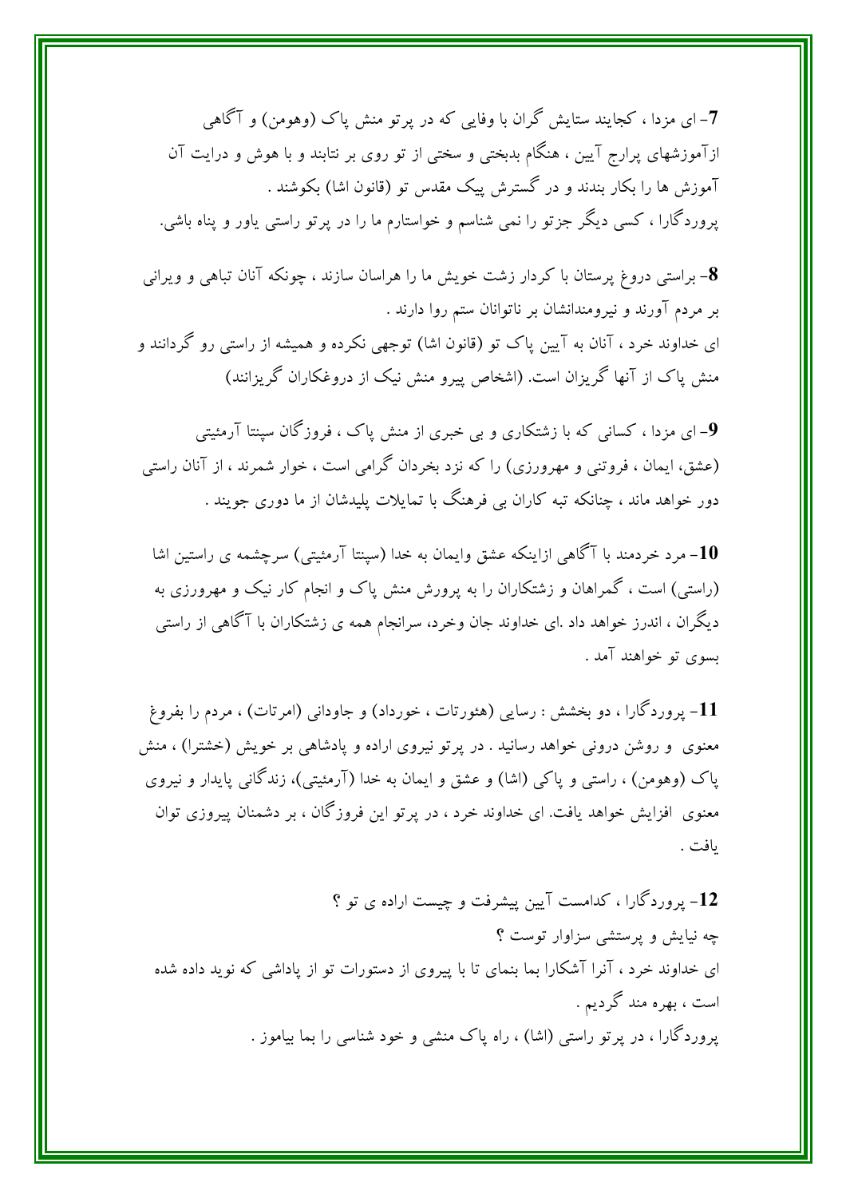**7**- ای مزدا ، کجایند ستایش گران با وفایی که در پرتو منش پاک (وهومن) و آگاهی ازآموزشهای پرارج آیین ، هنگام بدبختی و سختی از تو روی بر نتابند و با هوش و درایت آن آموزش ها را بکار بندند و در گسترش پیک مقدس تو (قانون اشا) بکوشند .
پروردگارا ، کسی دیگر جزتو را نمی شناسم و خواستارم ما را در پرتو راستی یاور و پناه باشی.

**8**- براستی دروغ پرستان با کردار زشت خویش ما را هراسان سازند ، چونکه آنان تباهی و ویرانی بر مردم آورند و نیرومندانشان بر ناتوانان ستم روا دارند .
ای خداوند خرد ، آنان به آیین پاک تو (قانون اشا) توجهی نکرده و همیشه از راستی رو گردانند و منش پاک از آنها گریزان است. (اشخاص پیرو منش نیک از دروغکاران گریزانند)

**9**- ای مزدا ، کسانی که با زشتکاری و بی خبری از منش پاک ، فروزگان سپنتا آرمئیتی (عشق، ایمان ، فروتنی و مهرورزی) را که نزد بخردان گرامی است ، خوار شمرند ، از آنان راستی دور خواهد ماند ، چنانکه تبه کاران بی فرهنگ با تمایلات پلیدشان از ما دوری جویند .

**10**- مرد خردمند با آگاهی ازاینکه عشق وایمان به خدا (سپنتا آرمئیتی) سرچشمه ی راستین اشا (راستی) است ، گمراهان و زشتکاران را به پرورش منش پاک و انجام کار نیک و مهرورزی به دیگران ، اندرز خواهد داد .ای خداوند جان وخرد، سرانجام همه ی زشتکاران با آگاهی از راستی بسوی تو خواهند آمد .

**11**- پروردگارا ، دو بخشش : رسایی (هئورتات ، خورداد) و جاودانی (امرتات) ، مردم را بفروغ معنوی و روشن درونی خواهد رسانید . در پرتو نیروی اراده و پادشاهی بر خویش (خشترا) ، منش پاک (وهومن) ، راستی و پاکی (اشا) و عشق و ایمان به خدا (آرمئیتی)، زندگانی پایدار و نیروی معنوی افزایش خواهد یافت. ای خداوند خرد ، در پرتو این فروزگان ، بر دشمنان پیروزی توان یافت .

**12**- پروردگارا ، کدامست آیین پیشرفت و چیست اراده ی تو ؟
چه نیایش و پرستشی سزاوار توست ؟
ای خداوند خرد ، آنرا آشکارا بما بنمای تا با پیروی از دستورات تو از پاداشی که نوید داده شده است ، بهره مند گردیم .
پروردگارا ، در پرتو راستی (اشا) ، راه پاک منشی و خود شناسی را بما بیاموز .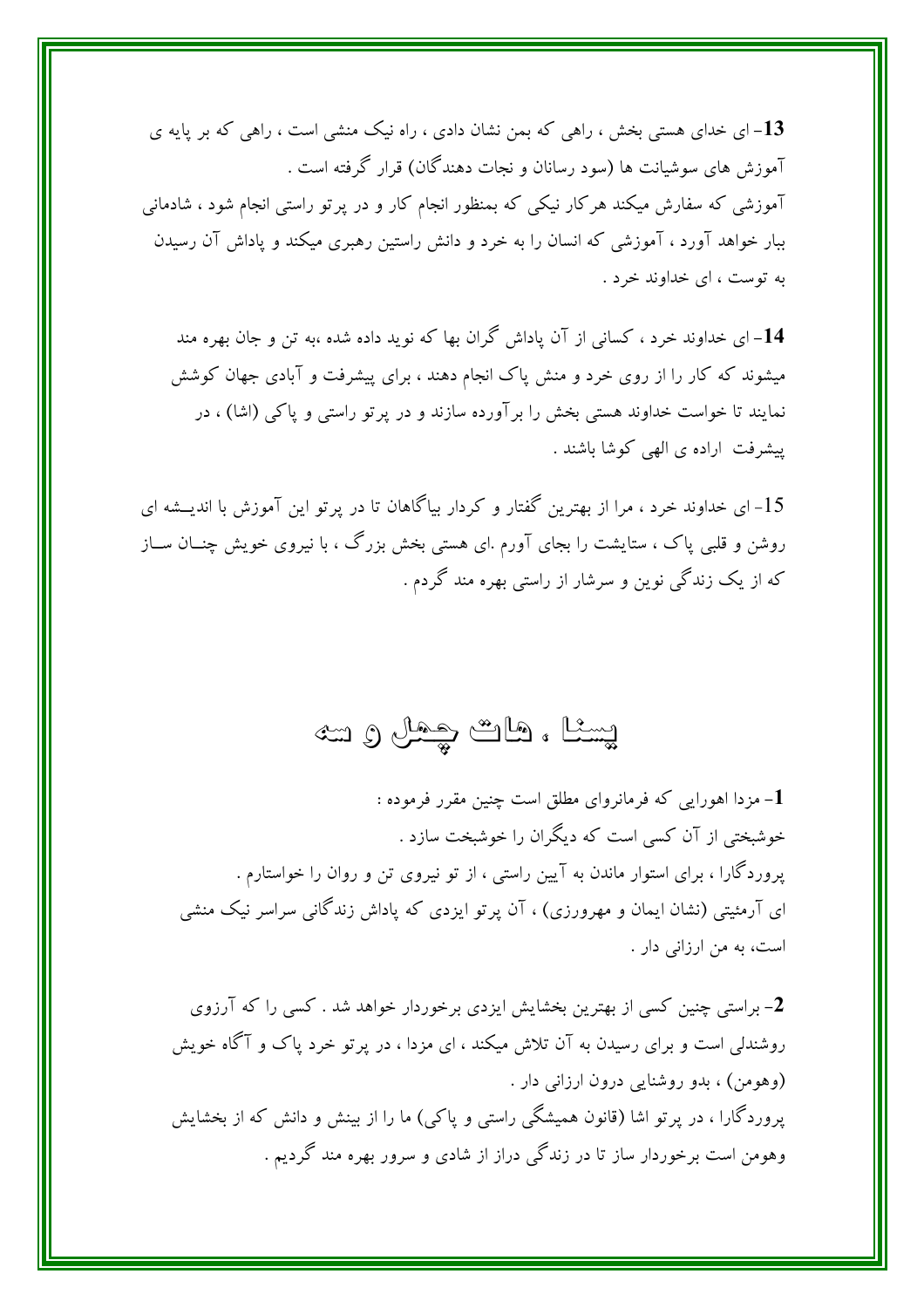**13**- ای خدای هستی بخش ، راهی که بمن نشان دادی ، راه نیک منشی است ، راهی که بر پایه ی آموزش های سوشیانت ها (سود رسانان و نجات دهندگان) قرار گرفته است .
آموزشی که سفارش میکند هرکار نیکی که بمنظور انجام کار و در پرتو راستی انجام شود ، شادمانی ببار خواهد آورد ، آموزشی که انسان را به خرد و دانش راستین رهبری میکند و پاداش آن رسیدن به توست ، ای خداوند خرد .

**14**- ای خداوند خرد ، کسانی از آن پاداش گران بها که نوید داده شده ،به تن و جان بهره مند میشوند که کار را از روی خرد و منش پاک انجام دهند ، برای پیشرفت و آبادی جهان کوشش نمایند تا خواست خداوند هستی بخش را برآورده سازند و در پرتو راستی و پاکی (اشا) ، در پیشرفت اراده ی الهی کوشا باشند .

15- ای خداوند خرد ، مرا از بهترین گفتار و کردار بیاگاهان تا در پرتو این آموزش با اندیشه ای روشن و قلبی پاک ، ستایشت را بجای آورم .ای هستی بخش بزرگ ، با نیروی خویش چنان ساز که از یک زندگی نوین و سرشار از راستی بهره مند گردم .

# یسنا ، هات چهل و سه

**1**- مزدا اهورایی که فرمانروای مطلق است چنین مقرر فرموده :
خوشبختی از آن کسی است که دیگران را خوشبخت سازد .
پروردگارا ، برای استوار ماندن به آیین راستی ، از تو نیروی تن و روان را خواستارم .
ای آرمئیتی (نشان ایمان و مهرورزی) ، آن پرتو ایزدی که پاداش زندگانی سراسر نیک منشی است، به من ارزانی دار .

**2**- براستی چنین کسی از بهترین بخشایش ایزدی برخوردار خواهد شد . کسی را که آرزوی روشندلی است و برای رسیدن به آن تلاش میکند ، ای مزدا ، در پرتو خرد پاک و آگاه خویش (وهومن) ، بدو روشنایی درون ارزانی دار .
پروردگارا ، در پرتو اشا (قانون همیشگی راستی و پاکی) ما را از بینش و دانش که از بخشایش وهومن است برخوردار ساز تا در زندگی دراز از شادی و سرور بهره مند گردیم .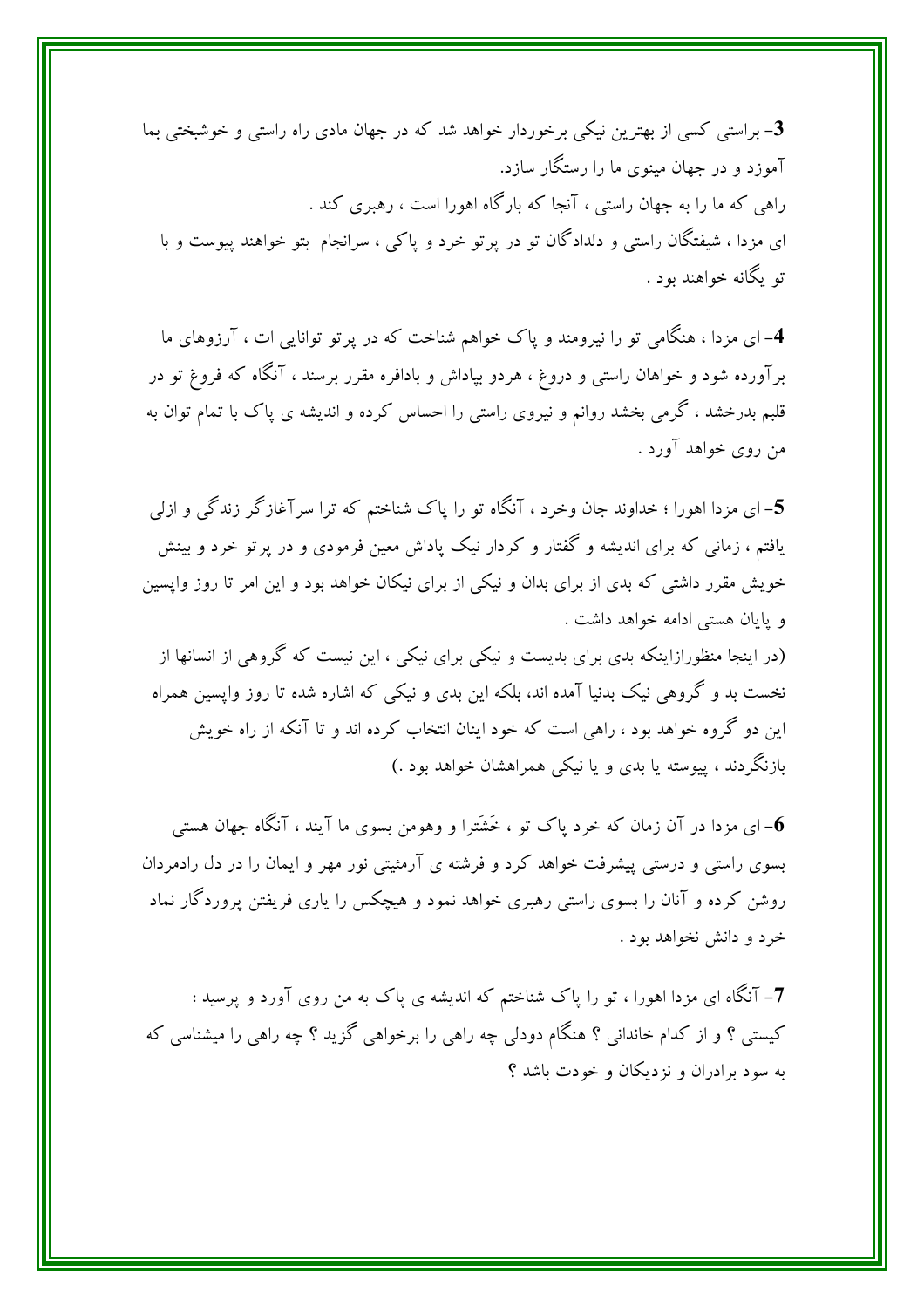3- براستی کسی از بهترین نیکی برخوردار خواهد شد که در جهان مادی راه راستی و خوشبختی بما آموزد و در جهان مینوی ما را رستگار سازد.

راهی که ما را به جهان راستی ، آنجا که بارگاه اهورا است ، رهبری کند .

ای مزدا ، شیفتگان راستی و دلدادگان تو در پرتو خرد و پاکی ، سرانجام بتو خواهند پیوست و با تو یگانه خواهند بود .

4- ای مزدا ، هنگامی تو را نیرومند و پاک خواهم شناخت که در پرتو توانایی ات ، آرزوهای ما برآورده شود و خواهان راستی و دروغ ، هردو بپاداش و بادافره مقرر برسند ، آنگاه که فروغ تو در قلبم بدرخشد ، گرمی بخشد روانم و نیروی راستی را احساس کرده و اندیشه ی پاک با تمام توان به من روی خواهد آورد .

5- ای مزدا اهورا ؛ خداوند جان وخرد ، آنگاه تو را پاک شناختم که ترا سرآغازگر زندگی و ازلی یافتم ، زمانی که برای اندیشه و گفتار و کردار نیک پاداش معین فرمودی و در پرتو خرد و بینش خویش مقرر داشتی که بدی از برای بدان و نیکی از برای نیکان خواهد بود و این امر تا روز واپسین و پایان هستی ادامه خواهد داشت .

(در اینجا منظورازاینکه بدی برای بدیست و نیکی برای نیکی ، این نیست که گروهی از انسانها از نخست بد و گروهی نیک بدنیا آمده اند، بلکه این بدی و نیکی که اشاره شده تا روز واپسین همراه این دو گروه خواهد بود ، راهی است که خود اینان انتخاب کرده اند و تا آنکه از راه خویش بازنگردند ، پیوسته یا بدی و یا نیکی همراهشان خواهد بود .)

6- ای مزدا در آن زمان که خرد پاک تو ، خَشَترا و وهومن بسوی ما آیند ، آنگاه جهان هستی بسوی راستی و درستی پیشرفت خواهد کرد و فرشته ی آرمئیتی نور مهر و ایمان را در دل رادمردان روشن کرده و آنان را بسوی راستی رهبری خواهد نمود و هیچکس را یاری فریفتن پروردگار نماد خرد و دانش نخواهد بود .

7- آنگاه ای مزدا اهورا ، تو را پاک شناختم که اندیشه ی پاک به من روی آورد و پرسید : کیستی ؟ و از کدام خاندانی ؟ هنگام دودلی چه راهی را برخواهی گزید ؟ چه راهی را میشناسی که به سود برادران و نزدیکان و خودت باشد ؟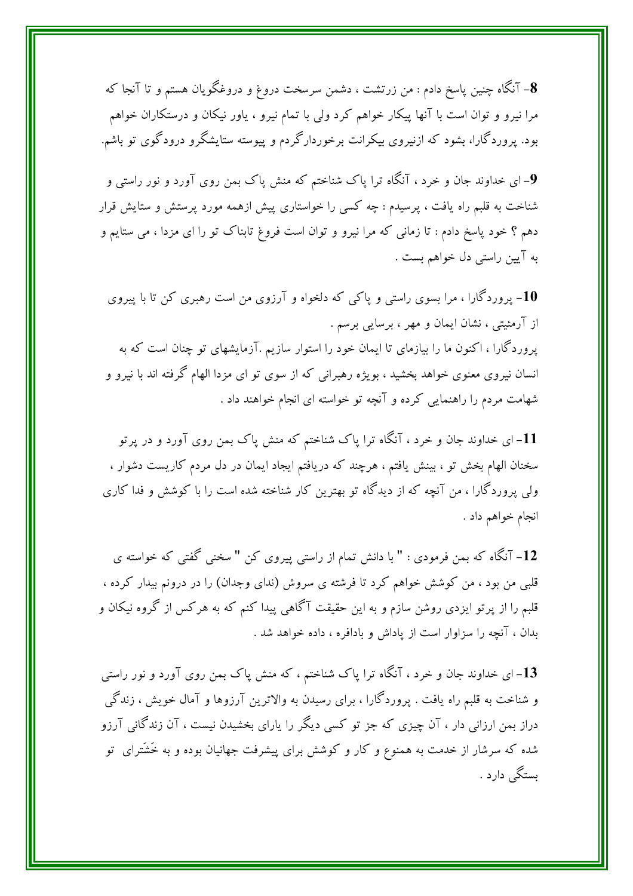**8**- آنگاه چنین پاسخ دادم : من زرتشت ، دشمن سرسخت دروغ و دروغگویان هستم و تا آنجا که مرا نیرو و توان است با آنها پیکار خواهم کرد ولی با تمام نیرو ، یاور نیکان و درستکاران خواهم بود. پروردگارا، بشود که ازنیروی بیکرانت برخوردارگردم و پیوسته ستایشگرو درودگوی تو باشم.

**9**- ای خداوند جان و خرد ، آنگاه ترا پاک شناختم که منش پاک بمن روی آورد و نور راستی و شناخت به قلبم راه یافت ، پرسیدم : چه کسی را خواستاری پیش ازهمه مورد پرستش و ستایش قرار دهم ؟ خود پاسخ دادم : تا زمانی که مرا نیرو و توان است فروغ تابناک تو را ای مزدا ، می ستایم و به آیین راستی دل خواهم بست .

**10**- پروردگارا ، مرا بسوی راستی و پاکی که دلخواه و آرزوی من است رهبری کن تا با پیروی از آرمئیتی ، نشان ایمان و مهر ، برسایی برسم .
پروردگارا ، اکنون ما را بیازمای تا ایمان خود را استوار سازیم .آزمایشهای تو چنان است که به انسان نیروی معنوی خواهد بخشید ، بویژه رهبرانی که از سوی تو ای مزدا الهام گرفته اند با نیرو و شهامت مردم را راهنمایی کرده و آنچه تو خواسته ای انجام خواهند داد .

**11**- ای خداوند جان و خرد ، آنگاه ترا پاک شناختم که منش پاک بمن روی آورد و در پرتو سخنان الهام بخش تو ، بینش یافتم ، هرچند که دریافتم ایجاد ایمان در دل مردم کاریست دشوار ، ولی پروردگارا ، من آنچه که از دیدگاه تو بهترین کار شناخته شده است را با کوشش و فدا کاری انجام خواهم داد .

**12**- آنگاه که بمن فرمودی : " با دانش تمام از راستی پیروی کن " سخنی گفتی که خواسته ی قلبی من بود ، من کوشش خواهم کرد تا فرشته ی سروش (ندای وجدان) را در درونم بیدار کرده ، قلبم را از پرتو ایزدی روشن سازم و به این حقیقت آگاهی پیدا کنم که به هرکس از گروه نیکان و بدان ، آنچه را سزاوار است از پاداش و بادافره ، داده خواهد شد .

**13**- ای خداوند جان و خرد ، آنگاه ترا پاک شناختم ، که منش پاک بمن روی آورد و نور راستی و شناخت به قلبم راه یافت . پروردگارا ، برای رسیدن به والاترین آرزوها و آمال خویش ، زندگی دراز بمن ارزانی دار ، آن چیزی که جز تو کسی دیگر را یارای بخشیدن نیست ، آن زندگانی آرزو شده که سرشار از خدمت به همنوع و کار و کوشش برای پیشرفت جهانیان بوده و به خَشَترای تو بستگی دارد .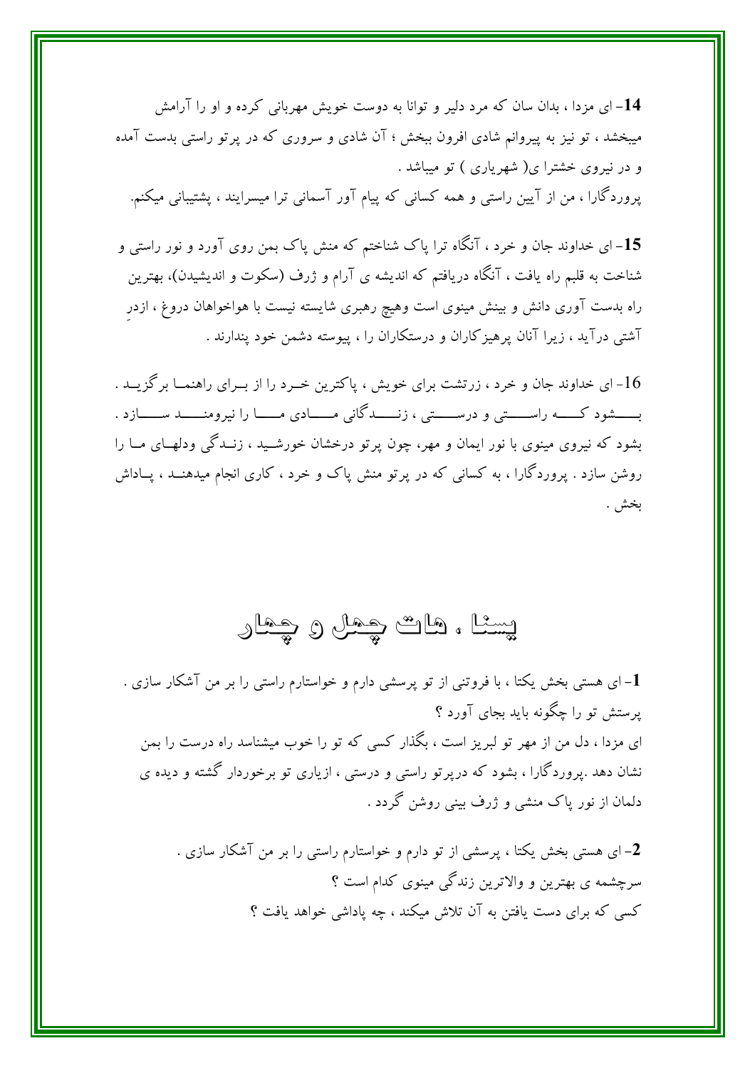**14**- ای مزدا ، بدان سان که مرد دلیر و توانا به دوست خویش مهربانی کرده و او را آرامش میبخشد ، تو نیز به پیروانم شادی افرون ببخش ؛ آن شادی و سروری که در پرتو راستی بدست آمده و در نیروی خشترا ی( شهریاری ) تو میباشد .

پروردگارا ، من از آیین راستی و همه کسانی که پیام آور آسمانی ترا میسرایند ، پشتیبانی میکنم.

**15**- ای خداوند جان و خرد ، آنگاه ترا پاک شناختم که منش پاک بمن روی آورد و نور راستی و شناخت به قلبم راه یافت ، آنگاه دریافتم که اندیشه ی آرام و ژرف (سکوت و اندیشیدن)، بهترین راه بدست آوری دانش و بینش مینوی است وهیچ رهبری شایسته نیست با هواخواهان دروغ ، ازدرِ آشتی درآید ، زیرا آنان پرهیزکاران و درستکاران را ، پیوسته دشمن خود پندارند .

16- ای خداوند جان و خرد ، زرتشت برای خویش ، پاکترین خـرد را از بـرای راهنمـا برگزیـد . بـــشود کـــه راســـتی و درســـتی ، زنـــدگانی مـــادی مـــا را نیرومنـــد ســـازد . بشود که نیروی مینوی با نور ایمان و مهر، چون پرتو درخشان خورشـید ، زنـدگی ودلهـای مـا را روشن سازد . پروردگارا ، به کسانی که در پرتو منش پاک و خرد ، کاری انجام میدهنـد ، پـاداش بخش .

# یسنا ، هات چهل و چهار

**1**- ای هستی بخش یکتا ، با فروتنی از تو پرسشی دارم و خواستارم راستی را بر من آشکار سازی .
پرستش تو را چگونه باید بجای آورد ؟

ای مزدا ، دل من از مهر تو لبریز است ، بگذار کسی که تو را خوب میشناسد راه درست را بمن نشان دهد .پروردگارا ، بشود که درپرتو راستی و درستی ، ازیاری تو برخوردار گشته و دیده ی دلمان از نور پاک منشی و ژرف بینی روشن گردد .

**2**- ای هستی بخش یکتا ، پرسشی از تو دارم و خواستارم راستی را بر من آشکار سازی .
سرچشمه ی بهترین و والاترین زندگی مینوی کدام است ؟
کسی که برای دست یافتن به آن تلاش میکند ، چه پاداشی خواهد یافت ؟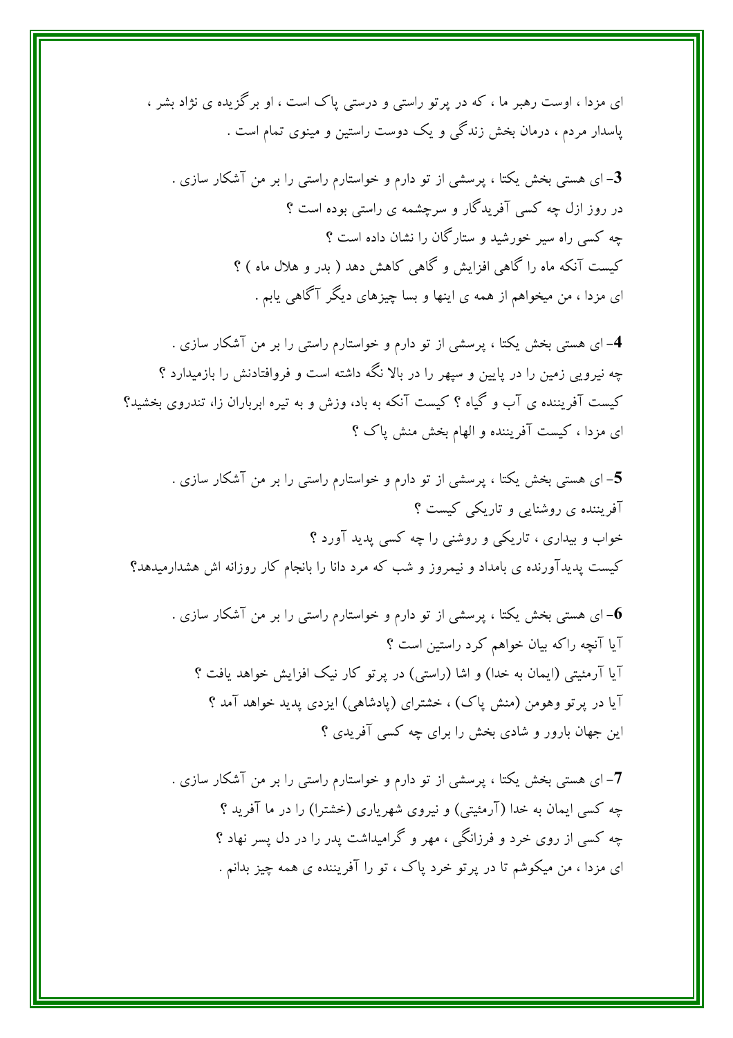ای مزدا ، اوست رهبر ما ، که در پرتو راستی و درستی پاک است ، او برگزیده ی نژاد بشر ، پاسدار مردم ، درمان بخش زندگی و یک دوست راستین و مینوی تمام است .

**3**- ای هستی بخش یکتا ، پرسشی از تو دارم و خواستارم راستی را بر من آشکار سازی .
در روز ازل چه کسی آفریدگار و سرچشمه ی راستی بوده است ؟
چه کسی راه سیر خورشید و ستارگان را نشان داده است ؟
کیست آنکه ماه را گاهی افزایش و گاهی کاهش دهد ( بدر و هلال ماه ) ؟
ای مزدا ، من میخواهم از همه ی اینها و بسا چیزهای دیگر آگاهی یابم .

**4**- ای هستی بخش یکتا ، پرسشی از تو دارم و خواستارم راستی را بر من آشکار سازی .
چه نیرویی زمین را در پایین و سپهر را در بالا نگه داشته است و فروافتادنش را بازمیدارد ؟
کیست آفریننده ی آب و گیاه ؟ کیست آنکه به باد، وزش و به تیره ابرباران زا، تندروی بخشید؟
ای مزدا ، کیست آفریننده و الهام بخش منش پاک ؟

**5**- ای هستی بخش یکتا ، پرسشی از تو دارم و خواستارم راستی را بر من آشکار سازی .
آفریننده ی روشنایی و تاریکی کیست ؟
خواب و بیداری ، تاریکی و روشنی را چه کسی پدید آورد ؟
کیست پدیدآورنده ی بامداد و نیمروز و شب که مرد دانا را بانجام کار روزانه اش هشدارمیدهد؟

**6**- ای هستی بخش یکتا ، پرسشی از تو دارم و خواستارم راستی را بر من آشکار سازی .
آیا آنچه راکه بیان خواهم کرد راستین است ؟
آیا آرمئیتی (ایمان به خدا) و اشا (راستی) در پرتو کار نیک افزایش خواهد یافت ؟
آیا در پرتو وهومن (منش پاک) ، خشترای (پادشاهی) ایزدی پدید خواهد آمد ؟
این جهان بارور و شادی بخش را برای چه کسی آفریدی ؟

**7**- ای هستی بخش یکتا ، پرسشی از تو دارم و خواستارم راستی را بر من آشکار سازی .
چه کسی ایمان به خدا (آرمئیتی) و نیروی شهریاری (خشترا) را در ما آفرید ؟
چه کسی از روی خرد و فرزانگی ، مهر و گرامیداشت پدر را در دل پسر نهاد ؟
ای مزدا ، من میکوشم تا در پرتو خرد پاک ، تو را آفریننده ی همه چیز بدانم .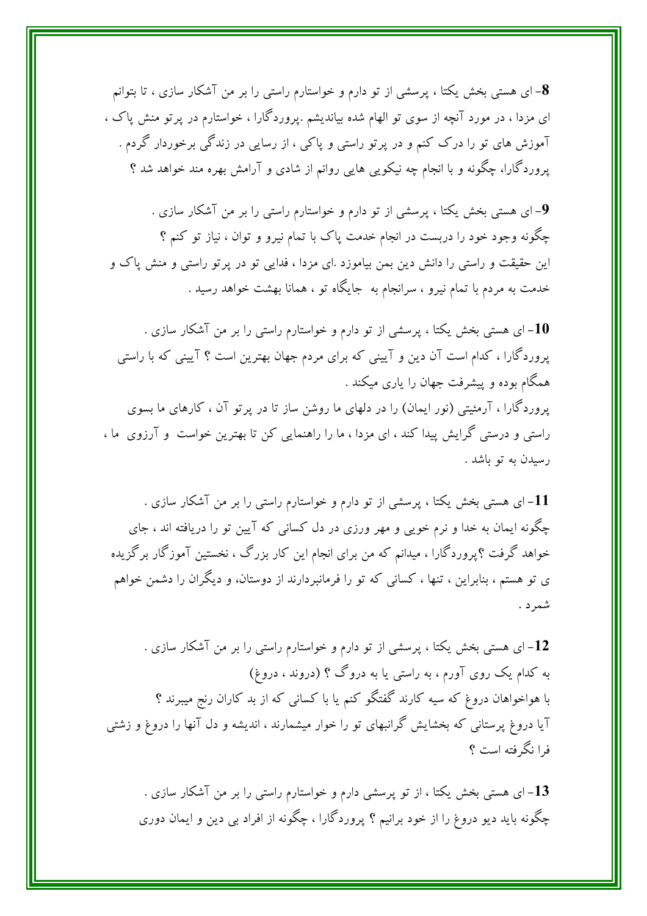**8**- ای هستی بخش یکتا ، پرسشی از تو دارم و خواستارم راستی را بر من آشکار سازی ، تا بتوانم ای مزدا ، در مورد آنچه از سوی تو الهام شده بیاندیشم .پروردگارا ، خواستارم در پرتو منش پاک ، آموزش های تو را درک کنم و در پرتو راستی و پاکی ، از رسایی در زندگی برخوردار گردم . پروردگارا، چگونه و با انجام چه نیکویی هایی روانم از شادی و آرامش بهره مند خواهد شد ؟

**9**- ای هستی بخش یکتا ، پرسشی از تو دارم و خواستارم راستی را بر من آشکار سازی .
چگونه وجود خود را دربست در انجام خدمت پاک با تمام نیرو و توان ، نیاز تو کنم ؟
این حقیقت و راستی را دانش دین بمن بیاموزد .ای مزدا ، فدایی تو در پرتو راستی و منش پاک و خدمت به مردم با تمام نیرو ، سرانجام به جایگاه تو ، همانا بهشت خواهد رسید .

**10**- ای هستی بخش یکتا ، پرسشی از تو دارم و خواستارم راستی را بر من آشکار سازی .
پروردگارا ، کدام است آن دین و آیینی که برای مردم جهان بهترین است ؟ آیینی که با راستی همگام بوده و پیشرفت جهان را یاری میکند .
پروردگارا ، آرمئیتی (نور ایمان) را در دلهای ما روشن ساز تا در پرتو آن ، کارهای ما بسوی راستی و درستی گرایش پیدا کند ، ای مزدا ، ما را راهنمایی کن تا بهترین خواست و آرزوی ما ، رسیدن به تو باشد .

**11**- ای هستی بخش یکتا ، پرسشی از تو دارم و خواستارم راستی را بر من آشکار سازی .
چگونه ایمان به خدا و نرم خویی و مهر ورزی در دل کسانی که آیین تو را دریافته اند ، جای خواهد گرفت ؟پروردگارا ، میدانم که من برای انجام این کار بزرگ ، نخستین آموزگار برگزیده ی تو هستم ، بنابراین ، تنها ، کسانی که تو را فرمانبردارند از دوستان، و دیگران را دشمن خواهم شمرد .

**12**- ای هستی بخش یکتا ، پرسشی از تو دارم و خواستارم راستی را بر من آشکار سازی .
به کدام یک روی آورم ، به راستی یا به دروگ ؟ (دروند ، دروغ)
با هواخواهان دروغ که سیه کارند گفتگو کنم یا با کسانی که از بد کاران رنج میبرند ؟
آیا دروغ پرستانی که بخشایش گرانبهای تو را خوار میشمارند ، اندیشه و دل آنها را دروغ و زشتی فرا نگرفته است ؟

**13**- ای هستی بخش یکتا ، از تو پرسشی دارم و خواستارم راستی را بر من آشکار سازی .
چگونه باید دیو دروغ را از خود برانیم ؟ پروردگارا ، چگونه از افراد بی دین و ایمان دوری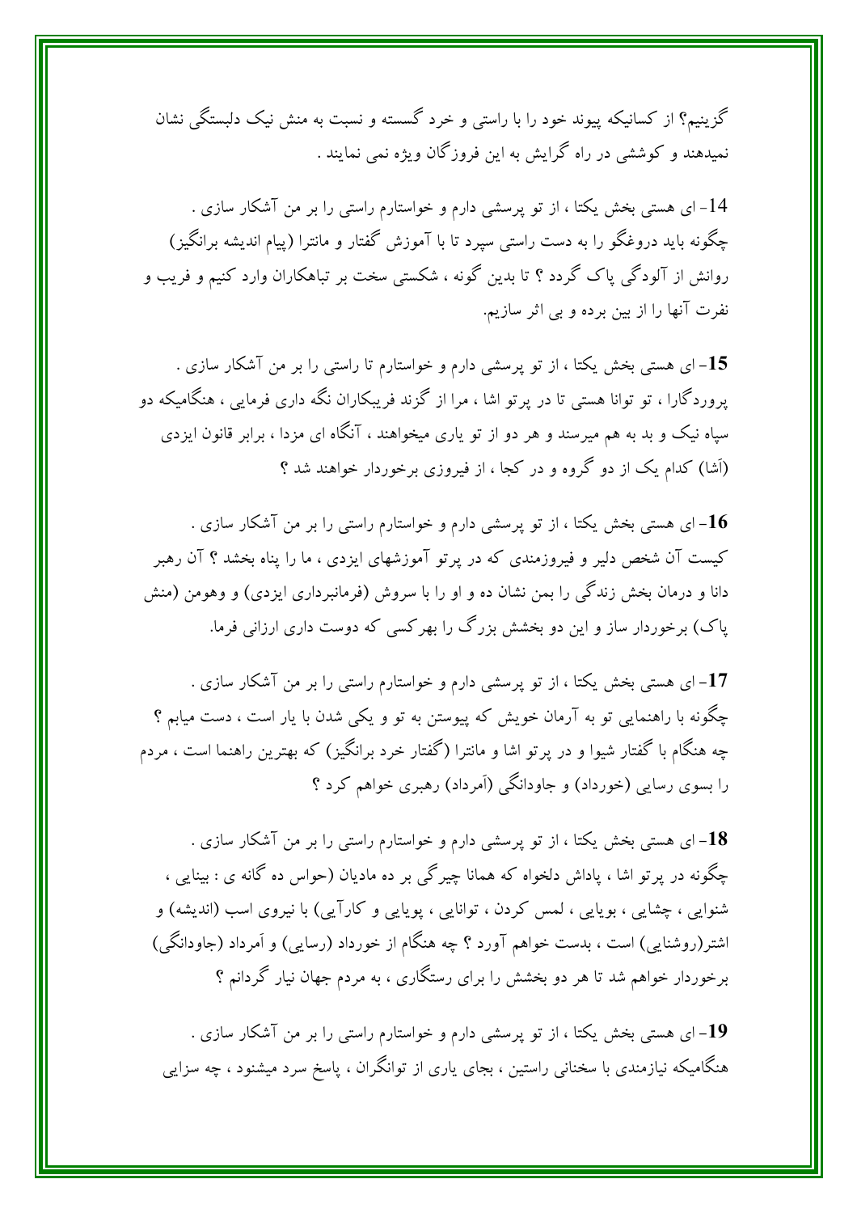گزینیم؟ از کسانیکه پیوند خود را با راستی و خرد گسسته و نسبت به منش نیک دلبستگی نشان نمیدهند و کوششی در راه گرایش به این فروزگان ویژه نمی نمایند .

14- ای هستی بخش یکتا ، از تو پرسشی دارم و خواستارم راستی را بر من آشکار سازی . چگونه باید دروغگو را به دست راستی سپرد تا با آموزش گفتار و مانترا (پیام اندیشه برانگیز) روانش از آلودگی پاک گردد ؟ تا بدین گونه ، شکستی سخت بر تباهکاران وارد کنیم و فریب و نفرت آنها را از بین برده و بی اثر سازیم.

**15**- ای هستی بخش یکتا ، از تو پرسشی دارم و خواستارم تا راستی را بر من آشکار سازی . پروردگارا ، تو توانا هستی تا در پرتو اشا ، مرا از گزند فریبکاران نگه داری فرمایی ، هنگامیکه دو سپاه نیک و بد به هم میرسند و هر دو از تو یاری میخواهند ، آنگاه ای مزدا ، برابر قانون ایزدی (آشا) کدام یک از دو گروه و در کجا ، از فیروزی برخوردار خواهند شد ؟

**16**- ای هستی بخش یکتا ، از تو پرسشی دارم و خواستارم راستی را بر من آشکار سازی . کیست آن شخص دلیر و فیروزمندی که در پرتو آموزشهای ایزدی ، ما را پناه بخشد ؟ آن رهبر دانا و درمان بخش زندگی را بمن نشان ده و او را با سروش (فرمانبرداری ایزدی) و وهومن (منش پاک) برخوردار ساز و این دو بخشش بزرگ را بهرکسی که دوست داری ارزانی فرما.

**17**- ای هستی بخش یکتا ، از تو پرسشی دارم و خواستارم راستی را بر من آشکار سازی . چگونه با راهنمایی تو به آرمان خویش که پیوستن به تو و یکی شدن با یار است ، دست میابم ؟ چه هنگام با گفتار شیوا و در پرتو اشا و مانترا (گفتار خرد برانگیز) که بهترین راهنما است ، مردم را بسوی رسایی (خورداد) و جاودانگی (اَمرداد) رهبری خواهم کرد ؟

**18**- ای هستی بخش یکتا ، از تو پرسشی دارم و خواستارم راستی را بر من آشکار سازی . چگونه در پرتو اشا ، پاداش دلخواه که همانا چیرگی بر ده مادیان (حواس ده گانه ی : بینایی ، شنوایی ، چشایی ، بویایی ، لمس کردن ، توانایی ، پویایی و کارآیی) با نیروی اسب (اندیشه) و اشتر(روشنایی) است ، بدست خواهم آورد ؟ چه هنگام از خورداد (رسایی) و اَمرداد (جاودانگی) برخوردار خواهم شد تا هر دو بخشش را برای رستگاری ، به مردم جهان نیار گردانم ؟

**19**- ای هستی بخش یکتا ، از تو پرسشی دارم و خواستارم راستی را بر من آشکار سازی . هنگامیکه نیازمندی با سخنانی راستین ، بجای یاری از توانگران ، پاسخ سرد میشنود ، چه سزایی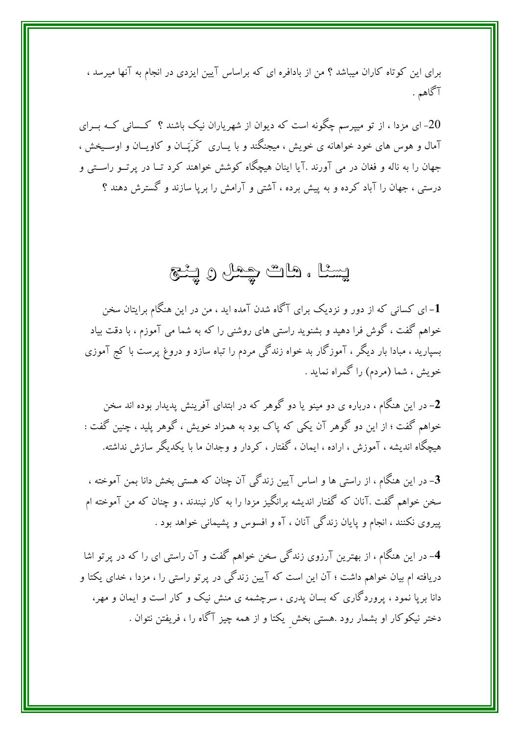برای این کوتاه کاران میباشد ؟ من از بادافره ای که براساس آیین ایزدی در انجام به آنها میرسد ، آگاهم .

20- ای مزدا ، از تو میپرسم چگونه است که دیوان از شهریاران نیک باشند ؟ کسانی که برای آمال و هوس های خود خواهانه ی خویش ، میجنگند و با یاری کَرَپان و کاویان و اوسیخش ، جهان را به ناله و فغان در می آورند .آیا اینان هیچگاه کوشش خواهند کرد تا در پرتو راستی و درستی ، جهان را آباد کرده و به پیش برده ، آشتی و آرامش را برپا سازند و گسترش دهند ؟

# یسنا ، هات چهل و پنج

**1**- ای کسانی که از دور و نزدیک برای آگاه شدن آمده اید ، من در این هنگام برایتان سخن خواهم گفت ، گوش فرا دهید و بشنوید راستی های روشنی را که به شما می آموزم ، با دقت بیاد بسپارید ، مبادا بار دیگر ، آموزگار بد خواه زندگی مردم را تباه سازد و دروغ پرست با کج آموزی خویش ، شما (مردم) را گمراه نماید .

**2**- در این هنگام ، درباره ی دو مینو یا دو گوهر که در ابتدای آفرینش پدیدار بوده اند سخن خواهم گفت ؛ از این دو گوهر آن یکی که پاک بود به همزاد خویش ، گوهر پلید ، چنین گفت : هیچگاه اندیشه ، آموزش ، اراده ، ایمان ، گفتار ، کردار و وجدان ما با یکدیگر سازش نداشته.

**3**- در این هنگام ، از راستی ها و اساس آیین زندگی آن چنان که هستی بخش دانا بمن آموخته ، سخن خواهم گفت .آنان که گفتار اندیشه برانگیز مزدا را به کار نبندند ، و چنان که من آموخته ام پیروی نکنند ، انجام و پایان زندگی آنان ، آه و افسوس و پشیمانی خواهد بود .

**4**- در این هنگام ، از بهترین آرزوی زندگی سخن خواهم گفت و آن راستی ای را که در پرتو اشا دریافته ام بیان خواهم داشت ؛ آن این است که آیین زندگی در پرتو راستی را ، مزدا ، خدای یکتا و دانا برپا نمود ، پروردگاری که بسان پدری ، سرچشمه ی منش نیک و کار است و ایمان و مهر، دختر نیکوکار او بشمار رود .هستی بخشِ یکتا و از همه چیز آگاه را ، فریفتن نتوان .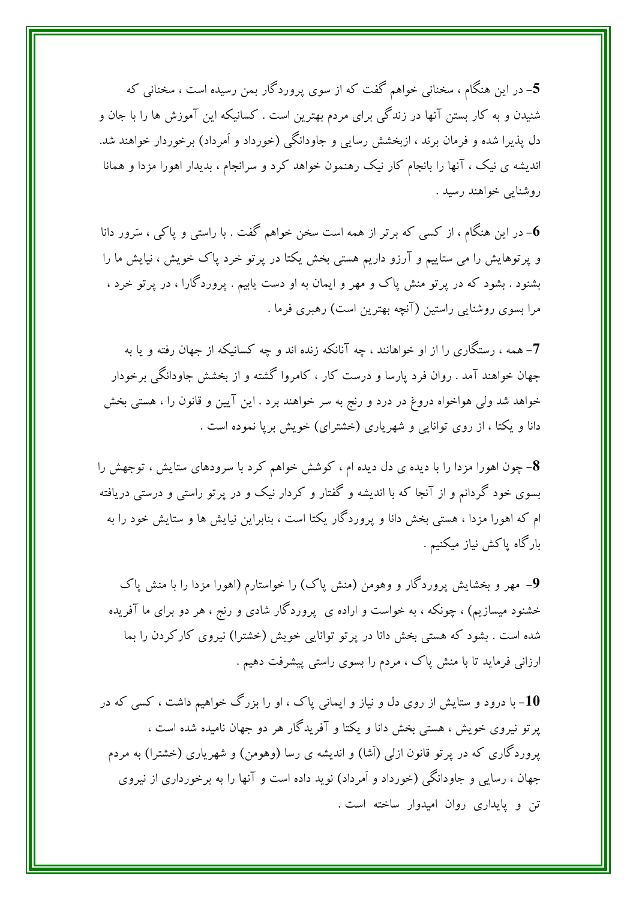**5**- در این هنگام ، سخنانی خواهم گفت که از سوی پروردگار بمن رسیده است ، سخنانی که شنیدن و به کار بستن آنها در زندگی برای مردم بهترین است . کسانیکه این آموزش ها را با جان و دل پذیرا شده و فرمان برند ، ازبخشش رسایی و جاودانگی (خورداد و اَمرداد) برخوردار خواهند شد. اندیشه ی نیک ، آنها را بانجام کار نیک رهنمون خواهد کرد و سرانجام ، بدیدار اهورا مزدا و همانا روشنایی خواهند رسید .

**6**- در این هنگام ، از کسی که برتر از همه است سخن خواهم گفت . با راستی و پاکی ، سَرور دانا و پرتوهایش را می ستاییم و آرزو داریم هستی بخش یکتا در پرتو خرد پاک خویش ، نیایش ما را بشنود . بشود که در پرتو منش پاک و مهر و ایمان به او دست یابیم . پروردگارا ، در پرتو خرد ، مرا بسوی روشنایی راستین (آنچه بهترین است) رهبری فرما .

**7**- همه ، رستگاری را از او خواهانند ، چه آنانکه زنده اند و چه کسانیکه از جهان رفته و یا به جهان خواهند آمد . روان فرد پارسا و درست کار ، کامروا گشته و از بخشش جاودانگی برخوردار خواهد شد ولی هواخواه دروغ در درد و رنج به سر خواهند برد . این آیین و قانون را ، هستی بخش دانا و یکتا ، از روی توانایی و شهریاری (خشترای) خویش برپا نموده است .

**8**- چون اهورا مزدا را با دیده ی دل دیده ام ، کوشش خواهم کرد با سرودهای ستایش ، توجهش را بسوی خود گردانم و از آنجا که با اندیشه و گفتار و کردار نیک و در پرتو راستی و درستی دریافته ام که اهورا مزدا ، هستی بخش دانا و پروردگار یکتا است ، بنابراین نیایش ها و ستایش خود را به بارگاه پاکش نیاز میکنیم .

**9**- مهر و بخشایش پروردگار و وهومن (منش پاک) را خواستارم (اهورا مزدا را با منش پاک خشنود میسازیم) ، چونکه ، به خواست و اراده ی پروردگار شادی و رنج ، هر دو برای ما آفریده شده است . بشود که هستی بخش دانا در پرتو توانایی خویش (خشترا) نیروی کارکردن را بما ارزانی فرماید تا با منش پاک ، مردم را بسوی راستی پیشرفت دهیم .

**10**- با درود و ستایش از روی دل و نیاز و ایمانی پاک ، او را بزرگ خواهیم داشت ، کسی که در پرتو نیروی خویش ، هستی بخش دانا و یکتا و آفریدگار هر دو جهان نامیده شده است ، پروردگاری که در پرتو قانون ازلی (اَشا) و اندیشه ی رسا (وهومن) و شهریاری (خشترا) به مردم جهان ، رسایی و جاودانگی (خورداد و اَمرداد) نوید داده است و آنها را به برخورداری از نیروی تن و پایداری روان امیدوار ساخته است .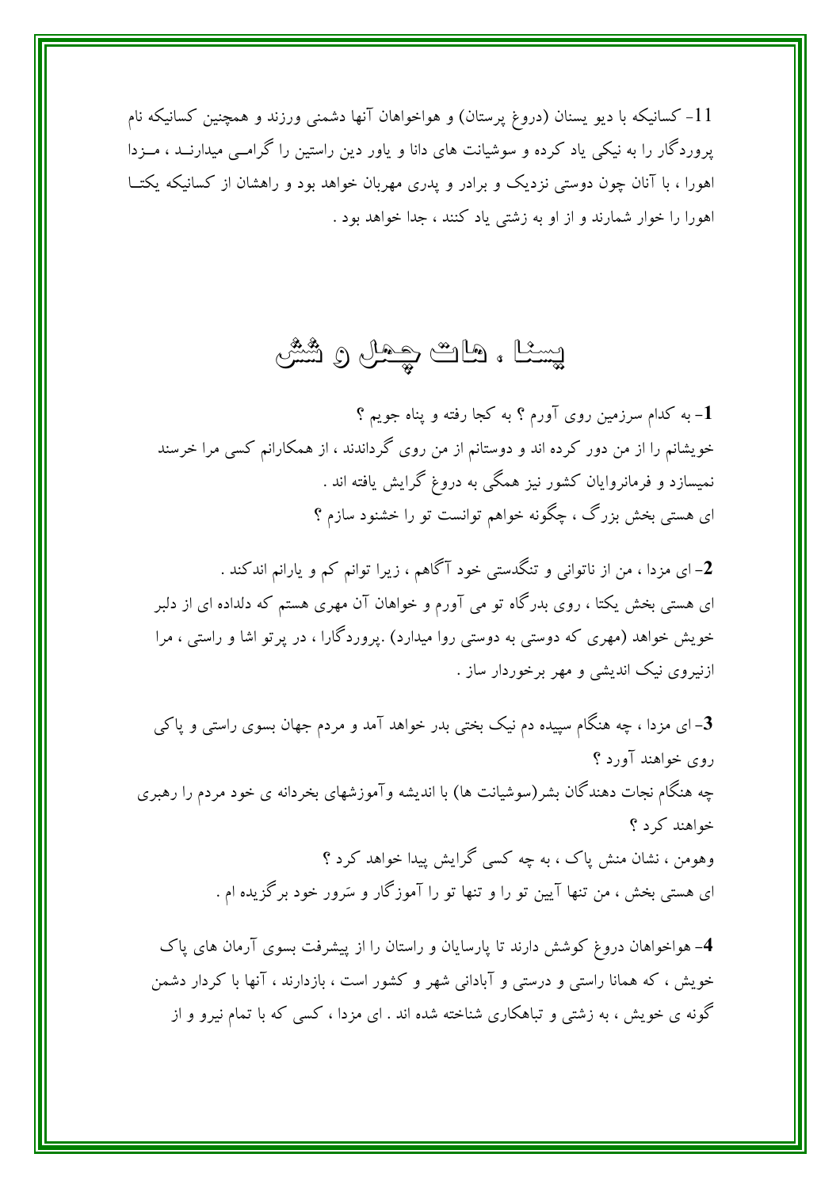11- کسانیکه با دیو یسنان (دروغ پرستان) و هواخواهان آنها دشمنی ورزند و همچنین کسانیکه نام پروردگار را به نیکی یاد کرده و سوشیانت های دانا و یاور دین راستین را گرامی میدارنـد ، مـزدا اهورا ، با آنان چون دوستی نزدیک و برادر و پدری مهربان خواهد بود و راهشان از کسانیکه یکتـا اهورا را خوار شمارند و از او به زشتی یاد کنند ، جدا خواهد بود .

# یسنا . هات چهل و شش

1- به کدام سرزمین روی آورم ؟ به کجا رفته و پناه جویم ؟
خویشانم را از من دور کرده اند و دوستانم از من روی گرداندند ، از همکارانم کسی مرا خرسند نمیسازد و فرمانروایان کشور نیز همگی به دروغ گرایش یافته اند .
ای هستی بخش بزرگ ، چگونه خواهم توانست تو را خشنود سازم ؟

2- ای مزدا ، من از ناتوانی و تنگدستی خود آگاهم ، زیرا توانم کم و یارانم اندکند .
ای هستی بخش یکتا ، روی بدرگاه تو می آورم و خواهان آن مهری هستم که دلداده ای از دلبر خویش خواهد (مهری که دوستی به دوستی روا میدارد) .پروردگارا ، در پرتو اشا و راستی ، مرا ازنیروی نیک اندیشی و مهر برخوردار ساز .

3- ای مزدا ، چه هنگام سپیده دم نیک بختی بدر خواهد آمد و مردم جهان بسوی راستی و پاکی روی خواهند آورد ؟
چه هنگام نجات دهندگان بشر(سوشیانت ها) با اندیشه وآموزشهای بخردانه ی خود مردم را رهبری خواهند کرد ؟
وهومن ، نشان منش پاک ، به چه کسی گرایش پیدا خواهد کرد ؟
ای هستی بخش ، من تنها آیین تو را و تنها تو را آموزگار و سَرور خود برگزیده ام .

4- هواخواهان دروغ کوشش دارند تا پارسایان و راستان را از پیشرفت بسوی آرمان های پاک خویش ، که همانا راستی و درستی و آبادانی شهر و کشور است ، بازدارند ، آنها با کردار دشمن گونه ی خویش ، به زشتی و تباهکاری شناخته شده اند . ای مزدا ، کسی که با تمام نیرو و از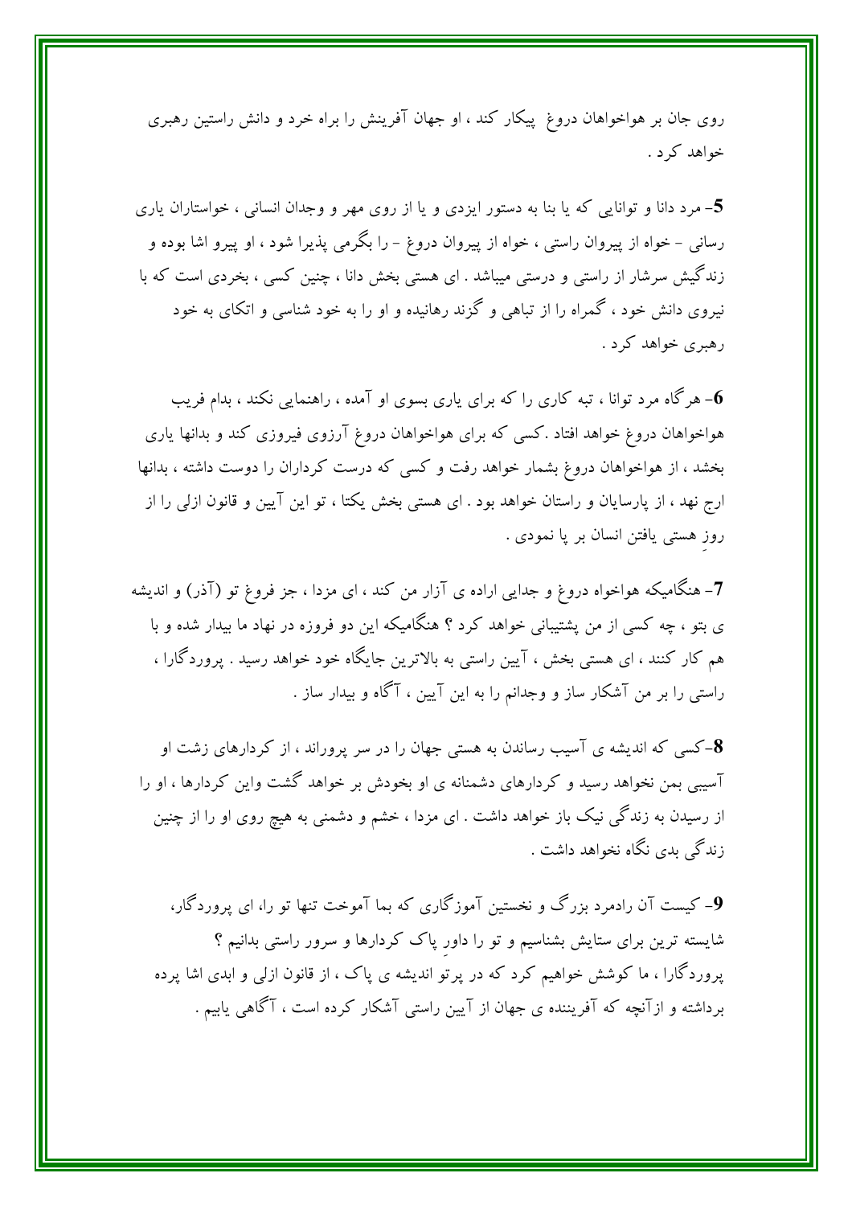روی جان بر هواخواهان دروغ  پیکار کند ، او جهان آفرینش را براه خرد و دانش راستین رهبری خواهد کرد .

**5**- مرد دانا و توانایی که یا بنا به دستور ایزدی و یا از روی مهر و وجدان انسانی ، خواستاران یاری رسانی - خواه از پیروان راستی ، خواه از پیروان دروغ - را بگرمی پذیرا شود ، او پیرو اشا بوده و زندگیش سرشار از راستی و درستی میباشد . ای هستی بخش دانا ، چنین کسی ، بخردی است که با نیروی دانش خود ، گمراه را از تباهی و گزند رهانیده و او را به خود شناسی و اتکای به خود رهبری خواهد کرد .

**6**- هرگاه مرد توانا ، تبه کاری را که برای یاری بسوی او آمده ، راهنمایی نکند ، بدام فریب هواخواهان دروغ خواهد افتاد .کسی که برای هواخواهان دروغ آرزوی فیروزی کند و بدانها یاری بخشد ، از هواخواهان دروغ بشمار خواهد رفت و کسی که درست کرداران را دوست داشته ، بدانها ارج نهد ، از پارسایان و راستان خواهد بود . ای هستی بخش یکتا ، تو این آیین و قانون ازلی را از روزِ هستی یافتن انسان بر پا نمودی .

**7**- هنگامیکه هواخواه دروغ و جدایی اراده ی آزار من کند ، ای مزدا ، جز فروغ تو (آذر) و اندیشه ی بتو ، چه کسی از من پشتیبانی خواهد کرد ؟ هنگامیکه این دو فروزه در نهاد ما بیدار شده و با هم کار کنند ، ای هستی بخش ، آیین راستی به بالاترین جایگاه خود خواهد رسید . پروردگارا ، راستی را بر من آشکار ساز و وجدانم را به این آیین ، آگاه و بیدار ساز .

**8**-کسی که اندیشه ی آسیب رساندن به هستی جهان را در سر پروراند ، از کردارهای زشت او آسیبی بمن نخواهد رسید و کردارهای دشمنانه ی او بخودش بر خواهد گشت واین کردارها ، او را از رسیدن به زندگی نیک باز خواهد داشت . ای مزدا ، خشم و دشمنی به هیچ روی او را از چنین زندگی بدی نگاه نخواهد داشت .

**9**- کیست آن رادمرد بزرگ و نخستین آموزگاری که بما آموخت تنها تو را، ای پروردگار، شایسته ترین برای ستایش بشناسیم و تو را داورِ پاک کردارها و سرور راستی بدانیم ؟
پروردگارا ، ما کوشش خواهیم کرد که در پرتو اندیشه ی پاک ، از قانون ازلی و ابدی اشا پرده برداشته و ازآنچه که آفریننده ی جهان از آیین راستی آشکار کرده است ، آگاهی یابیم .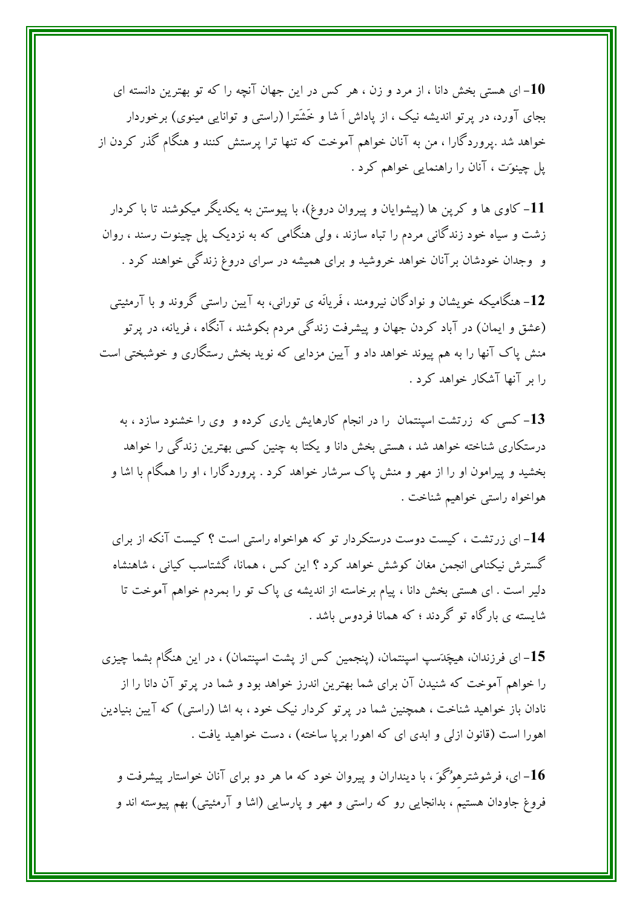**10**- ای هستی بخش دانا ، از مرد و زن ، هر کس در این جهان آنچه را که تو بهترین دانسته ای بجای آورد، در پرتو اندیشه نیک ، از پاداش اَ شا و خَشَترا (راستی و توانایی مینوی) برخوردار خواهد شد .پروردگارا ، من به آنان خواهم آموخت که تنها ترا پرستش کنند و هنگام گذر کردن از پل چینوَت ، آنان را راهنمایی خواهم کرد .

**11**- کاوی ها و کرپن ها (پیشوایان و پیروان دروغ)، با پیوستن به یکدیگر میکوشند تا با کردار زشت و سیاه خود زندگانی مردم را تباه سازند ، ولی هنگامی که به نزدیک پل چینوت رسند ، روان و وجدان خودشان برآنان خواهد خروشید و برای همیشه در سرای دروغ زندگی خواهند کرد .

**12**- هنگامیکه خویشان و نوادگان نیرومند ، فَریانَه ی تورانی، به آیین راستی گروند و با آرمئیتی (عشق و ایمان) در آباد کردن جهان و پیشرفت زندگی مردم بکوشند ، آنگاه ، فریانه، در پرتو منش پاک آنها را به هم پیوند خواهد داد و آیین مزدایی که نوید بخش رستگاری و خوشبختی است را بر آنها آشکار خواهد کرد .

**13**- کسی که زرتشت اسپنتمان را در انجام کارهایش یاری کرده و وی را خشنود سازد ، به درستکاری شناخته خواهد شد ، هستی بخش دانا و یکتا به چنین کسی بهترین زندگی را خواهد بخشید و پیرامون او را از مهر و منش پاک سرشار خواهد کرد . پروردگارا ، او را همگام با اشا و هواخواه راستی خواهیم شناخت .

**14**- ای زرتشت ، کیست دوست درستکردار تو که هواخواه راستی است ؟ کیست آنکه از برای گسترش نیکنامی انجمن مغان کوشش خواهد کرد ؟ این کس ، همانا، گشتاسب کیانی ، شاهنشاه دلیر است . ای هستی بخش دانا ، پیام برخاسته از اندیشه ی پاک تو را بمردم خواهم آموخت تا شایسته ی بارگاه تو گردند ؛ که همانا فردوس باشد .

**15**- ای فرزندان، هیچَدَسپ اسپنتمان، (پنجمین کس از پشت اسپنتمان) ، در این هنگام بشما چیزی را خواهم آموخت که شنیدن آن برای شما بهترین اندرز خواهد بود و شما در پرتو آن دانا را از نادان باز خواهید شناخت ، همچنین شما در پرتو کردار نیک خود ، به اشا (راستی) که آیین بنیادین اهورا است (قانون ازلی و ابدی ای که اهورا برپا ساخته) ، دست خواهید یافت .

**16**- ای، فرشوشترهوُگوَ ، با دینداران و پیروان خود که ما هر دو برای آنان خواستار پیشرفت و فروغ جاودان هستیم ، بدانجایی رو که راستی و مهر و پارسایی (اشا و آرمئیتی) بهم پیوسته اند و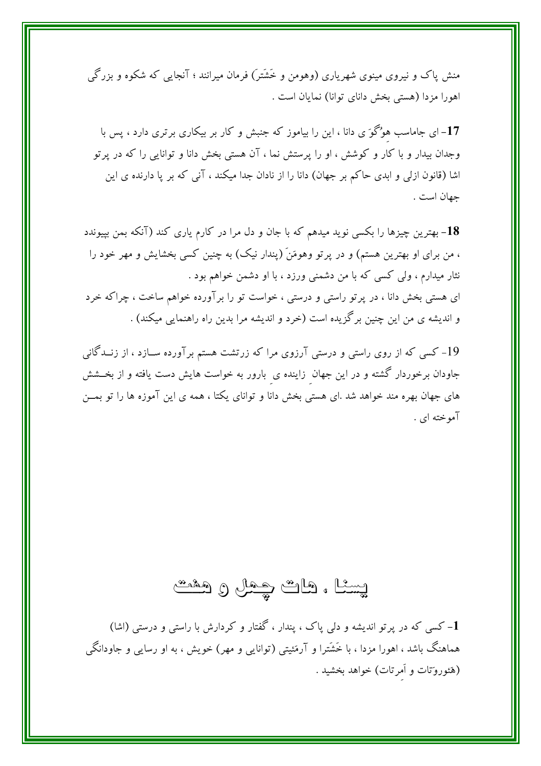منش پاک و نیروی مینوی شهریاری (وهومن و خَشَترَ) فرمان میرانند ؛ آنجایی که شکوه و بزرگی اهورا مزدا (هستی بخش دانای توانا) نمایان است .

**17**- ای جاماسب هِوُگوَ ی دانا ، این را بیاموز که جنبش و کار بر بیکاری برتری دارد ، پس با وجدان بیدار و با کار و کوشش ، او را پرستش نما ، آن هستی بخش دانا و توانایی را که در پرتو اشا (قانون ازلی و ابدی حاکم بر جهان) دانا را از نادان جدا میکند ، آنی که بر پا دارنده ی این جهان است .

**18**- بهترین چیزها را بکسی نوید میدهم که با جان و دل مرا در کارم یاری کند (آنکه بمن بپیوندد ، من برای او بهترین هستم) و در پرتو وهومَنَ (پندار نیک) به چنین کسی بخشایش و مهر خود را نثار میدارم ، ولی کسی که با من دشمنی ورزد ، با او دشمن خواهم بود .
ای هستی بخش دانا ، در پرتو راستی و درستی ، خواست تو را برآورده خواهم ساخت ، چراکه خرد و اندیشه ی من این چنین برگزیده است (خرد و اندیشه مرا بدین راه راهنمایی میکند) .

19- کسی که از روی راستی و درستی آرزوی مرا که زرتشت هستم برآورده سازد ، از زندگانی جاودان برخوردار گشته و در این جهانِ زاینده یِ بارور به خواست هایش دست یافته و از بخشش های جهان بهره مند خواهد شد .ای هستی بخش دانا و توانای یکتا ، همه ی این آموزه ها را تو بمن آموخته ای .

# یسنا ، هات چهل و هفت

**1**- کسی که در پرتو اندیشه و دلی پاک ، پندار ، گفتار و کردارش با راستی و درستی (اشا) هماهنگ باشد ، اهورا مزدا ، با خَشَترا و آرمَئیتی (توانایی و مهر) خویش ، به او رسایی و جاودانگی (هَئوروَتات و اَمِرتات) خواهد بخشید .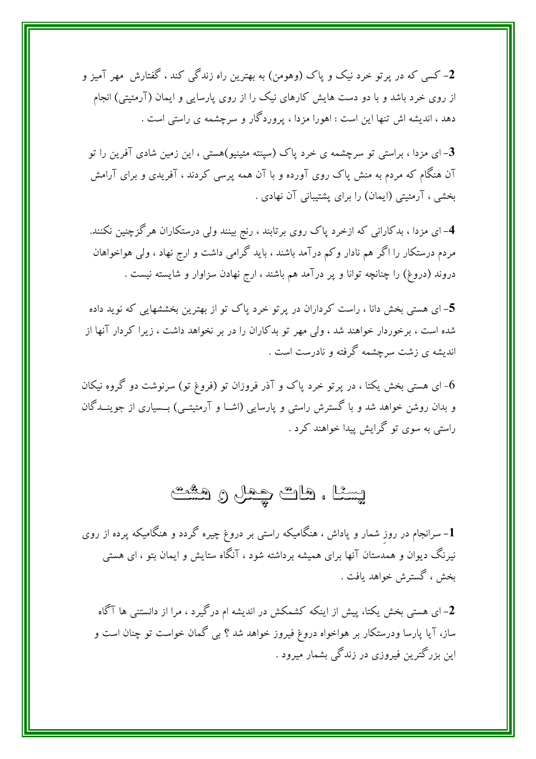**2**- کسی که در پرتو خرد نیک و پاک (وهومن) به بهترین راه زندگی کند ، گفتارش مهر آمیز و از روی خرد باشد و با دو دست هایش کارهای نیک را از روی پارسایی و ایمان (آرمئیتی) انجام دهد ، اندیشه اش تنها این است : اهورا مزدا ، پروردگار و سرچشمه ی راستی است .

**3**- ای مزدا ، براستی تو سرچشمه ی خرد پاک (سپنته مئینیو)هستی ، این زمین شادی آفرین را تو آن هنگام که مردم به منش پاک روی آورده و با آن همه پرسی کردند ، آفریدی و برای آرامش بخشی ، آرمئیتی (ایمان) را برای پشتیبانی آن نهادی .

**4**- ای مزدا ، بدکارانی که ازخرد پاک روی برتابند ، رنج بینند ولی درستکاران هرگزچنین نکنند. مردم درستکار را اگر هم نادار وکم درآمد باشند ، باید گرامی داشت و ارج نهاد ، ولی هواخواهان دروند (دروغ) را چنانچه توانا و پر درآمد هم باشند ، ارج نهادن سزاوار و شایسته نیست .

**5**- ای هستی بخش دانا ، راست کرداران در پرتو خرد پاک تو از بهترین بخششهایی که نوید داده شده است ، برخوردار خواهند شد ، ولی مهر تو بدکاران را در بر نخواهد داشت ، زیرا کردار آنها از اندیشه ی زشت سرچشمه گرفته و نادرست است .

6- ای هستی بخش یکتا ، در پرتو خرد پاک و آذر فروزان تو (فروغ تو) سرنوشت دو گروه نیکان و بدان روشن خواهد شد و با گسترش راستی و پارسایی (اشا و آرمئیتی) بسیاری از جویندگان راستی به سوی تو گرایش پیدا خواهند کرد .

# یسنا ، هات چهل و هشت

**1**- سرانجام در روزِ شمار و پاداش ، هنگامیکه راستی بر دروغ چیره گردد و هنگامیکه پرده از روی نیرنگ دیوان و همدستان آنها برای همیشه برداشته شود ، آنگاه ستایش و ایمان بتو ، ای هستی بخش ، گسترش خواهد یافت .

**2**- ای هستی بخش یکتا، پیش از اینکه کشمکش در اندیشه ام درگیرد ، مرا از دانستنی ها آگاه ساز، آیا پارسا ودرستکار بر هواخواه دروغ فیروز خواهد شد ؟ بی گمان خواست تو چنان است و این بزرگترین فیروزی در زندگی بشمار میرود .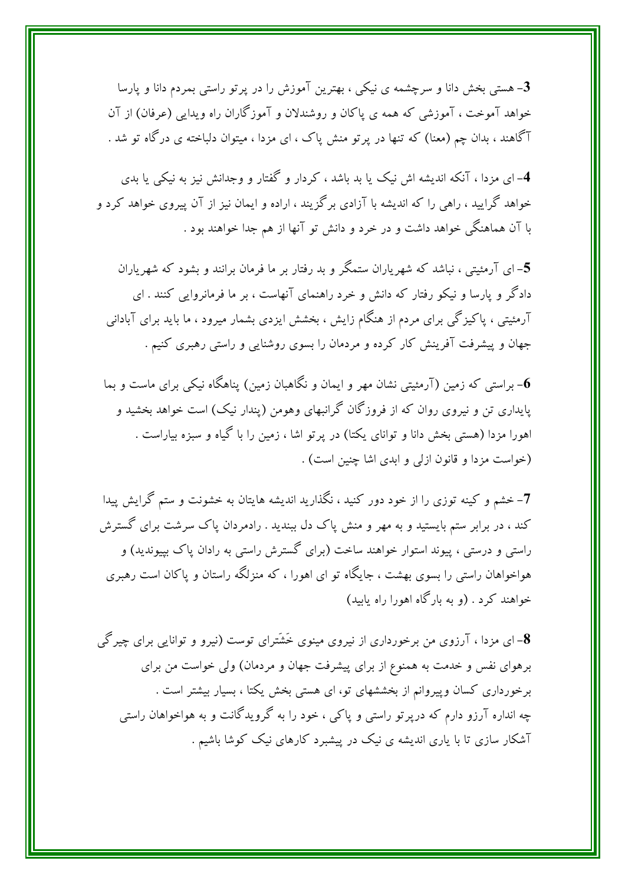**3**- هستی بخش دانا و سرچشمه ی نیکی ، بهترین آموزش را در پرتو راستی بمردم دانا و پارسا خواهد آموخت ، آموزشی که همه ی پاکان و روشندلان و آموزگاران راه ویدایی (عرفان) از آن آگاهند ، بدان چم (معنا) که تنها در پرتو منش پاک ، ای مزدا ، میتوان دلباخته ی درگاه تو شد .

**4**- ای مزدا ، آنکه اندیشه اش نیک یا بد باشد ، کردار و گفتار و وجدانش نیز به نیکی یا بدی خواهد گرایید ، راهی را که اندیشه با آزادی برگزیند ، اراده و ایمان نیز از آن پیروی خواهد کرد و با آن هماهنگی خواهد داشت و در خرد و دانش تو آنها از هم جدا خواهند بود .

**5**- ای آرمئیتی ، نباشد که شهریاران ستمگر و بد رفتار بر ما فرمان برانند و بشود که شهریاران دادگر و پارسا و نیکو رفتار که دانش و خرد راهنمای آنهاست ، بر ما فرمانروایی کنند . ای آرمئیتی ، پاکیزگی برای مردم از هنگام زایش ، بخشش ایزدی بشمار میرود ، ما باید برای آبادانی جهان و پیشرفت آفرینش کار کرده و مردمان را بسوی روشنایی و راستی رهبری کنیم .

**6**- براستی که زمین (آرمئیتی نشان مهر و ایمان و نگاهبان زمین) پناهگاه نیکی برای ماست و بما پایداری تن و نیروی روان که از فروزگان گرانبهای وهومن (پندار نیک) است خواهد بخشید و اهورا مزدا (هستی بخش دانا و توانای یکتا) در پرتو اشا ، زمین را با گیاه و سبزه بیاراست . (خواست مزدا و قانون ازلی و ابدی اشا چنین است) .

**7**- خشم و کینه توزی را از خود دور کنید ، نگذارید اندیشه هایتان به خشونت و ستم گرایش پیدا کند ، در برابر ستم بایستید و به مهر و منش پاک دل ببندید . رادمردان پاک سرشت برای گسترش راستی و درستی ، پیوند استوار خواهند ساخت (برای گسترش راستی به رادان پاک بپیوندید) و هواخواهان راستی را بسوی بهشت ، جایگاه تو ای اهورا ، که منزلگه راستان و پاکان است رهبری خواهند کرد . (و به بارگاه اهورا راه یابید)

**8**- ای مزدا ، آرزوی من برخورداری از نیروی مینوی خَشَترای توست (نیرو و توانایی برای چیرگی برهوای نفس و خدمت به همنوع از برای پیشرفت جهان و مردمان) ولی خواست من برای برخورداری کسان وپیروانم از بخششهای تو، ای هستی بخش یکتا ، بسیار بیشتر است .
چه اندازه آرزو دارم که درپرتو راستی و پاکی ، خود را به گرویدگانت و به هواخواهان راستی آشکار سازی تا با یاری اندیشه ی نیک در پیشبرد کارهای نیک کوشا باشیم .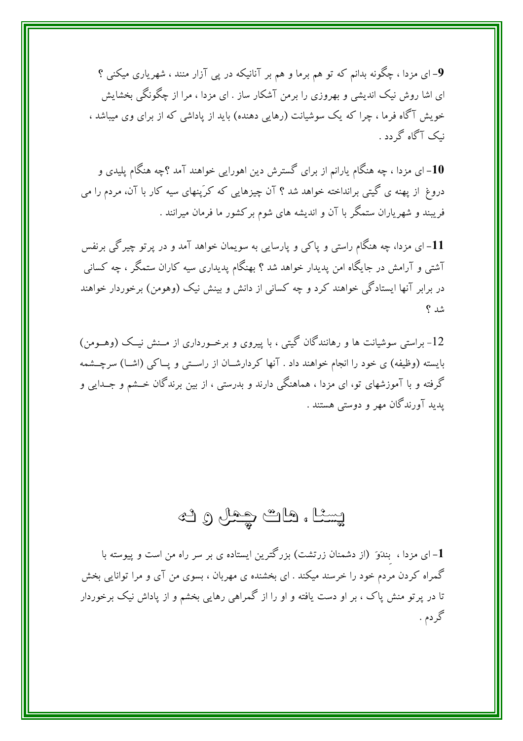**9**- ای مزدا ، چگونه بدانم که تو هم برما و هم بر آنانیکه در پی آزار منند ، شهریاری میکنی ؟ ای اشا روش نیک اندیشی و بهروزی را برمن آشکار ساز . ای مزدا ، مرا از چگونگی بخشایش خویش آگاه فرما ، چرا که یک سوشیانت (رهایی دهنده) باید از پاداشی که از برای وی میباشد ، نیک آگاه گردد .

**10**- ای مزدا ، چه هنگام یارانم از برای گسترش دین اهورایی خواهند آمد ؟چه هنگام پلیدی و دروغ از پهنه ی گیتی برانداخته خواهد شد ؟ آن چیزهایی که کرَپنهای سیه کار با آن، مردم را می فریبند و شهریاران ستمگر با آن و اندیشه های شوم برکشور ما فرمان میرانند .

**11**- ای مزدا، چه هنگام راستی و پاکی و پارسایی به سویمان خواهد آمد و در پرتو چیرگی برنفس آشتی و آرامش در جایگاه امن پدیدار خواهد شد ؟ بهنگام پدیداری سیه کاران ستمگر ، چه کسانی در برابر آنها ایستادگی خواهند کرد و چه کسانی از دانش و بینش نیک (وهومن) برخوردار خواهند شد ؟

12- براستی سوشیانت ها و رهانندگان گیتی ، با پیروی و برخورداری از منش نیک (وهومن) بایسته (وظیفه) ی خود را انجام خواهند داد . آنها کردارشان از راستی و پاکی (اشا) سرچشمه گرفته و با آموزشهای تو، ای مزدا ، هماهنگی دارند و بدرستی ، از بین برندگان خشم و جدایی و پدید آورندگان مهر و دوستی هستند .

## یسنا ، هات چهل و نه

**1**- ای مزدا ، بندَوَ (از دشمنان زرتشت) بزرگترین ایستاده ی بر سر راه من است و پیوسته با گمراه کردن مردم خود را خرسند میکند . ای بخشنده ی مهربان ، بسوی من آی و مرا توانایی بخش تا در پرتو منش پاک ، بر او دست یافته و او را از گمراهی رهایی بخشم و از پاداش نیک برخوردار گردم .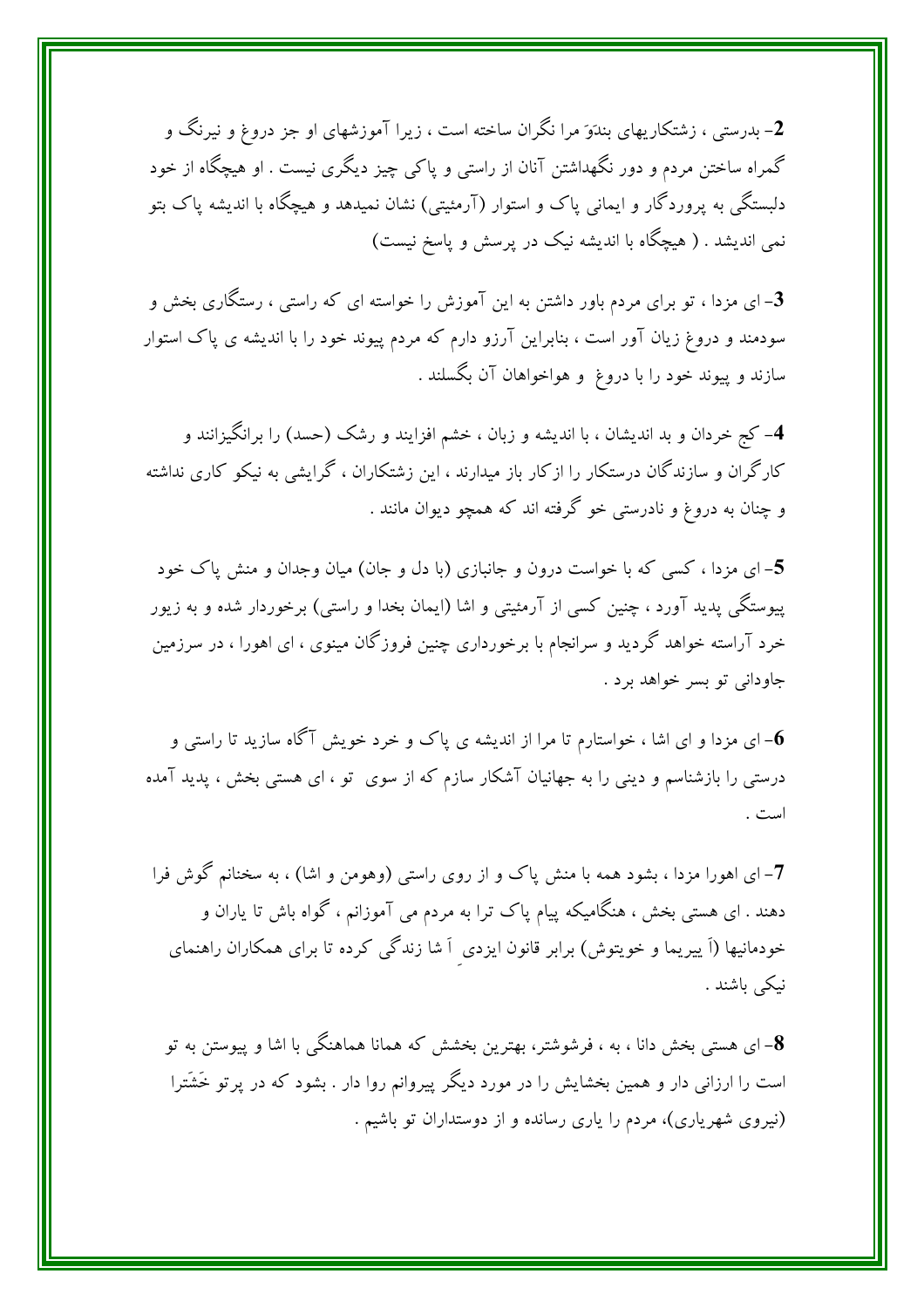**2**- بدرستی ، زشتکاریهای بندَوَ مرا نگران ساخته است ، زیرا آموزشهای او جز دروغ و نیرنگ و گمراه ساختن مردم و دور نگهداشتن آنان از راستی و پاکی چیز دیگری نیست . او هیچگاه از خود دلبستگی به پروردگار و ایمانی پاک و استوار (آرمئیتی) نشان نمیدهد و هیچگاه با اندیشه پاک بتو نمی اندیشد . ( هیچگاه با اندیشه نیک در پرسش و پاسخ نیست)

**3**- ای مزدا ، تو برای مردم باور داشتن به این آموزش را خواسته ای که راستی ، رستگاری بخش و سودمند و دروغ زیان آور است ، بنابراین آرزو دارم که مردم پیوند خود را با اندیشه ی پاک استوار سازند و پیوند خود را با دروغ و هواخواهان آن بگسلند .

**4**- کج خردان و بد اندیشان ، با اندیشه و زبان ، خشم افزایند و رشک (حسد) را برانگیزانند و کارگران و سازندگان درستکار را ازکار باز میدارند ، این زشتکاران ، گرایشی به نیکو کاری نداشته و چنان به دروغ و نادرستی خو گرفته اند که همچو دیوان مانند .

**5**- ای مزدا ، کسی که با خواست درون و جانبازی (با دل و جان) میان وجدان و منش پاک خود پیوستگی پدید آورد ، چنین کسی از آرمئیتی و اشا (ایمان بخدا و راستی) برخوردار شده و به زیور خرد آراسته خواهد گردید و سرانجام با برخورداری چنین فروزگان مینوی ، ای اهورا ، در سرزمین جاودانی تو بسر خواهد برد .

**6**- ای مزدا و ای اشا ، خواستارم تا مرا از اندیشه ی پاک و خرد خویش آگاه سازید تا راستی و درستی را بازشناسم و دینی را به جهانیان آشکار سازم که از سوی تو ، ای هستی بخش ، پدید آمده است .

**7**- ای اهورا مزدا ، بشود همه با منش پاک و از روی راستی (وهومن و اشا) ، به سخنانم گوش فرا دهند . ای هستی بخش ، هنگامیکه پیام پاک ترا به مردم می آموزانم ، گواه باش تا یاران و خودمانیها (اَ ییریما و خویتوش) برابر قانون ایزدیِ اَ شا زندگی کرده تا برای همکاران راهنمای نیکی باشند .

**8**- ای هستی بخش دانا ، به ، فرشوشتر، بهترین بخشش که همانا هماهنگی با اشا و پیوستن به تو است را ارزانی دار و همین بخشایش را در مورد دیگر پیروانم روا دار . بشود که در پرتو خَشَترا (نیروی شهریاری)، مردم را یاری رسانده و از دوستداران تو باشیم .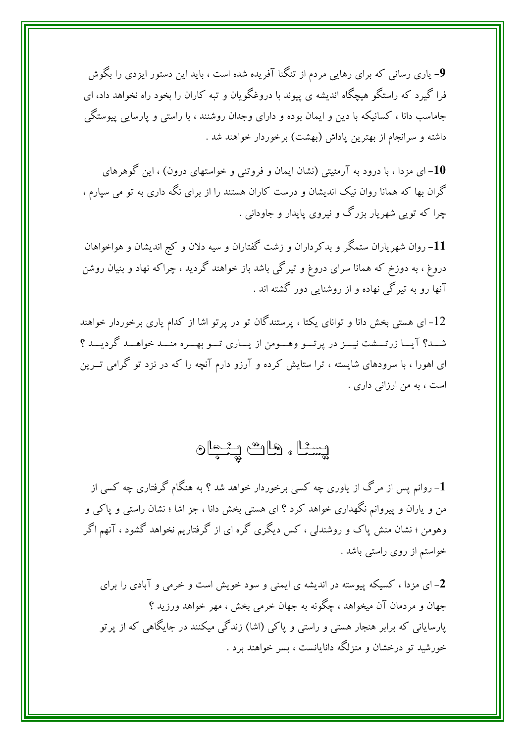**9**- یاری رسانی که برای رهایی مردم از تنگنا آفریده شده است ، باید این دستور ایزدی را بگوش فرا گیرد که راستگو هیچگاه اندیشه ی پیوند با دروغگویان و تبه کاران را بخود راه نخواهد داد، ای جاماسب دانا ، کسانیکه با دین و ایمان بوده و دارای وجدان روشنند ، با راستی و پارسایی پیوستگی داشته و سرانجام از بهترین پاداش (بهشت) برخوردار خواهند شد .

**10**- ای مزدا ، با درود به آرمئیتی (نشان ایمان و فروتنی و خواستهای درون) ، این گوهرهای گران بها که همانا روان نیک اندیشان و درست کاران هستند را از برای نگه داری به تو می سپارم ، چرا که تویی شهریار بزرگ و نیروی پایدار و جاودانی .

**11**- روان شهریاران ستمگر و بدکرداران و زشت گفتاران و سیه دلان و کج اندیشان و هواخواهان دروغ ، به دوزخ که همانا سرای دروغ و تیرگی باشد باز خواهند گردید ، چراکه نهاد و بنیان روشن آنها رو به تیرگی نهاده و از روشنایی دور گشته اند .

12- ای هستی بخش دانا و توانای یکتا ، پرستندگان تو در پرتو اشا از کدام یاری برخوردار خواهند شد؟ آیا زرتشت نیز در پرتو وهومن از یاری تو بهره مند خواهد گردید ؟ ای اهورا ، با سرودهای شایسته ، ترا ستایش کرده و آرزو دارم آنچه را که در نزد تو گرامی ترین است ، به من ارزانی داری .

# یسنا ، هات پنجاه

**1**- روانم پس از مرگ از یاوری چه کسی برخوردار خواهد شد ؟ به هنگام گرفتاری چه کسی از من و یاران و پیروانم نگهداری خواهد کرد ؟ ای هستی بخش دانا ، جز اشا ؛ نشان راستی و پاکی و وهومن ؛ نشان منش پاک و روشندلی ، کس دیگری گره ای از گرفتاریم نخواهد گشود ، آنهم اگر خواستم از روی راستی باشد .

**2**- ای مزدا ، کسیکه پیوسته در اندیشه ی ایمنی و سود خویش است و خرمی و آبادی را برای جهان و مردمان آن میخواهد ، چگونه به جهان خرمی بخش ، مهر خواهد ورزید ؟
پارسایانی که برابر هنجار هستی و راستی و پاکی (اشا) زندگی میکنند در جایگاهی که از پرتو خورشید تو درخشان و منزلگه دانایانست ، بسر خواهند برد .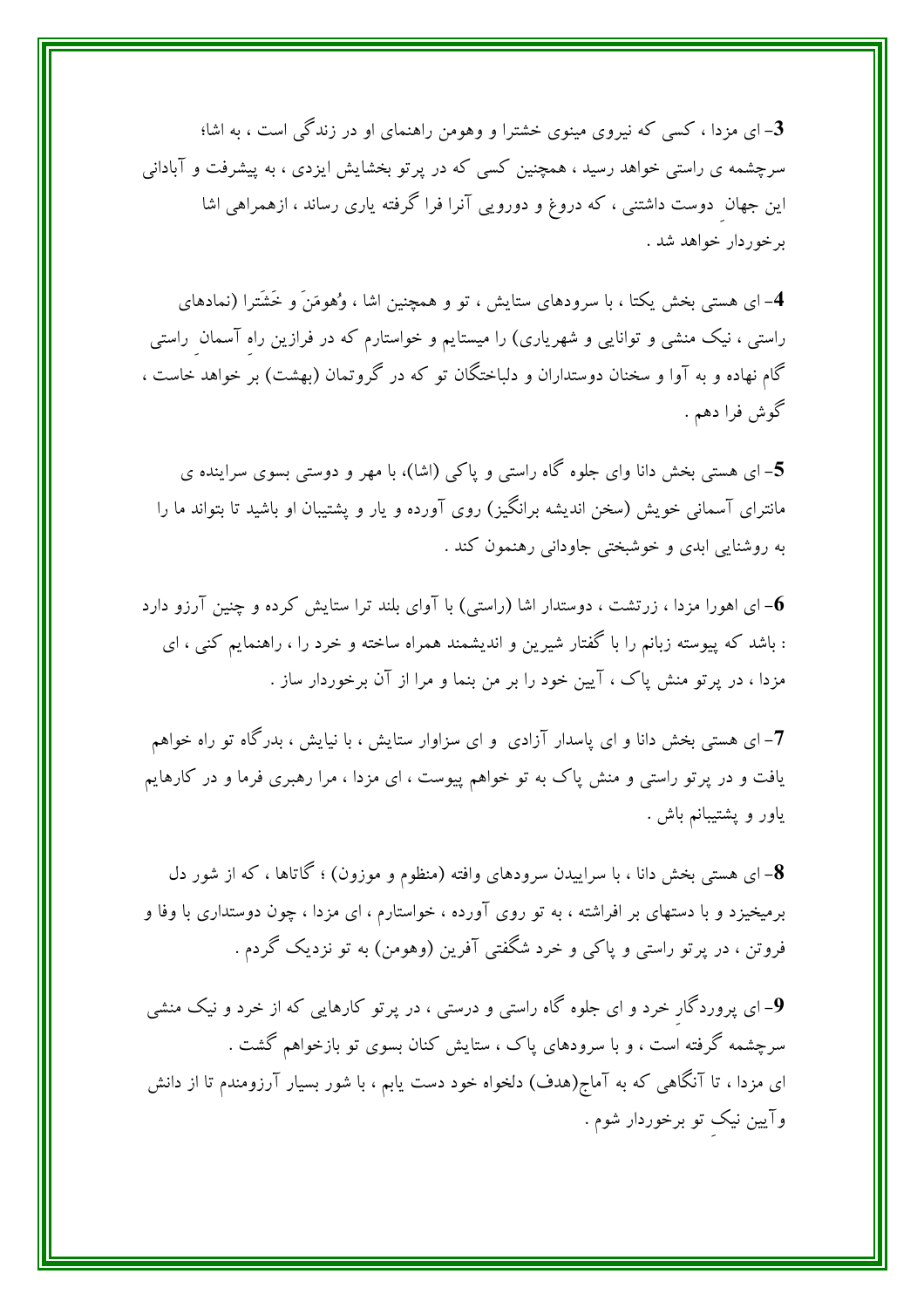**3**- ای مزدا ، کسی که نیروی مینوی خشترا و وهومن راهنمای او در زندگی است ، به اشا؛ سرچشمه ی راستی خواهد رسید ، همچنین کسی که در پرتو بخشایش ایزدی ، به پیشرفت و آبادانی این جهانِ دوست داشتنی ، که دروغ و دورویی آنرا فرا گرفته یاری رساند ، ازهمراهی اشا برخوردار خواهد شد .

**4**- ای هستی بخش یکتا ، با سرودهای ستایش ، تو و همچنین اشا ، وُهومَنَ و خَشَترا (نمادهای راستی ، نیک منشی و توانایی و شهریاری) را میستایم و خواستارم که در فرازین راهِ آسمانِ راستی گام نهاده و به آوا و سخنان دوستداران و دلباختگان تو که در گروتمان (بهشت) بر خواهد خاست ، گوش فرا دهم .

**5**- ای هستی بخش دانا وای جلوه گاه راستی و پاکی (اشا)، با مهر و دوستی بسوی سراینده ی مانترای آسمانی خویش (سخن اندیشه برانگیز) روی آورده و یار و پشتیبان او باشید تا بتواند ما را به روشنایی ابدی و خوشبختی جاودانی رهنمون کند .

**6**- ای اهورا مزدا ، زرتشت ، دوستدار اشا (راستی) با آوای بلند ترا ستایش کرده و چنین آرزو دارد : باشد که پیوسته زبانم را با گفتار شیرین و اندیشمند همراه ساخته و خرد را ، راهنمایم کنی ، ای مزدا ، در پرتو منش پاک ، آیین خود را بر من بنما و مرا از آن برخوردار ساز .

**7**- ای هستی بخش دانا و ای پاسدار آزادی و ای سزاوار ستایش ، با نیایش ، بدرگاه تو راه خواهم یافت و در پرتو راستی و منش پاک به تو خواهم پیوست ، ای مزدا ، مرا رهبری فرما و در کارهایم یاور و پشتیبانم باش .

**8**- ای هستی بخش دانا ، با سراییدن سرودهای وافته (منظوم و موزون) ؛ گاتاها ، که از شور دل برمیخیزد و با دستهای بر افراشته ، به تو روی آورده ، خواستارم ، ای مزدا ، چون دوستداری با وفا و فروتن ، در پرتو راستی و پاکی و خرد شگفتی آفرین (وهومن) به تو نزدیک گردم .

**9**- ای پروردگارِ خرد و ای جلوه گاه راستی و درستی ، در پرتو کارهایی که از خرد و نیک منشی سرچشمه گرفته است ، و با سرودهای پاک ، ستایش کنان بسوی تو بازخواهم گشت .
ای مزدا ، تا آنگاهی که به آماج(هدف) دلخواه خود دست یابم ، با شور بسیار آرزومندم تا از دانش وآیین نیکِ تو برخوردار شوم .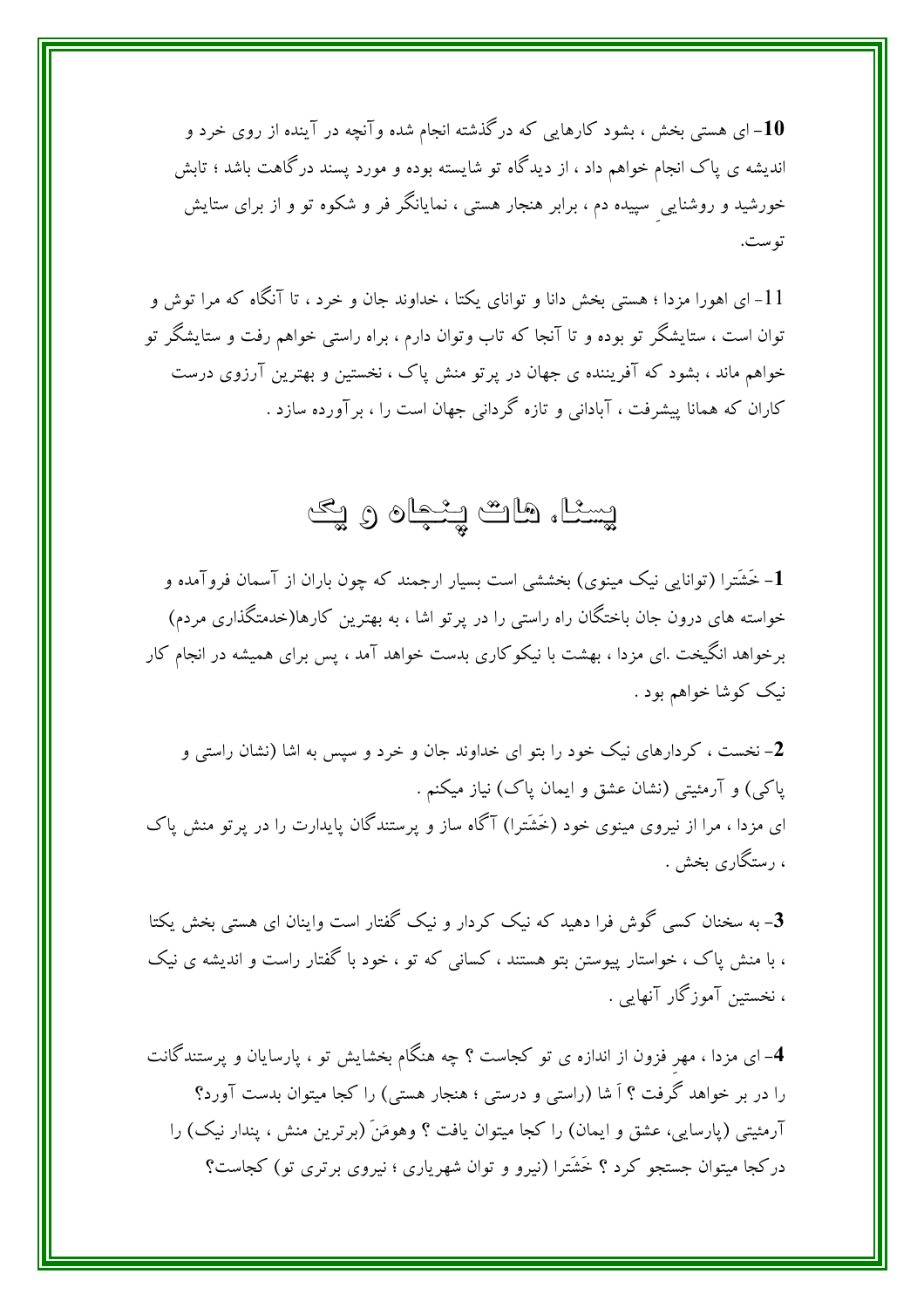**10**- ای هستی بخش ، بشود کارهایی که درگذشته انجام شده وآنچه در آینده از روی خرد و اندیشه ی پاک انجام خواهم داد ، از دیدگاه تو شایسته بوده و مورد پسند درگاهت باشد ؛ تابش خورشید و روشنایی ِ سپیده دم ، برابر هنجار هستی ، نمایانگر فر و شکوه تو و از برای ستایش توست.

11- ای اهورا مزدا ؛ هستی بخش دانا و توانای یکتا ، خداوند جان و خرد ، تا آنگاه که مرا توش و توان است ، ستایشگر تو بوده و تا آنجا که تاب وتوان دارم ، براه راستی خواهم رفت و ستایشگر تو خواهم ماند ، بشود که آفریننده ی جهان در پرتو منش پاک ، نخستین و بهترین آرزوی درست کاران که همانا پیشرفت ، آبادانی و تازه گردانی جهان است را ، برآورده سازد .

# یسنا، هات پنجاه و یک

**1**- خَشَترا (توانایی نیک مینوی) بخششی است بسیار ارجمند که چون باران از آسمان فروآمده و خواسته های درون جان باختگان راه راستی را در پرتو اشا ، به بهترین کارها(خدمتگذاری مردم) برخواهد انگیخت .ای مزدا ، بهشت با نیکوکاری بدست خواهد آمد ، پس برای همیشه در انجام کار نیک کوشا خواهم بود .

**2**- نخست ، کردارهای نیک خود را بتو ای خداوند جان و خرد و سپس به اشا (نشان راستی و پاکی) و آرمئیتی (نشان عشق و ایمان پاک) نیاز میکنم .
ای مزدا ، مرا از نیروی مینوی خود (خَشَترا) آگاه ساز و پرستندگان پایدارت را در پرتو منش پاک ، رستگاری بخش .

**3**- به سخنان کسی گوش فرا دهید که نیک کردار و نیک گفتار است واینان ای هستی بخش یکتا ، با منش پاک ، خواستار پیوستن بتو هستند ، کسانی که تو ، خود با گفتار راست و اندیشه ی نیک ، نخستین آموزگار آنهایی .

**4**- ای مزدا ، مهرِ فزون از اندازه ی تو کجاست ؟ چه هنگام بخشایش تو ، پارسایان و پرستندگانت را در بر خواهد گرفت ؟ اَ شا (راستی و درستی ؛ هنجار هستی) را کجا میتوان بدست آورد؟ آرمئیتی (پارسایی، عشق و ایمان) را کجا میتوان یافت ؟ وهومَنَ (برترین منش ، پندار نیک) را درکجا میتوان جستجو کرد ؟ خَشَترا (نیرو و توان شهریاری ؛ نیروی برتری تو) کجاست؟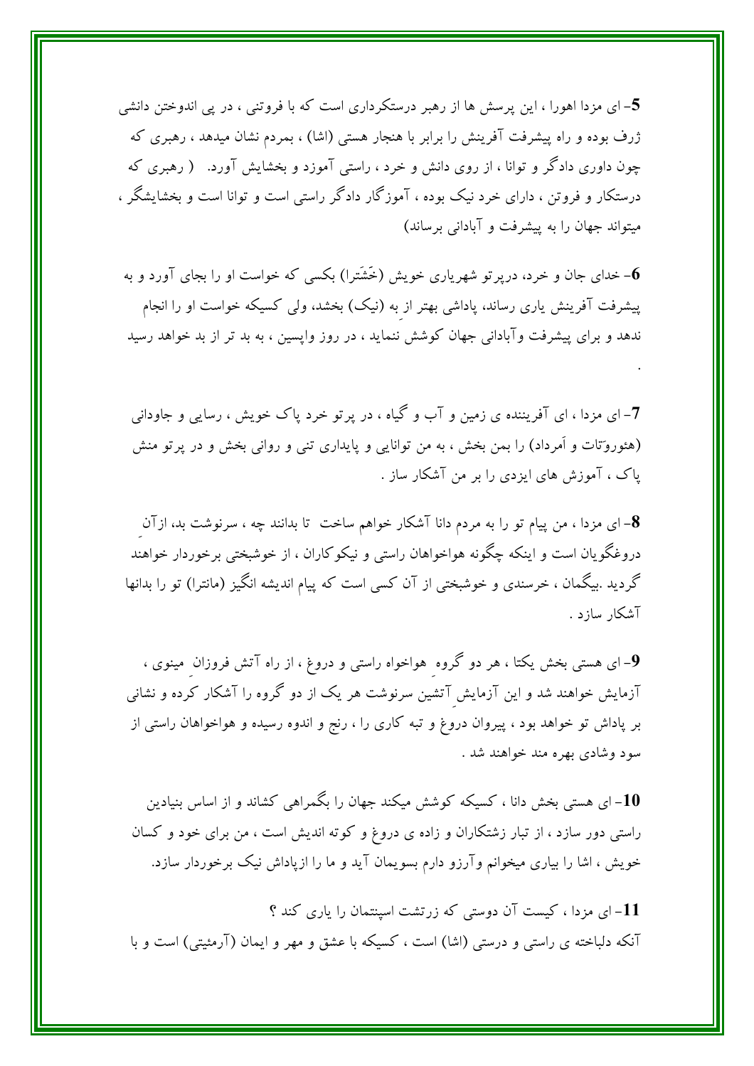**5**- ای مزدا اهورا ، این پرسش ها از رهبر درستکرداری است که با فروتنی ، در پی اندوختن دانشی ژرف بوده و راه پیشرفت آفرینش را برابر با هنجار هستی (اشا) ، بمردم نشان میدهد ، رهبری که چون داوری دادگر و توانا ، از روی دانش و خرد ، راستی آموزد و بخشایش آورد. ( رهبری که درستکار و فروتن ، دارای خرد نیک بوده ، آموزگار دادگر راستی است و توانا است و بخشایشگر ، میتواند جهان را به پیشرفت و آبادانی برساند)

**6**- خدای جان و خرد، درپرتو شهریاری خویش (خَشَترا) بکسی که خواست او را بجای آورد و به پیشرفت آفرینش یاری رساند، پاداشی بهتر از بهِ (نیک) بخشد، ولی کسیکه خواست او را انجام ندهد و برای پیشرفت وآبادانی جهان کوشش ننماید ، در روز واپسین ، به بد تر از بد خواهد رسید .

**7**- ای مزدا ، ای آفریننده ی زمین و آب و گیاه ، در پرتو خرد پاک خویش ، رسایی و جاودانی (هئوروَتات و اَمرداد) را بمن بخش ، به من توانایی و پایداری تنی و روانی بخش و در پرتو منش پاک ، آموزش های ایزدی را بر من آشکار ساز .

**8**- ای مزدا ، من پیام تو را به مردم دانا آشکار خواهم ساخت تا بدانند چه ، سرنوشت بد، ازآنِ دروغگویان است و اینکه چگونه هواخواهان راستی و نیکوکاران ، از خوشبختی برخوردار خواهند گردید .بیگمان ، خرسندی و خوشبختی از آن کسی است که پیام اندیشه انگیز (مانترا) تو را بدانها آشکار سازد .

**9**- ای هستی بخش یکتا ، هر دو گروهِ هواخواه راستی و دروغ ، از راه آتش فروزانِ مینوی ، آزمایش خواهند شد و این آزمایشِ آتشین سرنوشت هر یک از دو گروه را آشکار کرده و نشانی بر پاداش تو خواهد بود ، پیروان دروغ و تبه کاری را ، رنج و اندوه رسیده و هواخواهان راستی از سود وشادی بهره مند خواهند شد .

**10**- ای هستی بخش دانا ، کسیکه کوشش میکند جهان را بگمراهی کشاند و از اساس بنیادین راستی دور سازد ، از تبار زشتکاران و زاده ی دروغ و کوته اندیش است ، من برای خود و کسان خویش ، اشا را بیاری میخوانم وآرزو دارم بسویمان آید و ما را ازپاداش نیک برخوردار سازد.

**11**- ای مزدا ، کیست آن دوستی که زرتشت اسپنتمان را یاری کند ؟
آنکه دلباخته ی راستی و درستی (اشا) است ، کسیکه با عشق و مهر و ایمان (آرمئیتی) است و با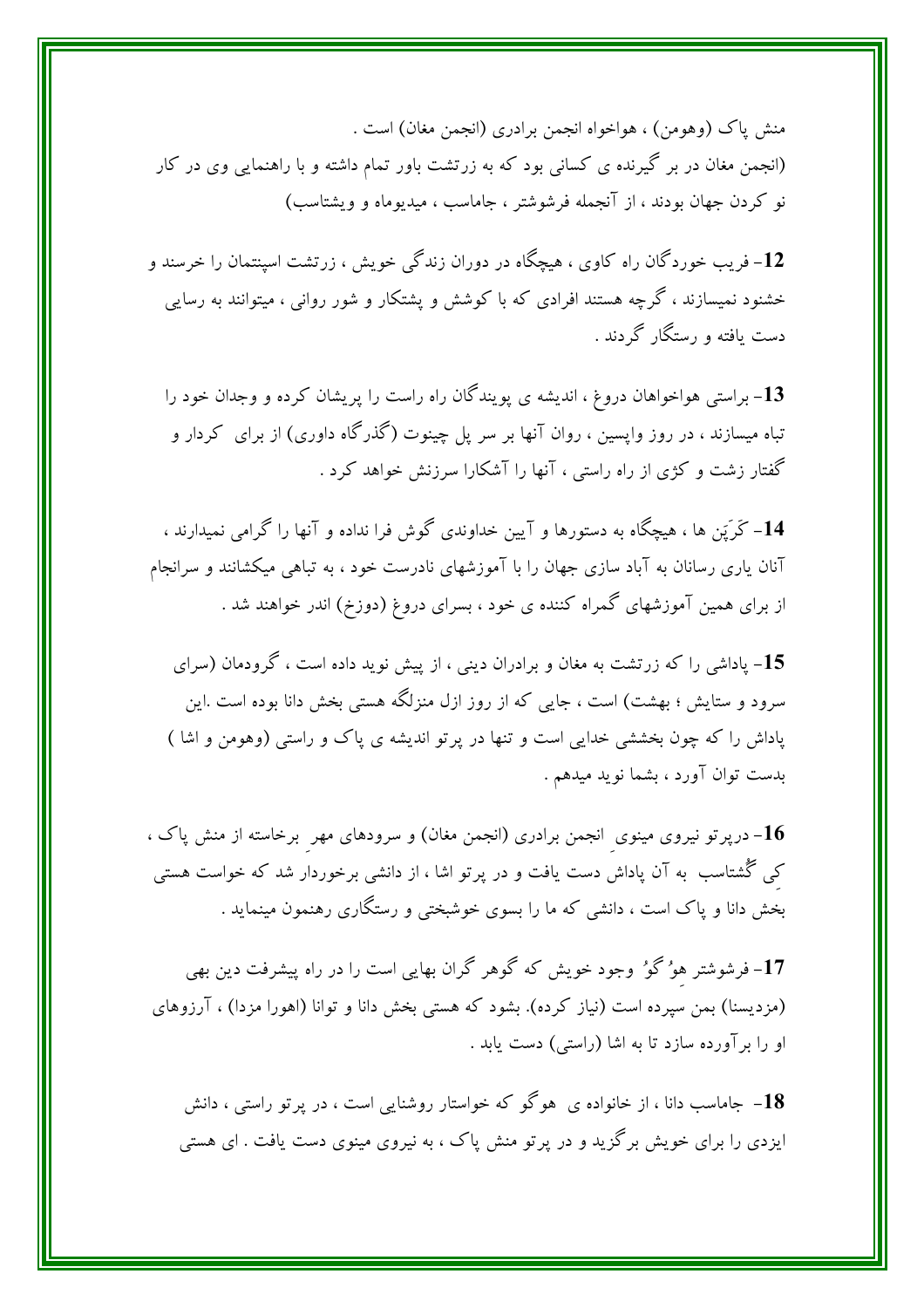منش پاک (وهومن) ، هواخواه انجمن برادری (انجمن مغان) است .
(انجمن مغان در بر گیرنده ی کسانی بود که به زرتشت باور تمام داشته و با راهنمایی وی در کار نو کردن جهان بودند ، از آنجمله فرشوشتر ، جاماسب ، میدیوماه و ویشتاسب)

**12**- فریب خوردگان راه کاوی ، هیچگاه در دوران زندگی خویش ، زرتشت اسپنتمان را خرسند و خشنود نمیسازند ، گرچه هستند افرادی که با کوشش و پشتکار و شور روانی ، میتوانند به رسایی دست یافته و رستگار گردند .

**13**- براستی هواخواهان دروغ ، اندیشه ی پویندگان راه راست را پریشان کرده و وجدان خود را تباه میسازند ، در روز واپسین ، روان آنها بر سر پل چینوت (گذرگاه داوری) از برای کردار و گفتار زشت و کژی از راه راستی ، آنها را آشکارا سرزنش خواهد کرد .

**14**- کَرَپَن ها ، هیچگاه به دستورها و آیین خداوندی گوش فرا نداده و آنها را گرامی نمیدارند ، آنان یاری رسانان به آباد سازی جهان را با آموزشهای نادرست خود ، به تباهی میکشانند و سرانجام از برای همین آموزشهای گمراه کننده ی خود ، بسرای دروغ (دوزخ) اندر خواهند شد .

**15**- پاداشی را که زرتشت به مغان و برادران دینی ، از پیش نوید داده است ، گرودمان (سرای سرود و ستایش ؛ بهشت) است ، جایی که از روز ازل منزلگه هستی بخش دانا بوده است .این پاداش را که چون بخششی خدایی است و تنها در پرتو اندیشه ی پاک و راستی (وهومن و اشا ) بدست توان آورد ، بشما نوید میدهم .

**16**- درپرتو نیروی مینویِ انجمن برادری (انجمن مغان) و سرودهای مهرِ برخاسته از منش پاک ، کِی گُشتاسب به آن پاداش دست یافت و در پرتو اشا ، از دانشی برخوردار شد که خواست هستی بخش دانا و پاک است ، دانشی که ما را بسوی خوشبختی و رستگاری رهنمون مینماید .

**17**- فرشوشتر هوُ گوُ وجود خویش که گوهر گران بهایی است را در راه پیشرفت دین بهی (مزدیسنا) بمن سپرده است (نیاز کرده). بشود که هستی بخش دانا و توانا (اهورا مزدا) ، آرزوهای او را برآورده سازد تا به اشا (راستی) دست یابد .

**18**- جاماسب دانا ، از خانواده ی هوگو که خواستار روشنایی است ، در پرتو راستی ، دانش ایزدی را برای خویش برگزید و در پرتو منش پاک ، به نیروی مینوی دست یافت . ای هستی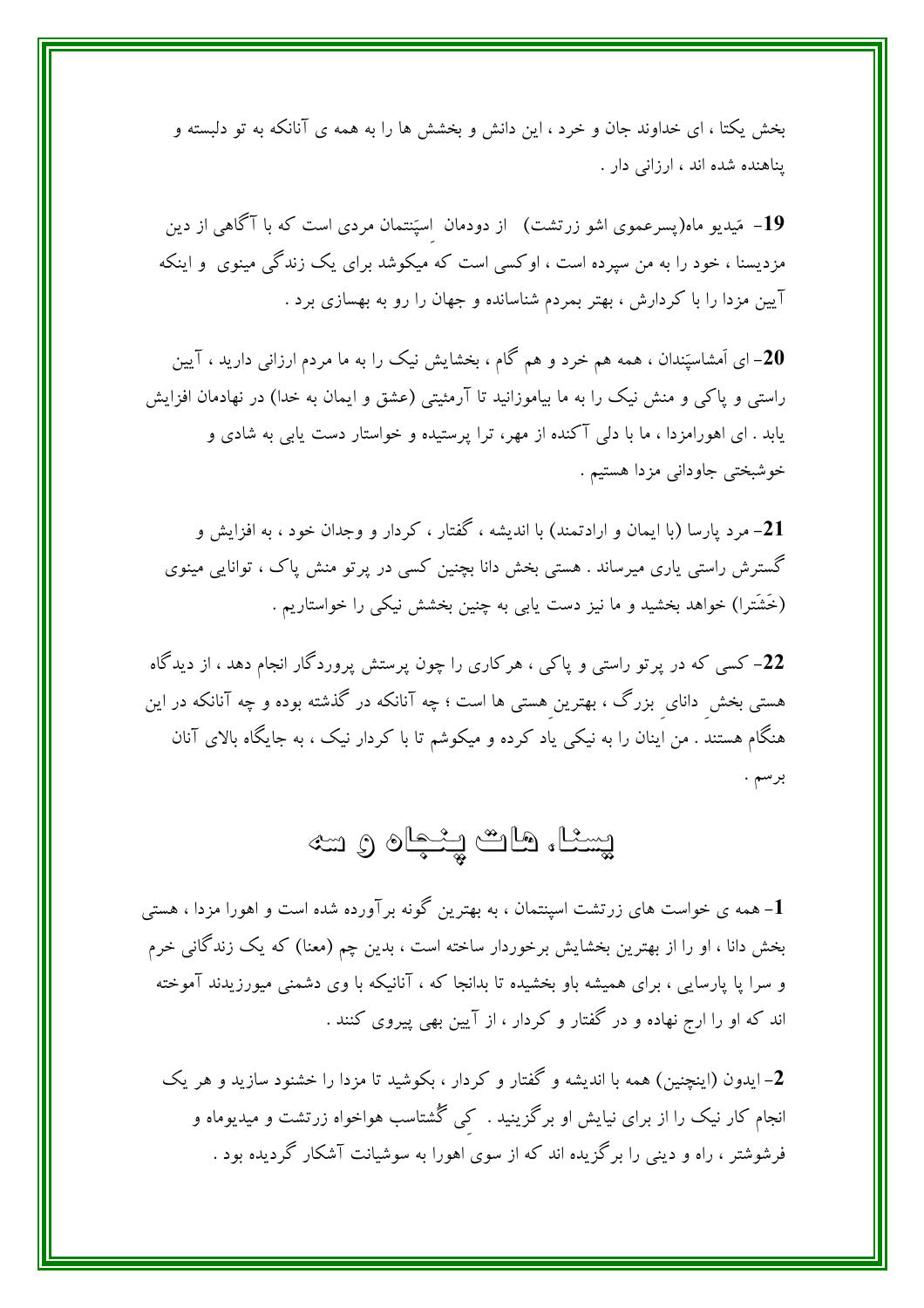بخش یکتا ، ای خداوند جان و خرد ، این دانش و بخشش ها را به همه ی آنانکه به تو دلبسته و پناهنده شده اند ، ارزانی دار .

**19**- مَیدیو ماه(پسرعموی اشو زرتشت) از دودمان اِسپَنتمان مردی است که با آگاهی از دین مزدیسنا ، خود را به من سپرده است ، اوکسی است که میکوشد برای یک زندگی مینوی و اینکه آیین مزدا را با کردارش ، بهتر بمردم شناسانده و جهان را رو به بهسازی برد .

**20**- ای اَمشاسپَندان ، همه هم خرد و هم گام ، بخشایش نیک را به ما مردم ارزانی دارید ، آیین راستی و پاکی و منش نیک را به ما بیاموزانید تا آرمئیتی (عشق و ایمان به خدا) در نهادمان افزایش یابد . ای اهورامزدا ، ما با دلی آکنده از مهر، ترا پرستیده و خواستار دست یابی به شادی و خوشبختی جاودانی مزدا هستیم .

**21**- مرد پارسا (با ایمان و ارادتمند) با اندیشه ، گفتار ، کردار و وجدان خود ، به افزایش و گسترش راستی یاری میرساند . هستی بخش دانا بچنین کسی در پرتو منش پاک ، توانایی مینوی (خَشَترا) خواهد بخشید و ما نیز دست یابی به چنین بخشش نیکی را خواستاریم .

**22**- کسی که در پرتو راستی و پاکی ، هرکاری را چون پرستش پروردگار انجام دهد ، از دیدگاه هستی بخشِ دانای بزرگ ، بهترینِ هستی ها است ؛ چه آنانکه در گذشته بوده و چه آنانکه در این هنگام هستند . من اینان را به نیکی یاد کرده و میکوشم تا با کردار نیک ، به جایگاه بالای آنان برسم .

## یسنا، هات پنجاه و سه

**1**- همه ی خواست های زرتشت اسپنتمان ، به بهترین گونه برآورده شده است و اهورا مزدا ، هستی بخش دانا ، او را از بهترین بخشایش برخوردار ساخته است ، بدین چم (معنا) که یک زندگانی خرم و سرا پا پارسایی ، برای همیشه باو بخشیده تا بدانجا که ، آنانیکه با وی دشمنی میورزیدند آموخته اند که او را ارج نهاده و در گفتار و کردار ، از آیین بهی پیروی کنند .

**2**- ایدون (اینچنین) همه با اندیشه و گفتار و کردار ، بکوشید تا مزدا را خشنود سازید و هر یک انجام کار نیک را از برای نیایش او برگزینید . کِی گُشتاسب هواخواه زرتشت و میدیوماه و فرشوشتر ، راه و دینی را برگزیده اند که از سوی اهورا به سوشیانت آشکار گردیده بود .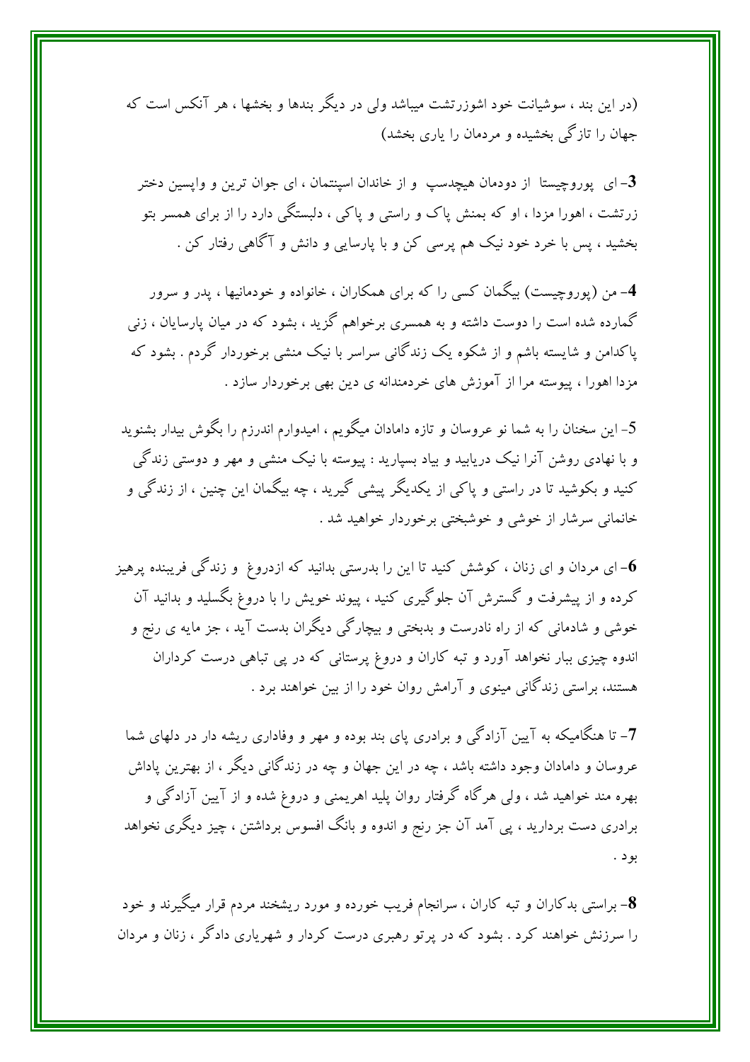(در این بند ، سوشیانت خود اشوزرتشت میباشد ولی در دیگر بندها و بخشها ، هر آنکس است که جهان را تازگی بخشیده و مردمان را یاری بخشد)

**3**- ای پوروچیستا از دودمان هیچدسپ و از خاندان اسپنتمان ، ای جوان ترین و واپسین دختر زرتشت ، اهورا مزدا ، او که بمنش پاک و راستی و پاکی ، دلبستگی دارد را از برای همسر بتو بخشید ، پس با خرد خود نیک هم پرسی کن و با پارسایی و دانش و آگاهی رفتار کن .

**4**- من (پوروچیست) بیگمان کسی را که برای همکاران ، خانواده و خودمانیها ، پدر و سرور گمارده شده است را دوست داشته و به همسری برخواهم گزید ، بشود که در میان پارسایان ، زنی پاکدامن و شایسته باشم و از شکوه یک زندگانی سراسر با نیک منشی برخوردار گردم . بشود که مزدا اهورا ، پیوسته مرا از آموزش های خردمندانه ی دین بهی برخوردار سازد .

5- این سخنان را به شما نو عروسان و تازه دامادان میگویم ، امیدوارم اندرزم را بگوش بیدار بشنوید و با نهادی روشن آنرا نیک دریابید و بیاد بسپارید : پیوسته با نیک منشی و مهر و دوستی زندگی کنید و بکوشید تا در راستی و پاکی از یکدیگر پیشی گیرید ، چه بیگمان این چنین ، از زندگی و خانمانی سرشار از خوشی و خوشبختی برخوردار خواهید شد .

**6**- ای مردان و ای زنان ، کوشش کنید تا این را بدرستی بدانید که ازدروغ و زندگی فریبنده پرهیز کرده و از پیشرفت و گسترش آن جلوگیری کنید ، پیوند خویش را با دروغ بگسلید و بدانید آن خوشی و شادمانی که از راه نادرست و بدبختی و بیچارگی دیگران بدست آید ، جز مایه ی رنج و اندوه چیزی ببار نخواهد آورد و تبه کاران و دروغ پرستانی که در پی تباهی درست کرداران هستند، براستی زندگانی مینوی و آرامش روان خود را از بین خواهند برد .

**7**- تا هنگامیکه به آیین آزادگی و برادری پای بند بوده و مهر و وفاداری ریشه دار در دلهای شما عروسان و دامادان وجود داشته باشد ، چه در این جهان و چه در زندگانی دیگر ، از بهترین پاداش بهره مند خواهید شد ، ولی هرگاه گرفتار روان پلید اهریمنی و دروغ شده و از آیین آزادگی و برادری دست بردارید ، پی آمد آن جز رنج و اندوه و بانگ افسوس برداشتن ، چیز دیگری نخواهد بود .

**8**- براستی بدکاران و تبه کاران ، سرانجام فریب خورده و مورد ریشخند مردم قرار میگیرند و خود را سرزنش خواهند کرد . بشود که در پرتو رهبری درست کردار و شهریاری دادگر ، زنان و مردان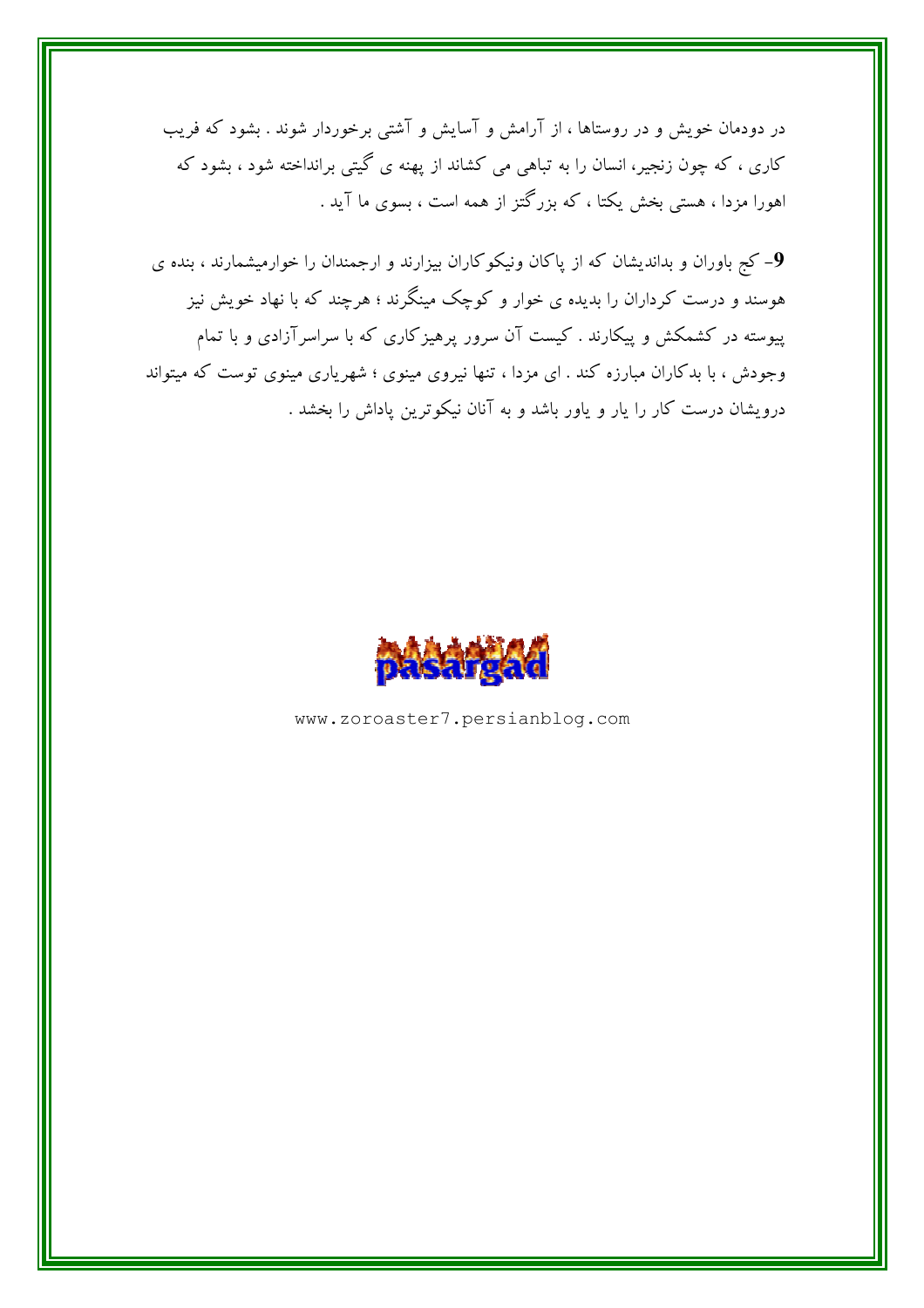در دودمان خویش و در روستاها ، از آرامش و آسایش و آشتی برخوردار شوند . بشود که فریب کاری ، که چون زنجیر، انسان را به تباهی می کشاند از پهنه ی گیتی برانداخته شود ، بشود که اهورا مزدا ، هستی بخش یکتا ، که بزرگتز از همه است ، بسوی ما آید .

**9**- کج باوران و بداندیشان که از پاکان ونیکوکاران بیزارند و ارجمندان را خوارمیشمارند ، بنده ی هوسند و درست کرداران را بدیده ی خوار و کوچک مینگرند ؛ هرچند که با نهاد خویش نیز پیوسته در کشمکش و پیکارند . کیست آن سرور پرهیزکاری که با سراسرآزادی و با تمام وجودش ، با بدکاران مبارزه کند . ای مزدا ، تنها نیروی مینوی ؛ شهریاری مینوی توست که میتواند درویشان درست کار را یار و یاور باشد و به آنان نیکوترین پاداش را بخشد .

pasargad

www.zoroaster7.persianblog.com